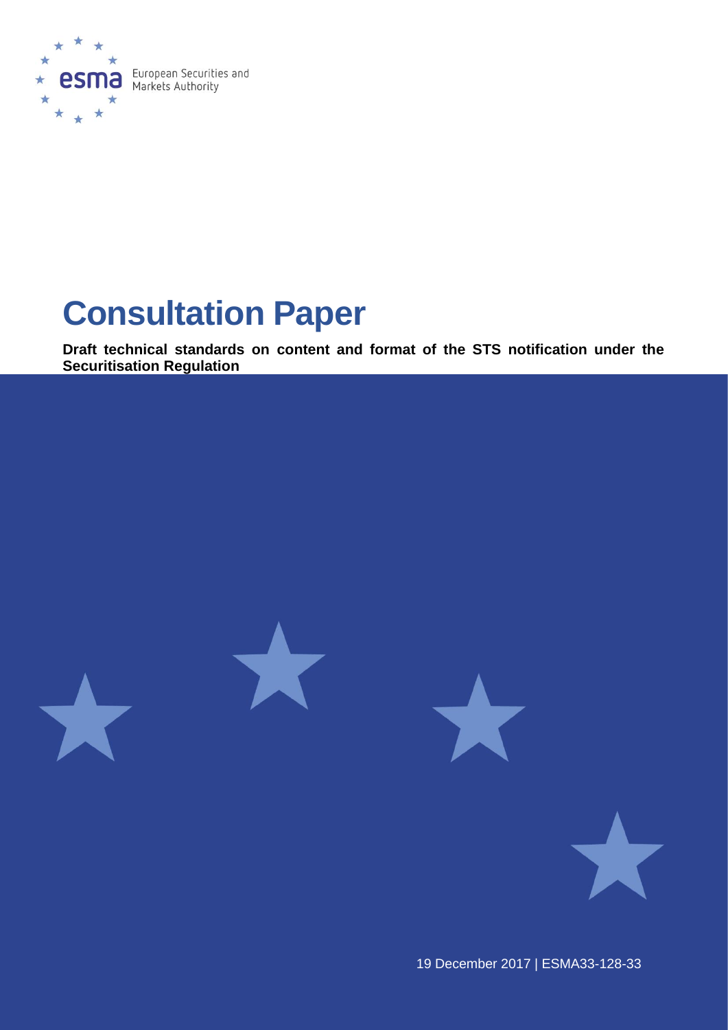European Securities and Markets Authority

# Consultation Paper

**Draft technical standards on content and format of the STS notification under the Securitisation Regulation**

19 December 2017 | ESMA33-128-33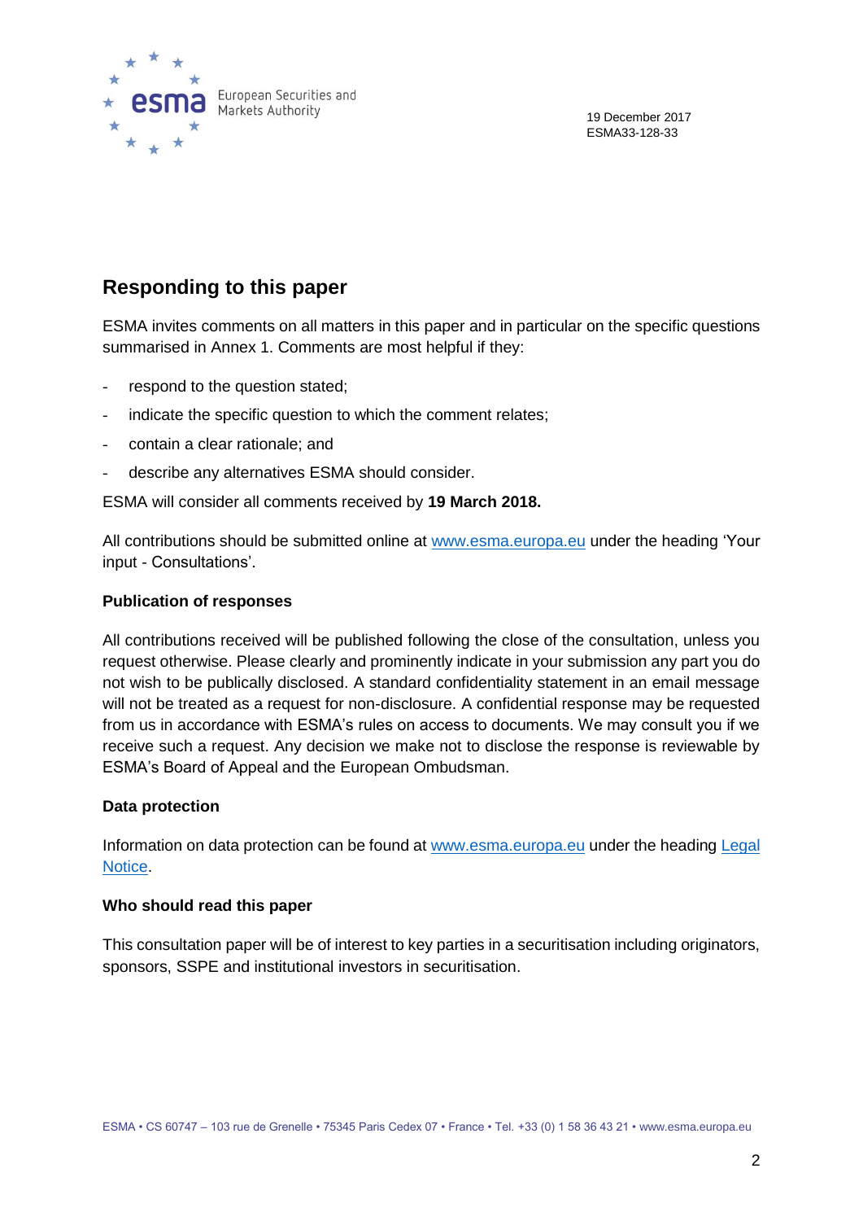19 December 2017
ESMA33-128-33

## Responding to this paper

ESMA invites comments on all matters in this paper and in particular on the specific questions summarised in Annex 1. Comments are most helpful if they:

- respond to the question stated;
- indicate the specific question to which the comment relates;
- contain a clear rationale; and
- describe any alternatives ESMA should consider.

ESMA will consider all comments received by **19 March 2018.**

All contributions should be submitted online at www.esma.europa.eu under the heading 'Your input - Consultations'.

**Publication of responses**

All contributions received will be published following the close of the consultation, unless you request otherwise. Please clearly and prominently indicate in your submission any part you do not wish to be publically disclosed. A standard confidentiality statement in an email message will not be treated as a request for non-disclosure. A confidential response may be requested from us in accordance with ESMA's rules on access to documents. We may consult you if we receive such a request. Any decision we make not to disclose the response is reviewable by ESMA's Board of Appeal and the European Ombudsman.

**Data protection**

Information on data protection can be found at www.esma.europa.eu under the heading Legal Notice.

**Who should read this paper**

This consultation paper will be of interest to key parties in a securitisation including originators, sponsors, SSPE and institutional investors in securitisation.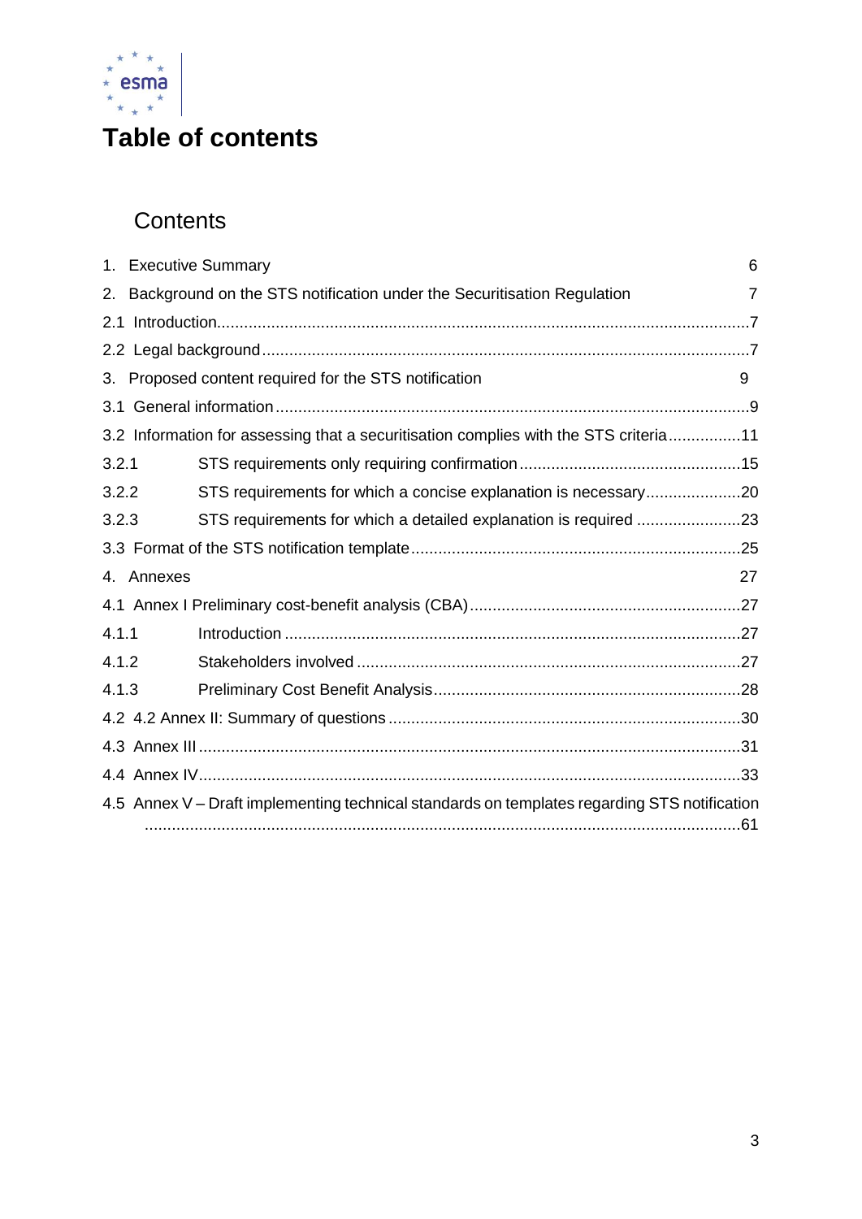# Table of contents

## Contents

1. Executive Summary 6
2. Background on the STS notification under the Securitisation Regulation 7

2.1 Introduction.....7

2.2 Legal background.....7

3. Proposed content required for the STS notification 9

3.1 General information.....9

3.2 Information for assessing that a securitisation complies with the STS criteria.....11

3.2.1 STS requirements only requiring confirmation.....15

3.2.2 STS requirements for which a concise explanation is necessary.....20

3.2.3 STS requirements for which a detailed explanation is required.....23

3.3 Format of the STS notification template.....25

4. Annexes 27

4.1 Annex I Preliminary cost-benefit analysis (CBA).....27

4.1.1 Introduction.....27

4.1.2 Stakeholders involved.....27

4.1.3 Preliminary Cost Benefit Analysis.....28

4.2 4.2 Annex II: Summary of questions.....30

4.3 Annex III.....31

4.4 Annex IV.....33

4.5 Annex V – Draft implementing technical standards on templates regarding STS notification.....61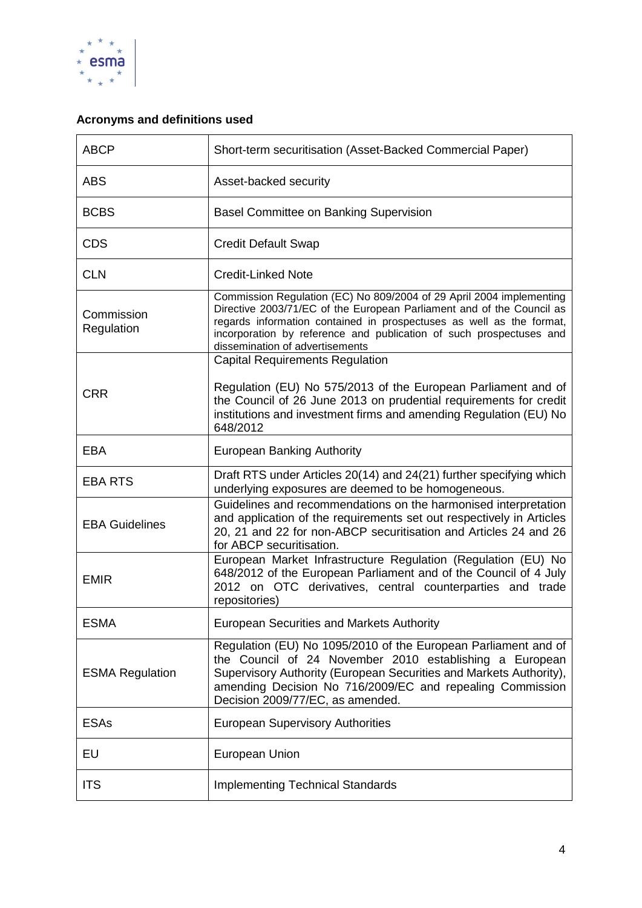**Acronyms and definitions used**

| | |
|---|---|
| ABCP | Short-term securitisation (Asset-Backed Commercial Paper) |
| ABS | Asset-backed security |
| BCBS | Basel Committee on Banking Supervision |
| CDS | Credit Default Swap |
| CLN | Credit-Linked Note |
| Commission Regulation | Commission Regulation (EC) No 809/2004 of 29 April 2004 implementing Directive 2003/71/EC of the European Parliament and of the Council as regards information contained in prospectuses as well as the format, incorporation by reference and publication of such prospectuses and dissemination of advertisements |
| CRR | Capital Requirements Regulation<br><br>Regulation (EU) No 575/2013 of the European Parliament and of the Council of 26 June 2013 on prudential requirements for credit institutions and investment firms and amending Regulation (EU) No 648/2012 |
| EBA | European Banking Authority |
| EBA RTS | Draft RTS under Articles 20(14) and 24(21) further specifying which underlying exposures are deemed to be homogeneous. |
| EBA Guidelines | Guidelines and recommendations on the harmonised interpretation and application of the requirements set out respectively in Articles 20, 21 and 22 for non-ABCP securitisation and Articles 24 and 26 for ABCP securitisation. |
| EMIR | European Market Infrastructure Regulation (Regulation (EU) No 648/2012 of the European Parliament and of the Council of 4 July 2012 on OTC derivatives, central counterparties and trade repositories) |
| ESMA | European Securities and Markets Authority |
| ESMA Regulation | Regulation (EU) No 1095/2010 of the European Parliament and of the Council of 24 November 2010 establishing a European Supervisory Authority (European Securities and Markets Authority), amending Decision No 716/2009/EC and repealing Commission Decision 2009/77/EC, as amended. |
| ESAs | European Supervisory Authorities |
| EU | European Union |
| ITS | Implementing Technical Standards |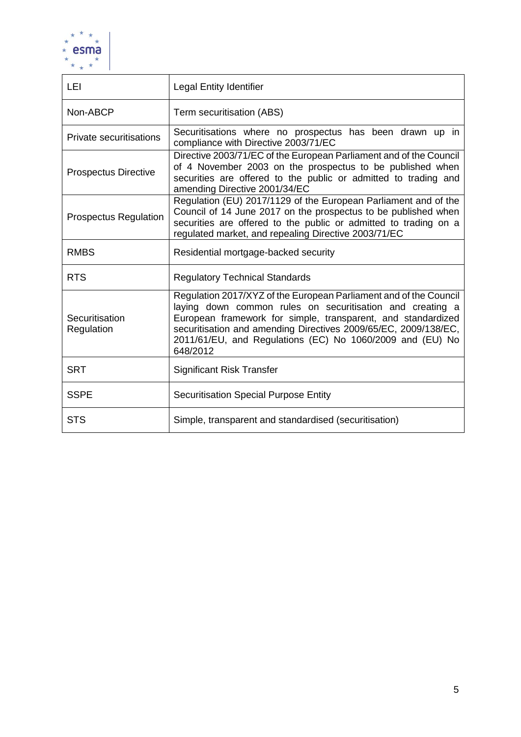| | |
|---|---|
| LEI | Legal Entity Identifier |
| Non-ABCP | Term securitisation (ABS) |
| Private securitisations | Securitisations where no prospectus has been drawn up in compliance with Directive 2003/71/EC |
| Prospectus Directive | Directive 2003/71/EC of the European Parliament and of the Council of 4 November 2003 on the prospectus to be published when securities are offered to the public or admitted to trading and amending Directive 2001/34/EC |
| Prospectus Regulation | Regulation (EU) 2017/1129 of the European Parliament and of the Council of 14 June 2017 on the prospectus to be published when securities are offered to the public or admitted to trading on a regulated market, and repealing Directive 2003/71/EC |
| RMBS | Residential mortgage-backed security |
| RTS | Regulatory Technical Standards |
| Securitisation Regulation | Regulation 2017/XYZ of the European Parliament and of the Council laying down common rules on securitisation and creating a European framework for simple, transparent, and standardized securitisation and amending Directives 2009/65/EC, 2009/138/EC, 2011/61/EU, and Regulations (EC) No 1060/2009 and (EU) No 648/2012 |
| SRT | Significant Risk Transfer |
| SSPE | Securitisation Special Purpose Entity |
| STS | Simple, transparent and standardised (securitisation) |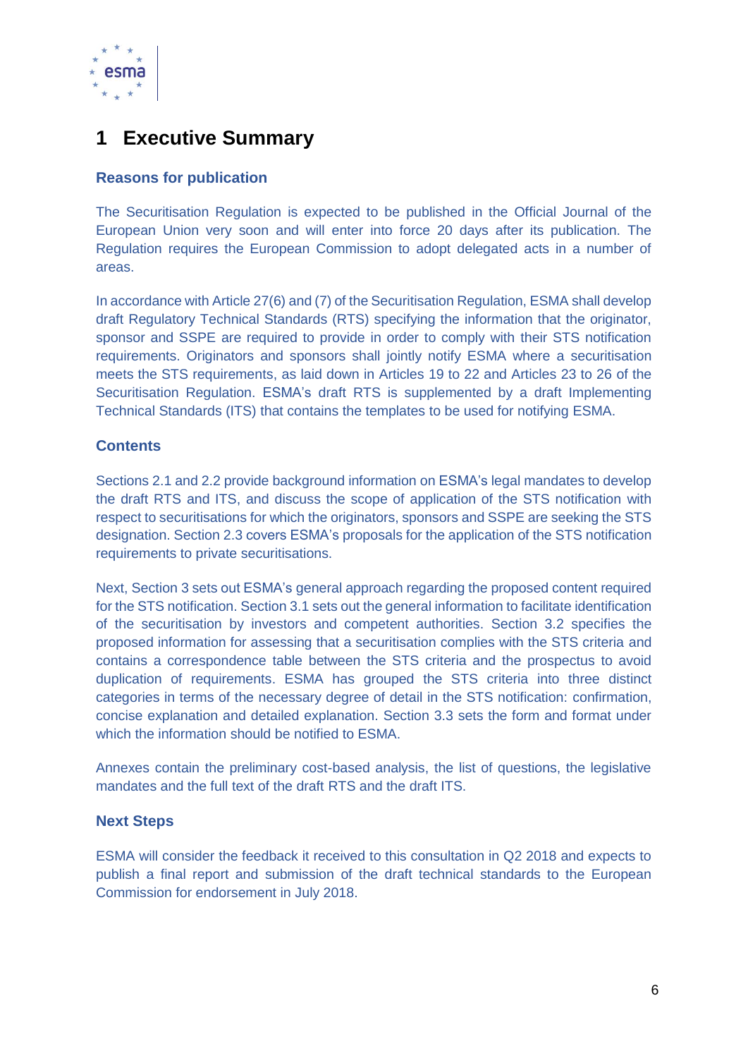# 1 Executive Summary

### Reasons for publication

The Securitisation Regulation is expected to be published in the Official Journal of the European Union very soon and will enter into force 20 days after its publication. The Regulation requires the European Commission to adopt delegated acts in a number of areas.

In accordance with Article 27(6) and (7) of the Securitisation Regulation, ESMA shall develop draft Regulatory Technical Standards (RTS) specifying the information that the originator, sponsor and SSPE are required to provide in order to comply with their STS notification requirements. Originators and sponsors shall jointly notify ESMA where a securitisation meets the STS requirements, as laid down in Articles 19 to 22 and Articles 23 to 26 of the Securitisation Regulation. ESMA's draft RTS is supplemented by a draft Implementing Technical Standards (ITS) that contains the templates to be used for notifying ESMA.

### Contents

Sections 2.1 and 2.2 provide background information on ESMA's legal mandates to develop the draft RTS and ITS, and discuss the scope of application of the STS notification with respect to securitisations for which the originators, sponsors and SSPE are seeking the STS designation. Section 2.3 covers ESMA's proposals for the application of the STS notification requirements to private securitisations.

Next, Section 3 sets out ESMA's general approach regarding the proposed content required for the STS notification. Section 3.1 sets out the general information to facilitate identification of the securitisation by investors and competent authorities. Section 3.2 specifies the proposed information for assessing that a securitisation complies with the STS criteria and contains a correspondence table between the STS criteria and the prospectus to avoid duplication of requirements. ESMA has grouped the STS criteria into three distinct categories in terms of the necessary degree of detail in the STS notification: confirmation, concise explanation and detailed explanation. Section 3.3 sets the form and format under which the information should be notified to ESMA.

Annexes contain the preliminary cost-based analysis, the list of questions, the legislative mandates and the full text of the draft RTS and the draft ITS.

### Next Steps

ESMA will consider the feedback it received to this consultation in Q2 2018 and expects to publish a final report and submission of the draft technical standards to the European Commission for endorsement in July 2018.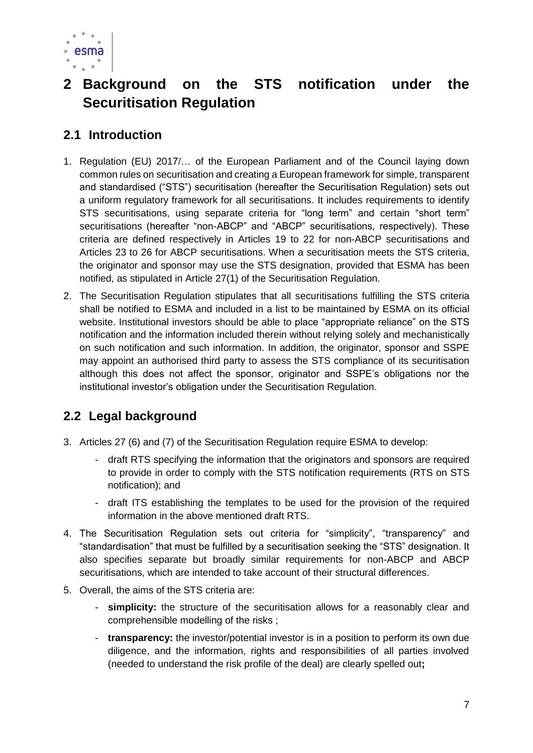# 2 Background on the STS notification under the Securitisation Regulation

## 2.1 Introduction

1. Regulation (EU) 2017/… of the European Parliament and of the Council laying down common rules on securitisation and creating a European framework for simple, transparent and standardised ("STS") securitisation (hereafter the Securitisation Regulation) sets out a uniform regulatory framework for all securitisations. It includes requirements to identify STS securitisations, using separate criteria for "long term" and certain "short term" securitisations (hereafter "non-ABCP" and "ABCP" securitisations, respectively). These criteria are defined respectively in Articles 19 to 22 for non-ABCP securitisations and Articles 23 to 26 for ABCP securitisations. When a securitisation meets the STS criteria, the originator and sponsor may use the STS designation, provided that ESMA has been notified, as stipulated in Article 27(1) of the Securitisation Regulation.

2. The Securitisation Regulation stipulates that all securitisations fulfilling the STS criteria shall be notified to ESMA and included in a list to be maintained by ESMA on its official website. Institutional investors should be able to place "appropriate reliance" on the STS notification and the information included therein without relying solely and mechanistically on such notification and such information. In addition, the originator, sponsor and SSPE may appoint an authorised third party to assess the STS compliance of its securitisation although this does not affect the sponsor, originator and SSPE's obligations nor the institutional investor's obligation under the Securitisation Regulation.

## 2.2 Legal background

3. Articles 27 (6) and (7) of the Securitisation Regulation require ESMA to develop:
   - draft RTS specifying the information that the originators and sponsors are required to provide in order to comply with the STS notification requirements (RTS on STS notification); and
   - draft ITS establishing the templates to be used for the provision of the required information in the above mentioned draft RTS.

4. The Securitisation Regulation sets out criteria for "simplicity", "transparency" and "standardisation" that must be fulfilled by a securitisation seeking the "STS" designation. It also specifies separate but broadly similar requirements for non-ABCP and ABCP securitisations, which are intended to take account of their structural differences.

5. Overall, the aims of the STS criteria are:
   - **simplicity:** the structure of the securitisation allows for a reasonably clear and comprehensible modelling of the risks ;
   - **transparency:** the investor/potential investor is in a position to perform its own due diligence, and the information, rights and responsibilities of all parties involved (needed to understand the risk profile of the deal) are clearly spelled out**;**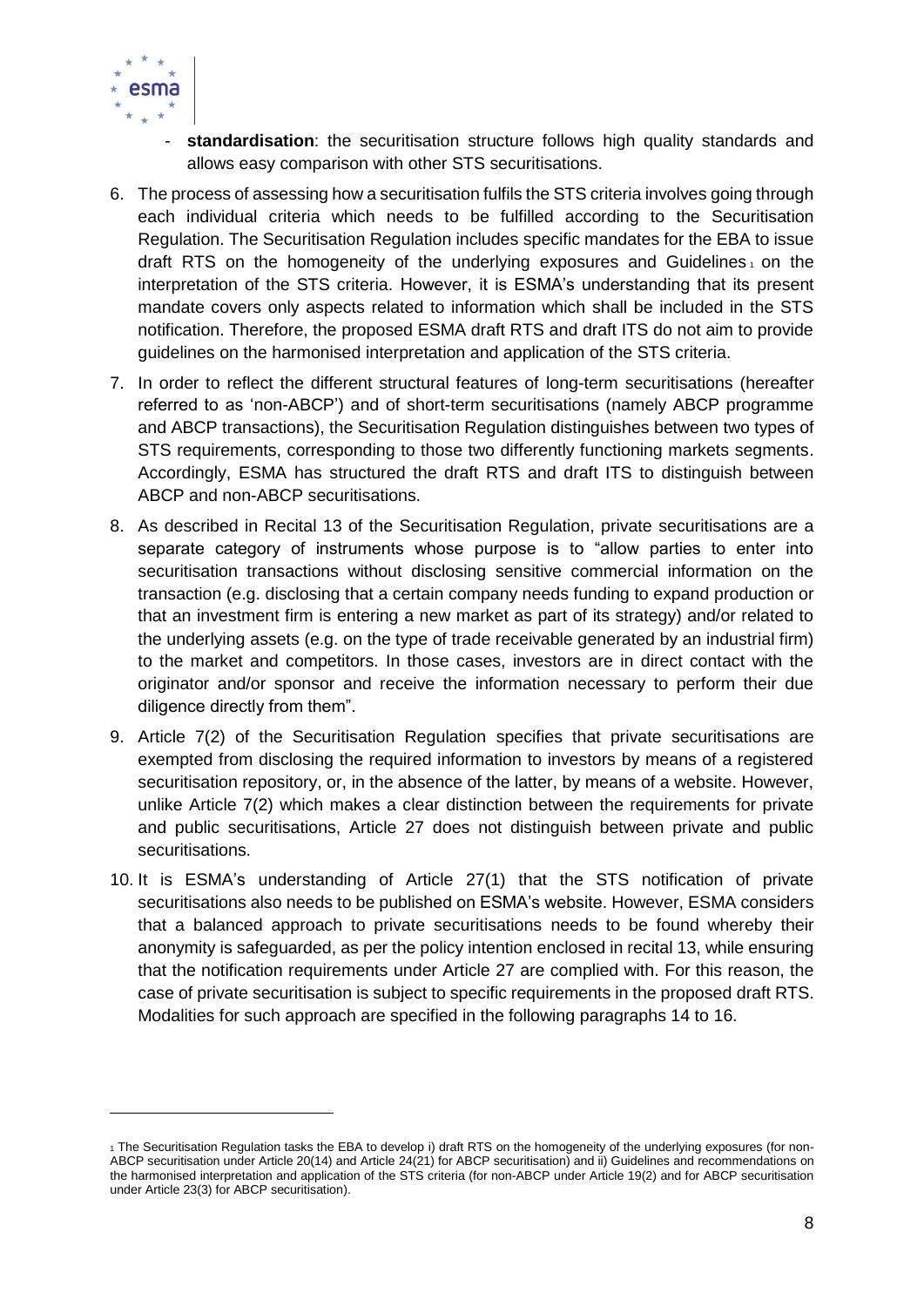- **standardisation**: the securitisation structure follows high quality standards and allows easy comparison with other STS securitisations.

6. The process of assessing how a securitisation fulfils the STS criteria involves going through each individual criteria which needs to be fulfilled according to the Securitisation Regulation. The Securitisation Regulation includes specific mandates for the EBA to issue draft RTS on the homogeneity of the underlying exposures and Guidelines [1] on the interpretation of the STS criteria. However, it is ESMA's understanding that its present mandate covers only aspects related to information which shall be included in the STS notification. Therefore, the proposed ESMA draft RTS and draft ITS do not aim to provide guidelines on the harmonised interpretation and application of the STS criteria.

7. In order to reflect the different structural features of long-term securitisations (hereafter referred to as 'non-ABCP') and of short-term securitisations (namely ABCP programme and ABCP transactions), the Securitisation Regulation distinguishes between two types of STS requirements, corresponding to those two differently functioning markets segments. Accordingly, ESMA has structured the draft RTS and draft ITS to distinguish between ABCP and non-ABCP securitisations.

8. As described in Recital 13 of the Securitisation Regulation, private securitisations are a separate category of instruments whose purpose is to "allow parties to enter into securitisation transactions without disclosing sensitive commercial information on the transaction (e.g. disclosing that a certain company needs funding to expand production or that an investment firm is entering a new market as part of its strategy) and/or related to the underlying assets (e.g. on the type of trade receivable generated by an industrial firm) to the market and competitors. In those cases, investors are in direct contact with the originator and/or sponsor and receive the information necessary to perform their due diligence directly from them".

9. Article 7(2) of the Securitisation Regulation specifies that private securitisations are exempted from disclosing the required information to investors by means of a registered securitisation repository, or, in the absence of the latter, by means of a website. However, unlike Article 7(2) which makes a clear distinction between the requirements for private and public securitisations, Article 27 does not distinguish between private and public securitisations.

10. It is ESMA's understanding of Article 27(1) that the STS notification of private securitisations also needs to be published on ESMA's website. However, ESMA considers that a balanced approach to private securitisations needs to be found whereby their anonymity is safeguarded, as per the policy intention enclosed in recital 13, while ensuring that the notification requirements under Article 27 are complied with. For this reason, the case of private securitisation is subject to specific requirements in the proposed draft RTS. Modalities for such approach are specified in the following paragraphs 14 to 16.

---

[1] The Securitisation Regulation tasks the EBA to develop i) draft RTS on the homogeneity of the underlying exposures (for non-ABCP securitisation under Article 20(14) and Article 24(21) for ABCP securitisation) and ii) Guidelines and recommendations on the harmonised interpretation and application of the STS criteria (for non-ABCP under Article 19(2) and for ABCP securitisation under Article 23(3) for ABCP securitisation).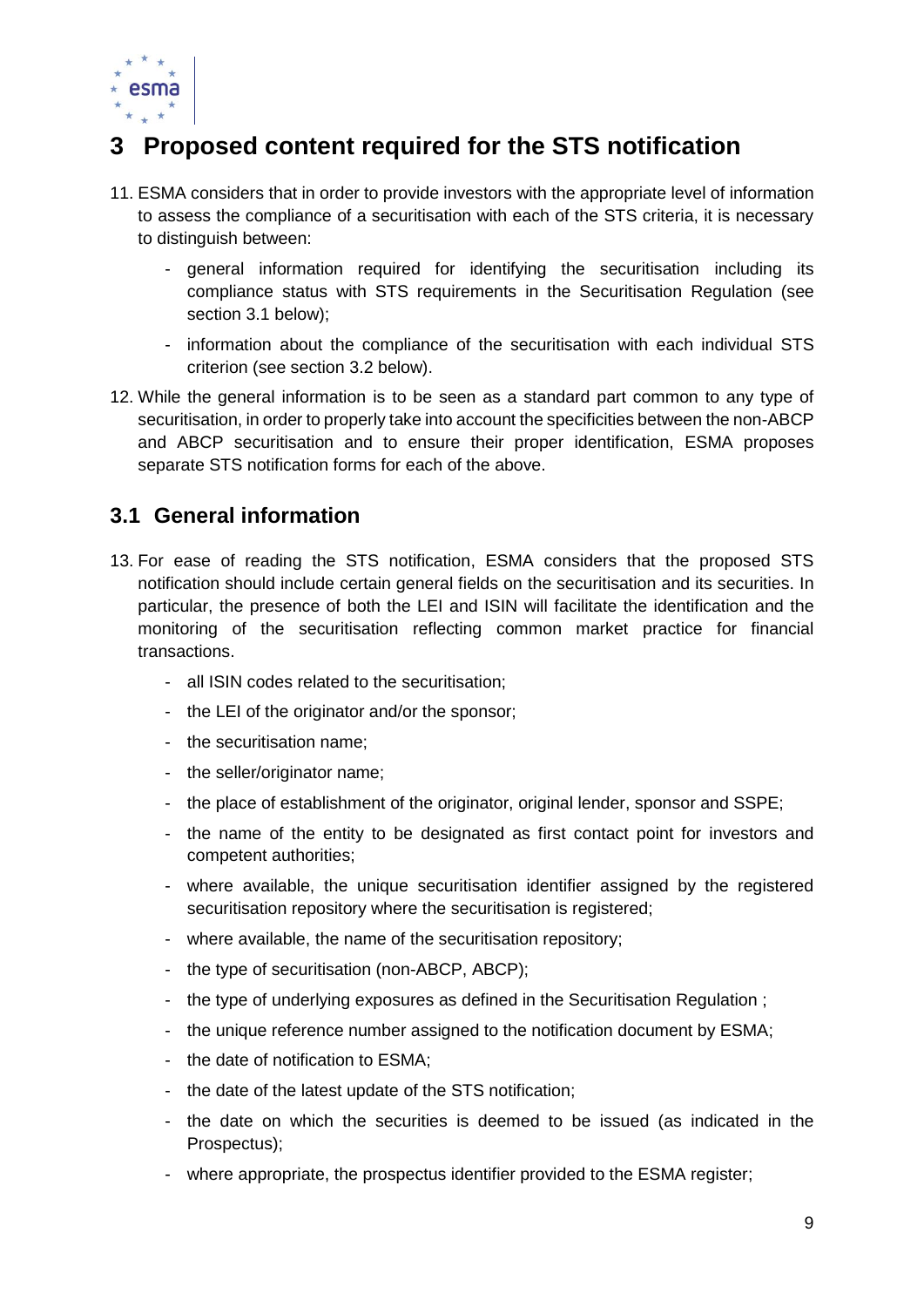# 3 Proposed content required for the STS notification

11. ESMA considers that in order to provide investors with the appropriate level of information to assess the compliance of a securitisation with each of the STS criteria, it is necessary to distinguish between:

    - general information required for identifying the securitisation including its compliance status with STS requirements in the Securitisation Regulation (see section 3.1 below);
    - information about the compliance of the securitisation with each individual STS criterion (see section 3.2 below).

12. While the general information is to be seen as a standard part common to any type of securitisation, in order to properly take into account the specificities between the non-ABCP and ABCP securitisation and to ensure their proper identification, ESMA proposes separate STS notification forms for each of the above.

## 3.1 General information

13. For ease of reading the STS notification, ESMA considers that the proposed STS notification should include certain general fields on the securitisation and its securities. In particular, the presence of both the LEI and ISIN will facilitate the identification and the monitoring of the securitisation reflecting common market practice for financial transactions.

    - all ISIN codes related to the securitisation;
    - the LEI of the originator and/or the sponsor;
    - the securitisation name;
    - the seller/originator name;
    - the place of establishment of the originator, original lender, sponsor and SSPE;
    - the name of the entity to be designated as first contact point for investors and competent authorities;
    - where available, the unique securitisation identifier assigned by the registered securitisation repository where the securitisation is registered;
    - where available, the name of the securitisation repository;
    - the type of securitisation (non-ABCP, ABCP);
    - the type of underlying exposures as defined in the Securitisation Regulation ;
    - the unique reference number assigned to the notification document by ESMA;
    - the date of notification to ESMA;
    - the date of the latest update of the STS notification;
    - the date on which the securities is deemed to be issued (as indicated in the Prospectus);
    - where appropriate, the prospectus identifier provided to the ESMA register;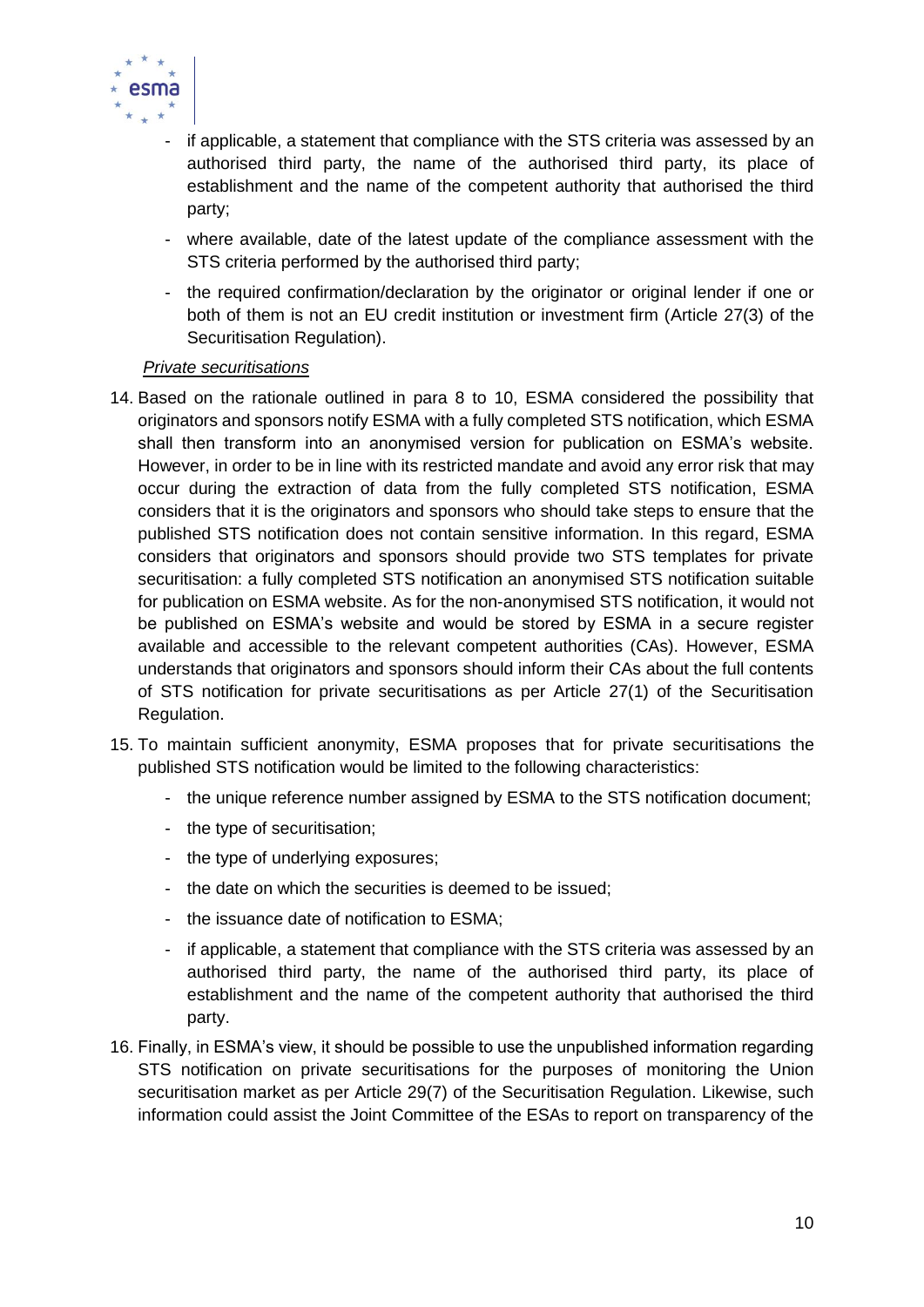- if applicable, a statement that compliance with the STS criteria was assessed by an authorised third party, the name of the authorised third party, its place of establishment and the name of the competent authority that authorised the third party;
- where available, date of the latest update of the compliance assessment with the STS criteria performed by the authorised third party;
- the required confirmation/declaration by the originator or original lender if one or both of them is not an EU credit institution or investment firm (Article 27(3) of the Securitisation Regulation).

*Private securitisations*

14. Based on the rationale outlined in para 8 to 10, ESMA considered the possibility that originators and sponsors notify ESMA with a fully completed STS notification, which ESMA shall then transform into an anonymised version for publication on ESMA's website. However, in order to be in line with its restricted mandate and avoid any error risk that may occur during the extraction of data from the fully completed STS notification, ESMA considers that it is the originators and sponsors who should take steps to ensure that the published STS notification does not contain sensitive information. In this regard, ESMA considers that originators and sponsors should provide two STS templates for private securitisation: a fully completed STS notification an anonymised STS notification suitable for publication on ESMA website. As for the non-anonymised STS notification, it would not be published on ESMA's website and would be stored by ESMA in a secure register available and accessible to the relevant competent authorities (CAs). However, ESMA understands that originators and sponsors should inform their CAs about the full contents of STS notification for private securitisations as per Article 27(1) of the Securitisation Regulation.

15. To maintain sufficient anonymity, ESMA proposes that for private securitisations the published STS notification would be limited to the following characteristics:
    - the unique reference number assigned by ESMA to the STS notification document;
    - the type of securitisation;
    - the type of underlying exposures;
    - the date on which the securities is deemed to be issued;
    - the issuance date of notification to ESMA;
    - if applicable, a statement that compliance with the STS criteria was assessed by an authorised third party, the name of the authorised third party, its place of establishment and the name of the competent authority that authorised the third party.

16. Finally, in ESMA's view, it should be possible to use the unpublished information regarding STS notification on private securitisations for the purposes of monitoring the Union securitisation market as per Article 29(7) of the Securitisation Regulation. Likewise, such information could assist the Joint Committee of the ESAs to report on transparency of the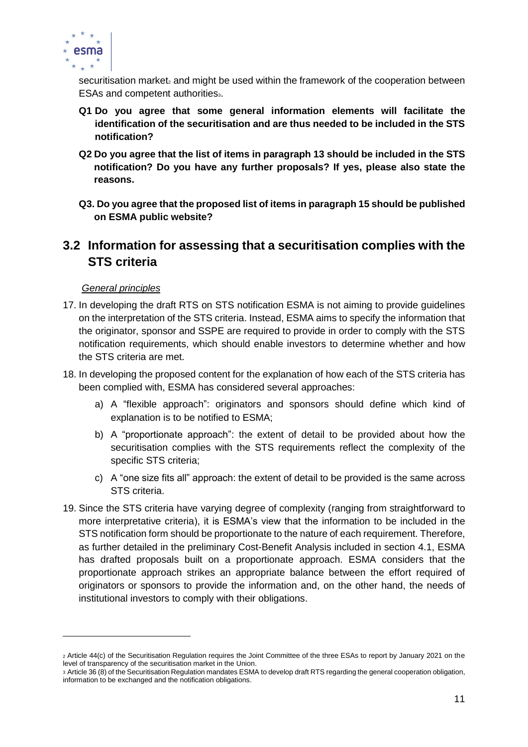securitisation market[2] and might be used within the framework of the cooperation between ESAs and competent authorities[3].

**Q1 Do you agree that some general information elements will facilitate the identification of the securitisation and are thus needed to be included in the STS notification?**

**Q2 Do you agree that the list of items in paragraph 13 should be included in the STS notification? Do you have any further proposals? If yes, please also state the reasons.**

**Q3. Do you agree that the proposed list of items in paragraph 15 should be published on ESMA public website?**

## 3.2 Information for assessing that a securitisation complies with the STS criteria

*General principles*

17. In developing the draft RTS on STS notification ESMA is not aiming to provide guidelines on the interpretation of the STS criteria. Instead, ESMA aims to specify the information that the originator, sponsor and SSPE are required to provide in order to comply with the STS notification requirements, which should enable investors to determine whether and how the STS criteria are met.

18. In developing the proposed content for the explanation of how each of the STS criteria has been complied with, ESMA has considered several approaches:

    a) A "flexible approach": originators and sponsors should define which kind of explanation is to be notified to ESMA;

    b) A "proportionate approach": the extent of detail to be provided about how the securitisation complies with the STS requirements reflect the complexity of the specific STS criteria;

    c) A "one size fits all" approach: the extent of detail to be provided is the same across STS criteria.

19. Since the STS criteria have varying degree of complexity (ranging from straightforward to more interpretative criteria), it is ESMA's view that the information to be included in the STS notification form should be proportionate to the nature of each requirement. Therefore, as further detailed in the preliminary Cost-Benefit Analysis included in section 4.1, ESMA has drafted proposals built on a proportionate approach. ESMA considers that the proportionate approach strikes an appropriate balance between the effort required of originators or sponsors to provide the information and, on the other hand, the needs of institutional investors to comply with their obligations.

---

[2] Article 44(c) of the Securitisation Regulation requires the Joint Committee of the three ESAs to report by January 2021 on the level of transparency of the securitisation market in the Union.

[3] Article 36 (8) of the Securitisation Regulation mandates ESMA to develop draft RTS regarding the general cooperation obligation, information to be exchanged and the notification obligations.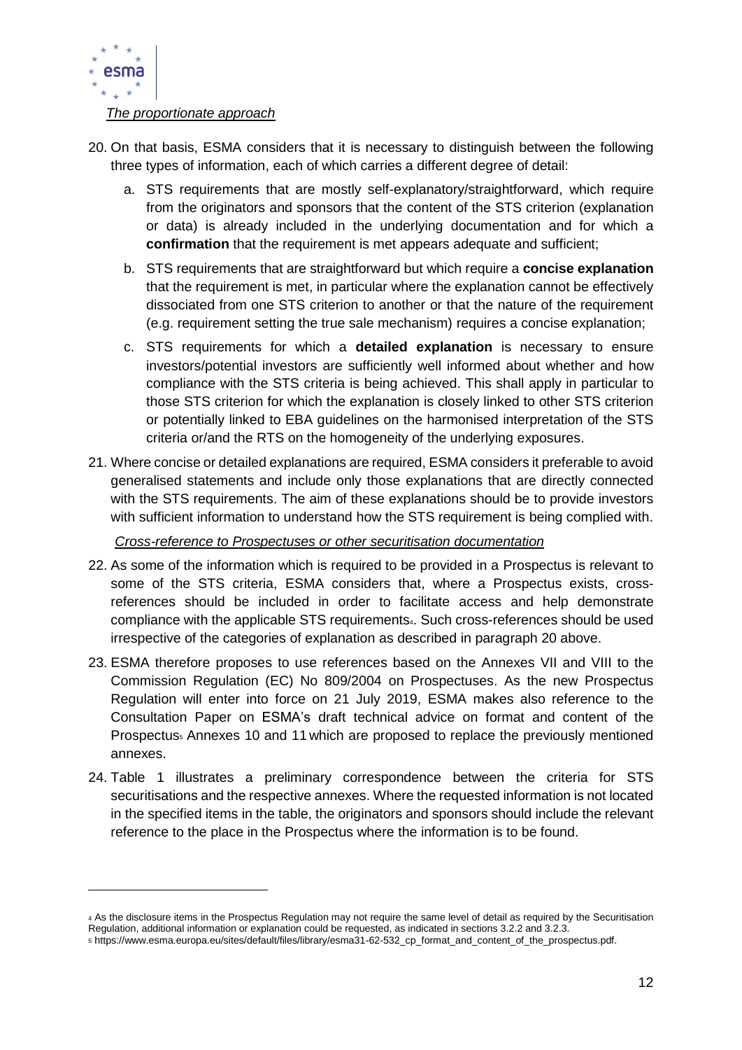*The proportionate approach*

20. On that basis, ESMA considers that it is necessary to distinguish between the following three types of information, each of which carries a different degree of detail:

    a. STS requirements that are mostly self-explanatory/straightforward, which require from the originators and sponsors that the content of the STS criterion (explanation or data) is already included in the underlying documentation and for which a **confirmation** that the requirement is met appears adequate and sufficient;

    b. STS requirements that are straightforward but which require a **concise explanation** that the requirement is met, in particular where the explanation cannot be effectively dissociated from one STS criterion to another or that the nature of the requirement (e.g. requirement setting the true sale mechanism) requires a concise explanation;

    c. STS requirements for which a **detailed explanation** is necessary to ensure investors/potential investors are sufficiently well informed about whether and how compliance with the STS criteria is being achieved. This shall apply in particular to those STS criterion for which the explanation is closely linked to other STS criterion or potentially linked to EBA guidelines on the harmonised interpretation of the STS criteria or/and the RTS on the homogeneity of the underlying exposures.

21. Where concise or detailed explanations are required, ESMA considers it preferable to avoid generalised statements and include only those explanations that are directly connected with the STS requirements. The aim of these explanations should be to provide investors with sufficient information to understand how the STS requirement is being complied with.

*Cross-reference to Prospectuses or other securitisation documentation*

22. As some of the information which is required to be provided in a Prospectus is relevant to some of the STS criteria, ESMA considers that, where a Prospectus exists, cross-references should be included in order to facilitate access and help demonstrate compliance with the applicable STS requirements[4]. Such cross-references should be used irrespective of the categories of explanation as described in paragraph 20 above.

23. ESMA therefore proposes to use references based on the Annexes VII and VIII to the Commission Regulation (EC) No 809/2004 on Prospectuses. As the new Prospectus Regulation will enter into force on 21 July 2019, ESMA makes also reference to the Consultation Paper on ESMA's draft technical advice on format and content of the Prospectus[5] Annexes 10 and 11 which are proposed to replace the previously mentioned annexes.

24. Table 1 illustrates a preliminary correspondence between the criteria for STS securitisations and the respective annexes. Where the requested information is not located in the specified items in the table, the originators and sponsors should include the relevant reference to the place in the Prospectus where the information is to be found.

---

[4] As the disclosure items in the Prospectus Regulation may not require the same level of detail as required by the Securitisation Regulation, additional information or explanation could be requested, as indicated in sections 3.2.2 and 3.2.3.

[5] https://www.esma.europa.eu/sites/default/files/library/esma31-62-532_cp_format_and_content_of_the_prospectus.pdf.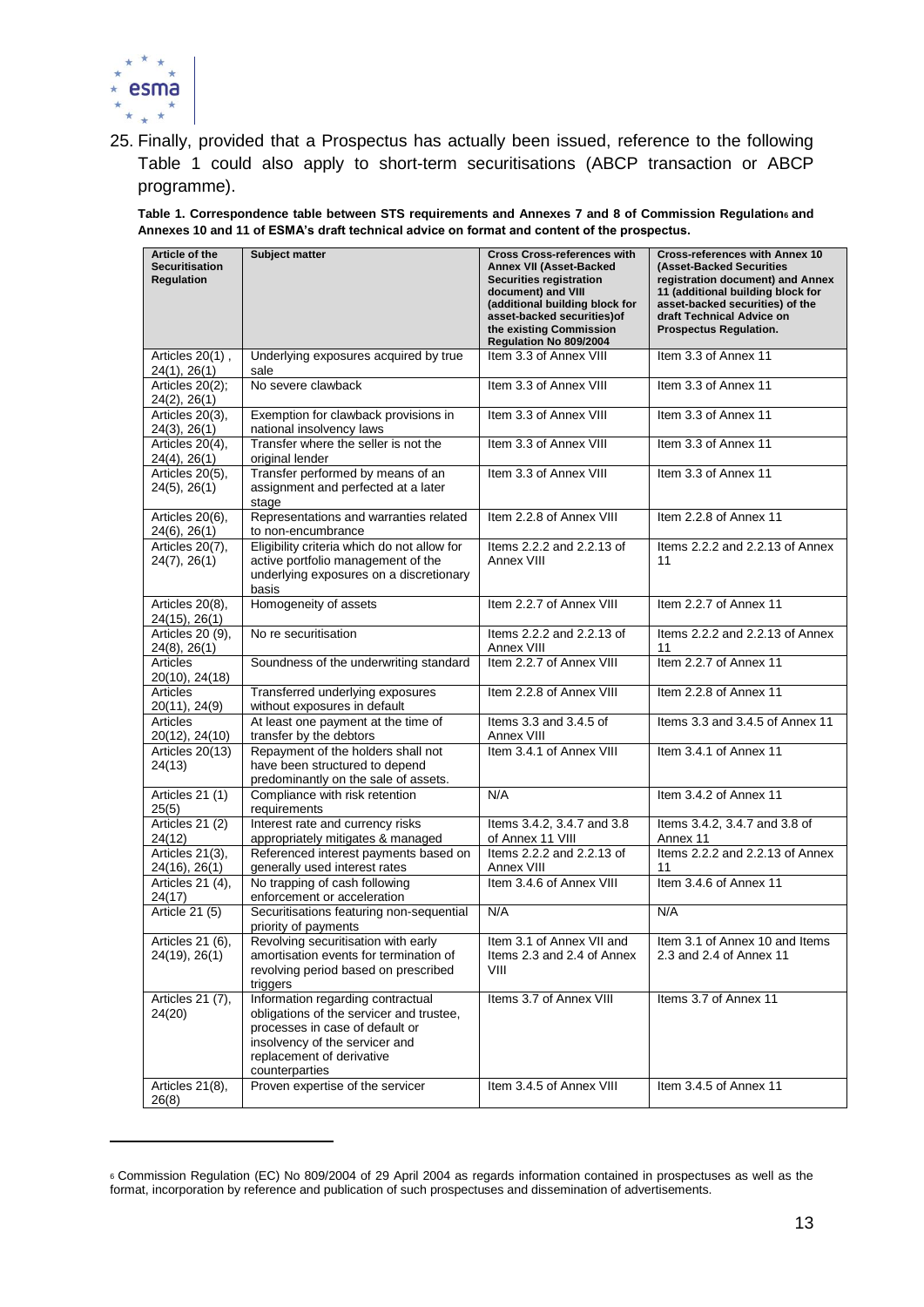25. Finally, provided that a Prospectus has actually been issued, reference to the following Table 1 could also apply to short-term securitisations (ABCP transaction or ABCP programme).

**Table 1. Correspondence table between STS requirements and Annexes 7 and 8 of Commission Regulation[6] and Annexes 10 and 11 of ESMA's draft technical advice on format and content of the prospectus.**

| Article of the Securitisation Regulation | Subject matter | Cross Cross-references with Annex VII (Asset-Backed Securities registration document) and VIII (additional building block for asset-backed securities)of the existing Commission Regulation No 809/2004 | Cross-references with Annex 10 (Asset-Backed Securities registration document) and Annex 11 (additional building block for asset-backed securities) of the draft Technical Advice on Prospectus Regulation. |
|---|---|---|---|
| Articles 20(1) , 24(1), 26(1) | Underlying exposures acquired by true sale | Item 3.3 of Annex VIII | Item 3.3 of Annex 11 |
| Articles 20(2); 24(2), 26(1) | No severe clawback | Item 3.3 of Annex VIII | Item 3.3 of Annex 11 |
| Articles 20(3), 24(3), 26(1) | Exemption for clawback provisions in national insolvency laws | Item 3.3 of Annex VIII | Item 3.3 of Annex 11 |
| Articles 20(4), 24(4), 26(1) | Transfer where the seller is not the original lender | Item 3.3 of Annex VIII | Item 3.3 of Annex 11 |
| Articles 20(5), 24(5), 26(1) | Transfer performed by means of an assignment and perfected at a later stage | Item 3.3 of Annex VIII | Item 3.3 of Annex 11 |
| Articles 20(6), 24(6), 26(1) | Representations and warranties related to non-encumbrance | Item 2.2.8 of Annex VIII | Item 2.2.8 of Annex 11 |
| Articles 20(7), 24(7), 26(1) | Eligibility criteria which do not allow for active portfolio management of the underlying exposures on a discretionary basis | Items 2.2.2 and 2.2.13 of Annex VIII | Items 2.2.2 and 2.2.13 of Annex 11 |
| Articles 20(8), 24(15), 26(1) | Homogeneity of assets | Item 2.2.7 of Annex VIII | Item 2.2.7 of Annex 11 |
| Articles 20 (9), 24(8), 26(1) | No re securitisation | Items 2.2.2 and 2.2.13 of Annex VIII | Items 2.2.2 and 2.2.13 of Annex 11 |
| Articles 20(10), 24(18) | Soundness of the underwriting standard | Item 2.2.7 of Annex VIII | Item 2.2.7 of Annex 11 |
| Articles 20(11), 24(9) | Transferred underlying exposures without exposures in default | Item 2.2.8 of Annex VIII | Item 2.2.8 of Annex 11 |
| Articles 20(12), 24(10) | At least one payment at the time of transfer by the debtors | Items 3.3 and 3.4.5 of Annex VIII | Items 3.3 and 3.4.5 of Annex 11 |
| Articles 20(13) 24(13) | Repayment of the holders shall not have been structured to depend predominantly on the sale of assets. | Item 3.4.1 of Annex VIII | Item 3.4.1 of Annex 11 |
| Articles 21 (1) 25(5) | Compliance with risk retention requirements | N/A | Item 3.4.2 of Annex 11 |
| Articles 21 (2) 24(12) | Interest rate and currency risks appropriately mitigates & managed | Items 3.4.2, 3.4.7 and 3.8 of Annex 11 VIII | Items 3.4.2, 3.4.7 and 3.8 of Annex 11 |
| Articles 21(3), 24(16), 26(1) | Referenced interest payments based on generally used interest rates | Items 2.2.2 and 2.2.13 of Annex VIII | Items 2.2.2 and 2.2.13 of Annex 11 |
| Articles 21 (4), 24(17) | No trapping of cash following enforcement or acceleration | Item 3.4.6 of Annex VIII | Item 3.4.6 of Annex 11 |
| Article 21 (5) | Securitisations featuring non-sequential priority of payments | N/A | N/A |
| Articles 21 (6), 24(19), 26(1) | Revolving securitisation with early amortisation events for termination of revolving period based on prescribed triggers | Item 3.1 of Annex VII and Items 2.3 and 2.4 of Annex VIII | Item 3.1 of Annex 10 and Items 2.3 and 2.4 of Annex 11 |
| Articles 21 (7), 24(20) | Information regarding contractual obligations of the servicer and trustee, processes in case of default or insolvency of the servicer and replacement of derivative counterparties | Items 3.7 of Annex VIII | Items 3.7 of Annex 11 |
| Articles 21(8), 26(8) | Proven expertise of the servicer | Item 3.4.5 of Annex VIII | Item 3.4.5 of Annex 11 |

[6] Commission Regulation (EC) No 809/2004 of 29 April 2004 as regards information contained in prospectuses as well as the format, incorporation by reference and publication of such prospectuses and dissemination of advertisements.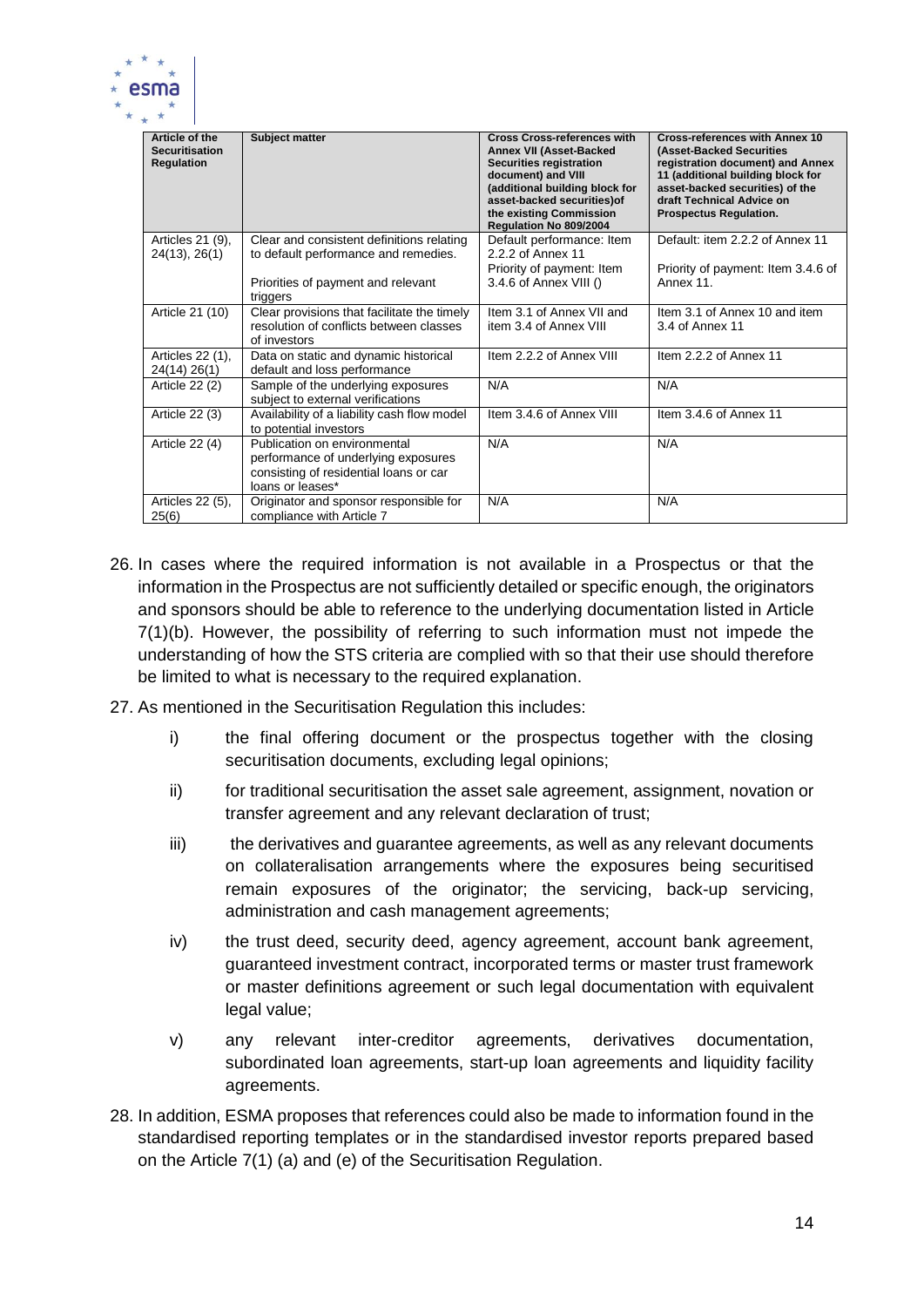| Article of the Securitisation Regulation | Subject matter | Cross Cross-references with Annex VII (Asset-Backed Securities registration document) and VIII (additional building block for asset-backed securities)of the existing Commission Regulation No 809/2004 | Cross-references with Annex 10 (Asset-Backed Securities registration document) and Annex 11 (additional building block for asset-backed securities) of the draft Technical Advice on Prospectus Regulation. |
|---|---|---|---|
| Articles 21 (9), 24(13), 26(1) | Clear and consistent definitions relating to default performance and remedies.<br><br>Priorities of payment and relevant triggers | Default performance: Item 2.2.2 of Annex 11<br>Priority of payment: Item 3.4.6 of Annex VIII () | Default: item 2.2.2 of Annex 11<br><br>Priority of payment: Item 3.4.6 of Annex 11. |
| Article 21 (10) | Clear provisions that facilitate the timely resolution of conflicts between classes of investors | Item 3.1 of Annex VII and item 3.4 of Annex VIII | Item 3.1 of Annex 10 and item 3.4 of Annex 11 |
| Articles 22 (1), 24(14) 26(1) | Data on static and dynamic historical default and loss performance | Item 2.2.2 of Annex VIII | Item 2.2.2 of Annex 11 |
| Article 22 (2) | Sample of the underlying exposures subject to external verifications | N/A | N/A |
| Article 22 (3) | Availability of a liability cash flow model to potential investors | Item 3.4.6 of Annex VIII | Item 3.4.6 of Annex 11 |
| Article 22 (4) | Publication on environmental performance of underlying exposures consisting of residential loans or car loans or leases* | N/A | N/A |
| Articles 22 (5), 25(6) | Originator and sponsor responsible for compliance with Article 7 | N/A | N/A |

26. In cases where the required information is not available in a Prospectus or that the information in the Prospectus are not sufficiently detailed or specific enough, the originators and sponsors should be able to reference to the underlying documentation listed in Article 7(1)(b). However, the possibility of referring to such information must not impede the understanding of how the STS criteria are complied with so that their use should therefore be limited to what is necessary to the required explanation.

27. As mentioned in the Securitisation Regulation this includes:

    i) the final offering document or the prospectus together with the closing securitisation documents, excluding legal opinions;

    ii) for traditional securitisation the asset sale agreement, assignment, novation or transfer agreement and any relevant declaration of trust;

    iii) the derivatives and guarantee agreements, as well as any relevant documents on collateralisation arrangements where the exposures being securitised remain exposures of the originator; the servicing, back-up servicing, administration and cash management agreements;

    iv) the trust deed, security deed, agency agreement, account bank agreement, guaranteed investment contract, incorporated terms or master trust framework or master definitions agreement or such legal documentation with equivalent legal value;

    v) any relevant inter-creditor agreements, derivatives documentation, subordinated loan agreements, start-up loan agreements and liquidity facility agreements.

28. In addition, ESMA proposes that references could also be made to information found in the standardised reporting templates or in the standardised investor reports prepared based on the Article 7(1) (a) and (e) of the Securitisation Regulation.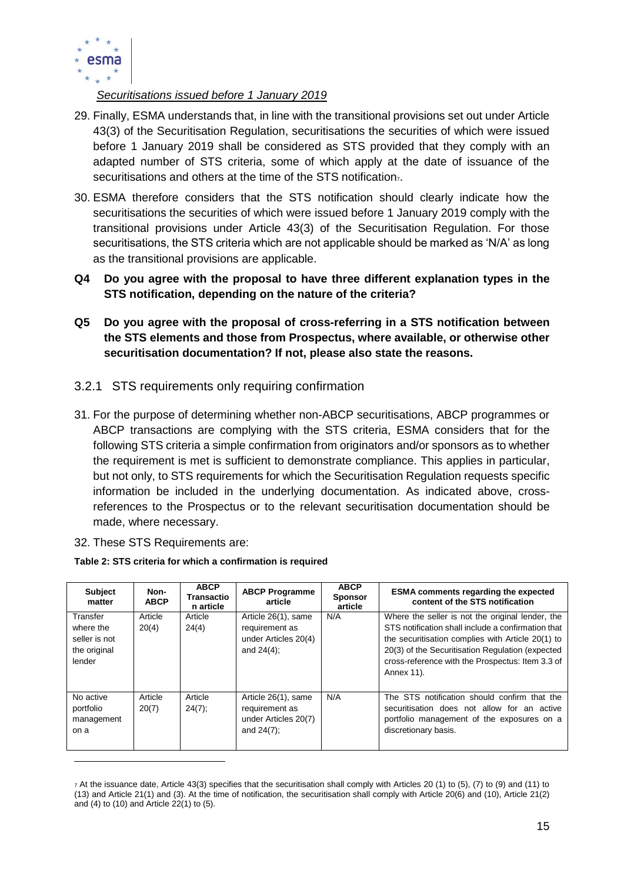*Securitisations issued before 1 January 2019*

29. Finally, ESMA understands that, in line with the transitional provisions set out under Article 43(3) of the Securitisation Regulation, securitisations the securities of which were issued before 1 January 2019 shall be considered as STS provided that they comply with an adapted number of STS criteria, some of which apply at the date of issuance of the securitisations and others at the time of the STS notification[7].

30. ESMA therefore considers that the STS notification should clearly indicate how the securitisations the securities of which were issued before 1 January 2019 comply with the transitional provisions under Article 43(3) of the Securitisation Regulation. For those securitisations, the STS criteria which are not applicable should be marked as 'N/A' as long as the transitional provisions are applicable.

**Q4 Do you agree with the proposal to have three different explanation types in the STS notification, depending on the nature of the criteria?**

**Q5 Do you agree with the proposal of cross-referring in a STS notification between the STS elements and those from Prospectus, where available, or otherwise other securitisation documentation? If not, please also state the reasons.**

### 3.2.1 STS requirements only requiring confirmation

31. For the purpose of determining whether non-ABCP securitisations, ABCP programmes or ABCP transactions are complying with the STS criteria, ESMA considers that for the following STS criteria a simple confirmation from originators and/or sponsors as to whether the requirement is met is sufficient to demonstrate compliance. This applies in particular, but not only, to STS requirements for which the Securitisation Regulation requests specific information be included in the underlying documentation. As indicated above, cross-references to the Prospectus or to the relevant securitisation documentation should be made, where necessary.

32. These STS Requirements are:

**Table 2: STS criteria for which a confirmation is required**

| Subject matter | Non-ABCP | ABCP Transaction article | ABCP Programme article | ABCP Sponsor article | ESMA comments regarding the expected content of the STS notification |
|---|---|---|---|---|---|
| Transfer where the seller is not the original lender | Article 20(4) | Article 24(4) | Article 26(1), same requirement as under Articles 20(4) and 24(4); | N/A | Where the seller is not the original lender, the STS notification shall include a confirmation that the securitisation complies with Article 20(1) to 20(3) of the Securitisation Regulation (expected cross-reference with the Prospectus: Item 3.3 of Annex 11). |
| No active portfolio management on a | Article 20(7) | Article 24(7); | Article 26(1), same requirement as under Articles 20(7) and 24(7); | N/A | The STS notification should confirm that the securitisation does not allow for an active portfolio management of the exposures on a discretionary basis. |

[7] At the issuance date, Article 43(3) specifies that the securitisation shall comply with Articles 20 (1) to (5), (7) to (9) and (11) to (13) and Article 21(1) and (3). At the time of notification, the securitisation shall comply with Article 20(6) and (10), Article 21(2) and (4) to (10) and Article 22(1) to (5).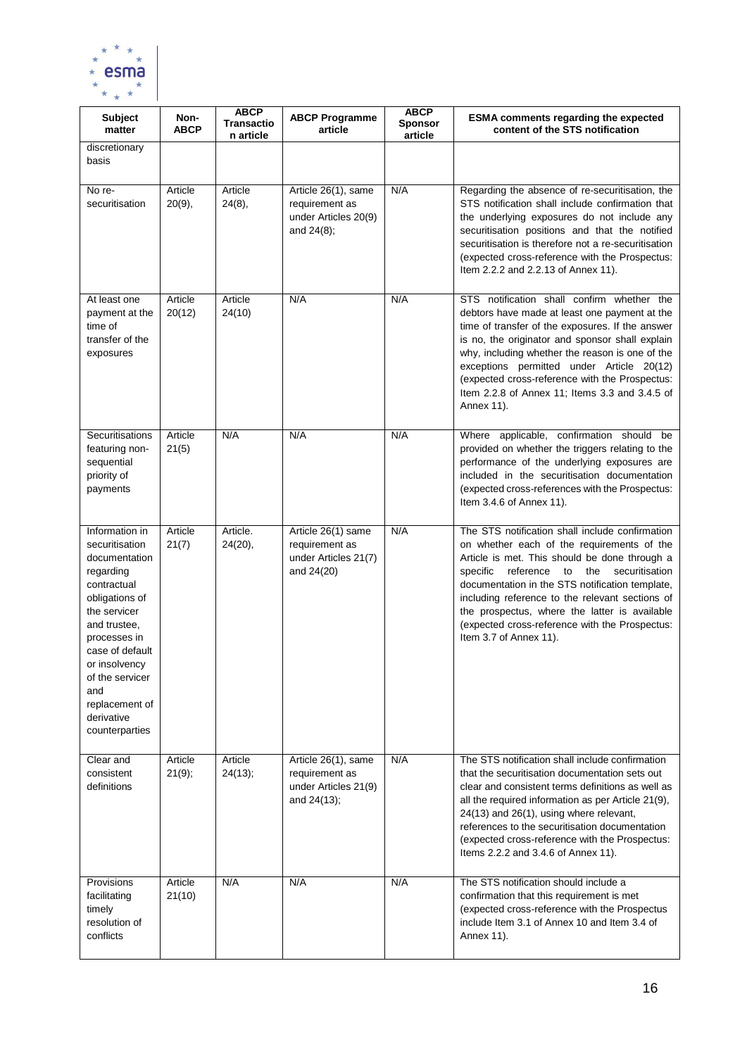| Subject matter | Non-ABCP | ABCP Transaction article | ABCP Programme article | ABCP Sponsor article | ESMA comments regarding the expected content of the STS notification |
|---|---|---|---|---|---|
| discretionary basis | | | | | |
| No re-securitisation | Article 20(9), | Article 24(8), | Article 26(1), same requirement as under Articles 20(9) and 24(8); | N/A | Regarding the absence of re-securitisation, the STS notification shall include confirmation that the underlying exposures do not include any securitisation positions and that the notified securitisation is therefore not a re-securitisation (expected cross-reference with the Prospectus: Item 2.2.2 and 2.2.13 of Annex 11). |
| At least one payment at the time of transfer of the exposures | Article 20(12) | Article 24(10) | N/A | N/A | STS notification shall confirm whether the debtors have made at least one payment at the time of transfer of the exposures. If the answer is no, the originator and sponsor shall explain why, including whether the reason is one of the exceptions permitted under Article 20(12) (expected cross-reference with the Prospectus: Item 2.2.8 of Annex 11; Items 3.3 and 3.4.5 of Annex 11). |
| Securitisations featuring non-sequential priority of payments | Article 21(5) | N/A | N/A | N/A | Where applicable, confirmation should be provided on whether the triggers relating to the performance of the underlying exposures are included in the securitisation documentation (expected cross-references with the Prospectus: Item 3.4.6 of Annex 11). |
| Information in securitisation documentation regarding contractual obligations of the servicer and trustee, processes in case of default or insolvency of the servicer and replacement of derivative counterparties | Article 21(7) | Article. 24(20), | Article 26(1) same requirement as under Articles 21(7) and 24(20) | N/A | The STS notification shall include confirmation on whether each of the requirements of the Article is met. This should be done through a specific reference to the securitisation documentation in the STS notification template, including reference to the relevant sections of the prospectus, where the latter is available (expected cross-reference with the Prospectus: Item 3.7 of Annex 11). |
| Clear and consistent definitions | Article 21(9); | Article 24(13); | Article 26(1), same requirement as under Articles 21(9) and 24(13); | N/A | The STS notification shall include confirmation that the securitisation documentation sets out clear and consistent terms definitions as well as all the required information as per Article 21(9), 24(13) and 26(1), using where relevant, references to the securitisation documentation (expected cross-reference with the Prospectus: Items 2.2.2 and 3.4.6 of Annex 11). |
| Provisions facilitating timely resolution of conflicts | Article 21(10) | N/A | N/A | N/A | The STS notification should include a confirmation that this requirement is met (expected cross-reference with the Prospectus include Item 3.1 of Annex 10 and Item 3.4 of Annex 11). |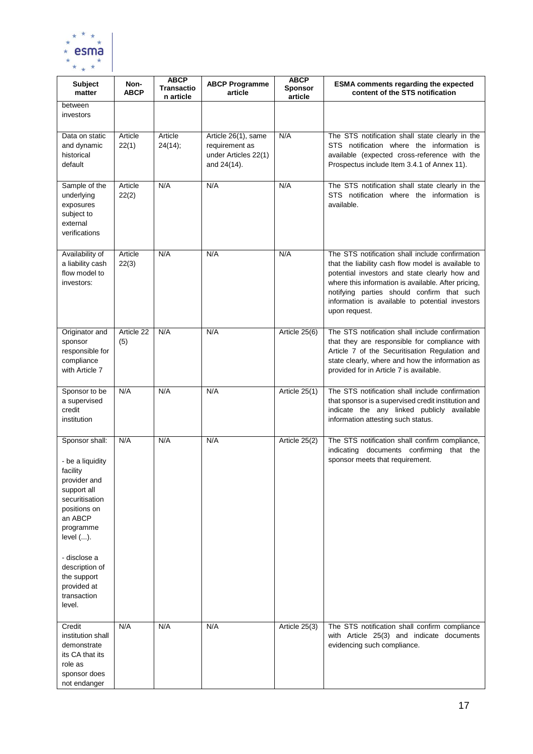| Subject matter | Non-ABCP | ABCP Transaction article | ABCP Programme article | ABCP Sponsor article | ESMA comments regarding the expected content of the STS notification |
|---|---|---|---|---|---|
| between investors | | | | | |
| Data on static and dynamic historical default | Article 22(1) | Article 24(14); | Article 26(1), same requirement as under Articles 22(1) and 24(14). | N/A | The STS notification shall state clearly in the STS notification where the information is available (expected cross-reference with the Prospectus include Item 3.4.1 of Annex 11). |
| Sample of the underlying exposures subject to external verifications | Article 22(2) | N/A | N/A | N/A | The STS notification shall state clearly in the STS notification where the information is available. |
| Availability of a liability cash flow model to investors: | Article 22(3) | N/A | N/A | N/A | The STS notification shall include confirmation that the liability cash flow model is available to potential investors and state clearly how and where this information is available. After pricing, notifying parties should confirm that such information is available to potential investors upon request. |
| Originator and sponsor responsible for compliance with Article 7 | Article 22 (5) | N/A | N/A | Article 25(6) | The STS notification shall include confirmation that they are responsible for compliance with Article 7 of the Securitisation Regulation and state clearly, where and how the information as provided for in Article 7 is available. |
| Sponsor to be a supervised credit institution | N/A | N/A | N/A | Article 25(1) | The STS notification shall include confirmation that sponsor is a supervised credit institution and indicate the any linked publicly available information attesting such status. |
| Sponsor shall:<br><br>- be a liquidity facility provider and support all securitisation positions on an ABCP programme level (...).<br><br>- disclose a description of the support provided at transaction level. | N/A | N/A | N/A | Article 25(2) | The STS notification shall confirm compliance, indicating documents confirming that the sponsor meets that requirement. |
| Credit institution shall demonstrate its CA that its role as sponsor does not endanger | N/A | N/A | N/A | Article 25(3) | The STS notification shall confirm compliance with Article 25(3) and indicate documents evidencing such compliance. |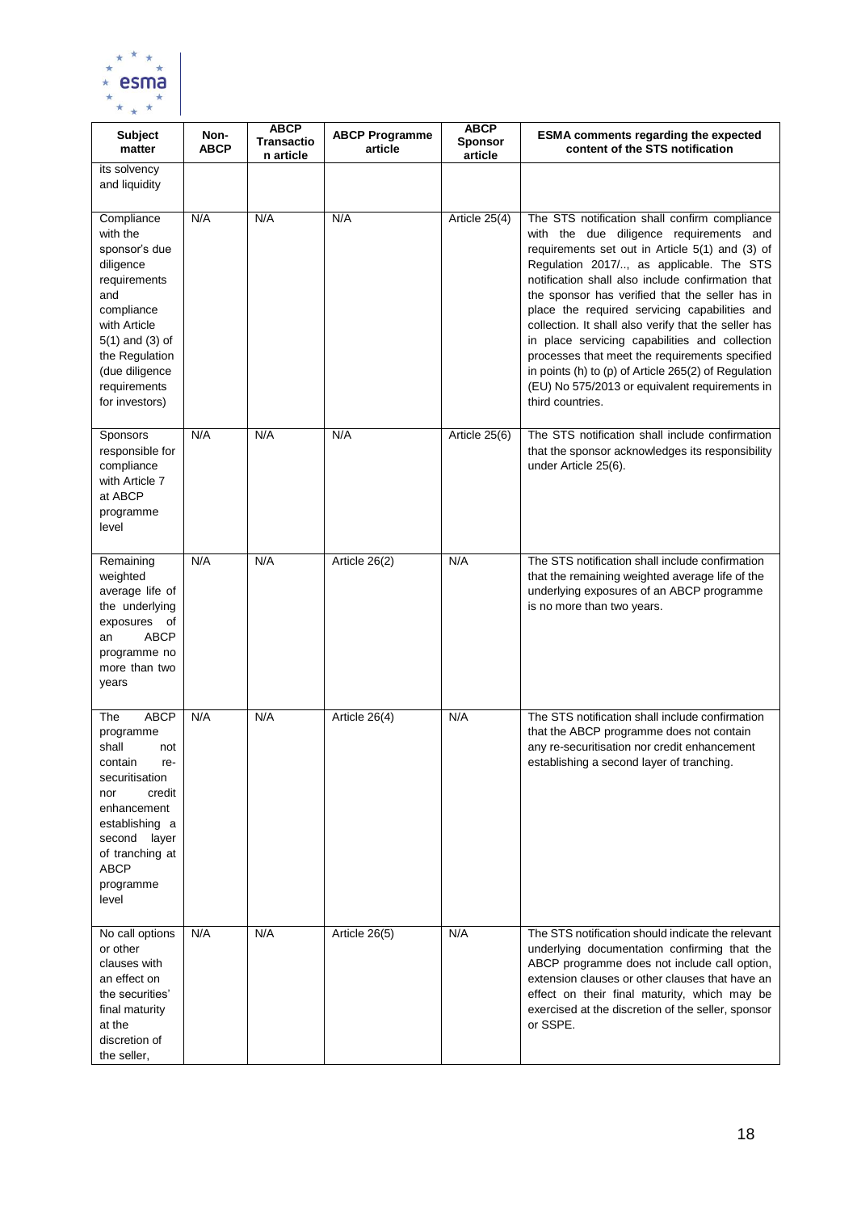| Subject matter | Non-ABCP | ABCP Transaction article | ABCP Programme article | ABCP Sponsor article | ESMA comments regarding the expected content of the STS notification |
|---|---|---|---|---|---|
| its solvency and liquidity | | | | | |
| Compliance with the sponsor's due diligence requirements and compliance with Article 5(1) and (3) of the Regulation (due diligence requirements for investors) | N/A | N/A | N/A | Article 25(4) | The STS notification shall confirm compliance with the due diligence requirements and requirements set out in Article 5(1) and (3) of Regulation 2017/.., as applicable. The STS notification shall also include confirmation that the sponsor has verified that the seller has in place the required servicing capabilities and collection. It shall also verify that the seller has in place servicing capabilities and collection processes that meet the requirements specified in points (h) to (p) of Article 265(2) of Regulation (EU) No 575/2013 or equivalent requirements in third countries. |
| Sponsors responsible for compliance with Article 7 at ABCP programme level | N/A | N/A | N/A | Article 25(6) | The STS notification shall include confirmation that the sponsor acknowledges its responsibility under Article 25(6). |
| Remaining weighted average life of the underlying exposures of an ABCP programme no more than two years | N/A | N/A | Article 26(2) | N/A | The STS notification shall include confirmation that the remaining weighted average life of the underlying exposures of an ABCP programme is no more than two years. |
| The ABCP programme shall not contain re-securitisation nor credit enhancement establishing a second layer of tranching at ABCP programme level | N/A | N/A | Article 26(4) | N/A | The STS notification shall include confirmation that the ABCP programme does not contain any re-securitisation nor credit enhancement establishing a second layer of tranching. |
| No call options or other clauses with an effect on the securities' final maturity at the discretion of the seller, | N/A | N/A | Article 26(5) | N/A | The STS notification should indicate the relevant underlying documentation confirming that the ABCP programme does not include call option, extension clauses or other clauses that have an effect on their final maturity, which may be exercised at the discretion of the seller, sponsor or SSPE. |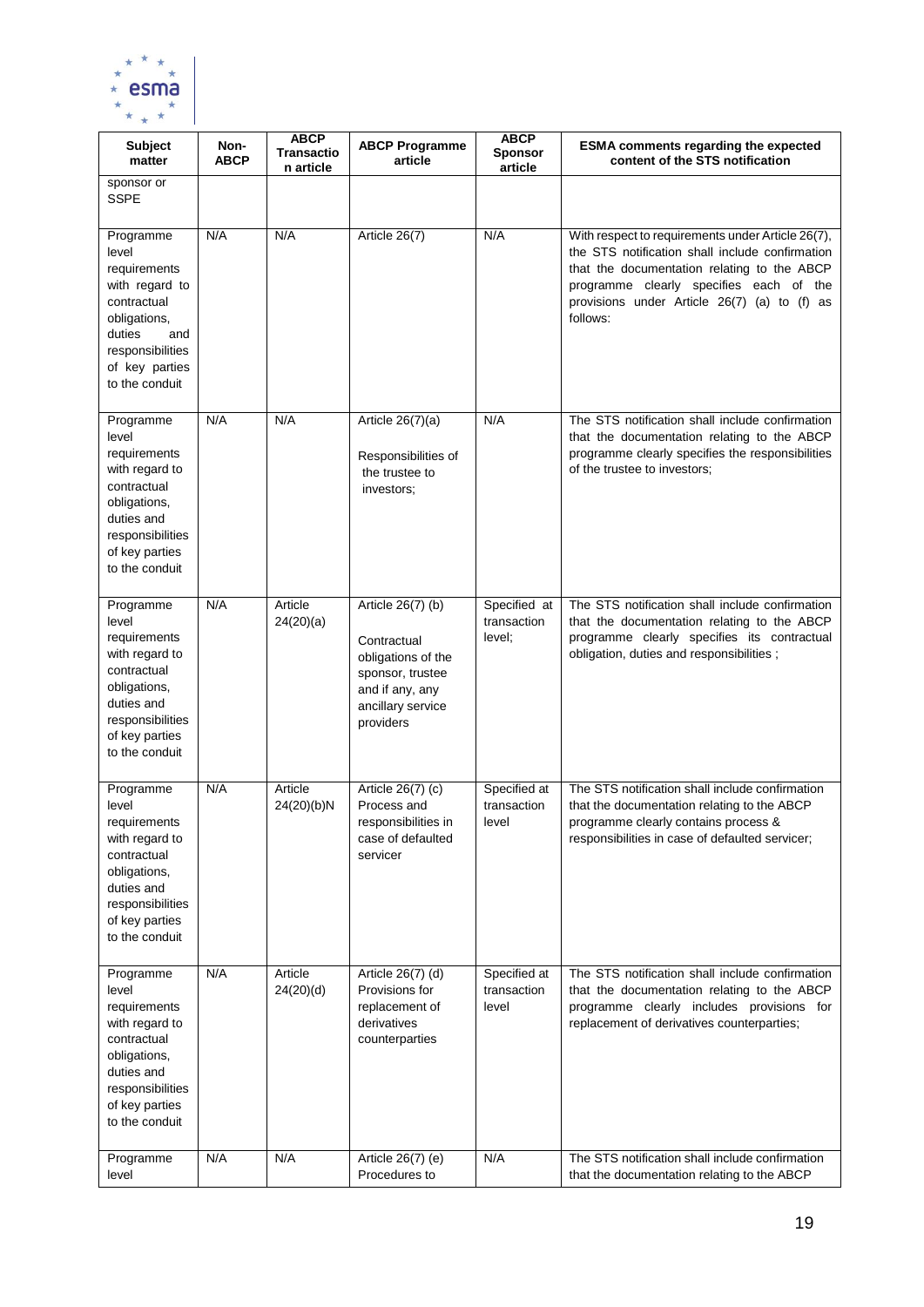| Subject matter | Non-ABCP | ABCP Transaction article | ABCP Programme article | ABCP Sponsor article | ESMA comments regarding the expected content of the STS notification |
|---|---|---|---|---|---|
| sponsor or SSPE | | | | | |
| Programme level requirements with regard to contractual obligations, duties and responsibilities of key parties to the conduit | N/A | N/A | Article 26(7) | N/A | With respect to requirements under Article 26(7), the STS notification shall include confirmation that the documentation relating to the ABCP programme clearly specifies each of the provisions under Article 26(7) (a) to (f) as follows: |
| Programme level requirements with regard to contractual obligations, duties and responsibilities of key parties to the conduit | N/A | N/A | Article 26(7)(a) Responsibilities of the trustee to investors; | N/A | The STS notification shall include confirmation that the documentation relating to the ABCP programme clearly specifies the responsibilities of the trustee to investors; |
| Programme level requirements with regard to contractual obligations, duties and responsibilities of key parties to the conduit | N/A | Article 24(20)(a) | Article 26(7) (b) Contractual obligations of the sponsor, trustee and if any, any ancillary service providers | Specified at transaction level; | The STS notification shall include confirmation that the documentation relating to the ABCP programme clearly specifies its contractual obligation, duties and responsibilities ; |
| Programme level requirements with regard to contractual obligations, duties and responsibilities of key parties to the conduit | N/A | Article 24(20)(b)N | Article 26(7) (c) Process and responsibilities in case of defaulted servicer | Specified at transaction level | The STS notification shall include confirmation that the documentation relating to the ABCP programme clearly contains process & responsibilities in case of defaulted servicer; |
| Programme level requirements with regard to contractual obligations, duties and responsibilities of key parties to the conduit | N/A | Article 24(20)(d) | Article 26(7) (d) Provisions for replacement of derivatives counterparties | Specified at transaction level | The STS notification shall include confirmation that the documentation relating to the ABCP programme clearly includes provisions for replacement of derivatives counterparties; |
| Programme level | N/A | N/A | Article 26(7) (e) Procedures to | N/A | The STS notification shall include confirmation that the documentation relating to the ABCP |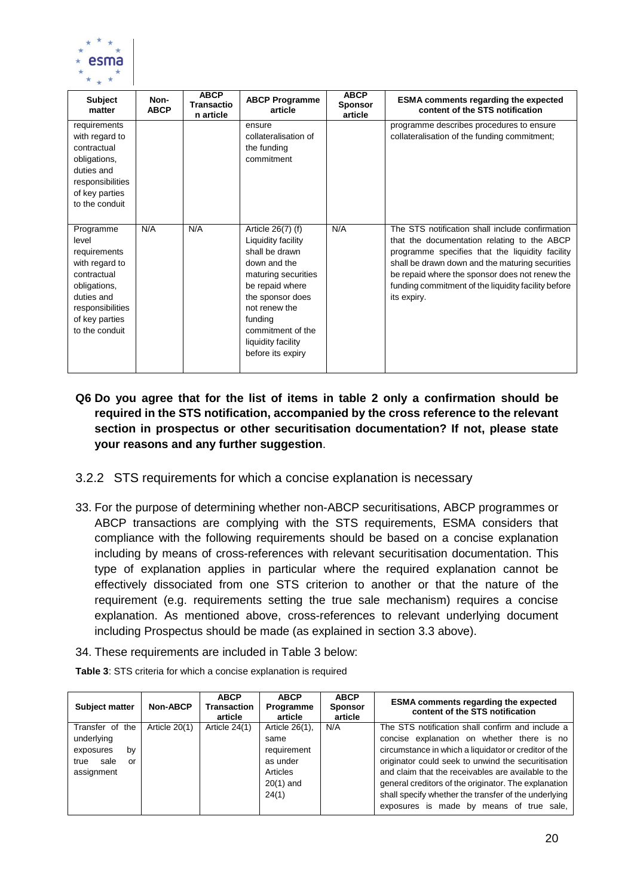| Subject matter | Non-ABCP | ABCP Transaction article | ABCP Programme article | ABCP Sponsor article | ESMA comments regarding the expected content of the STS notification |
|---|---|---|---|---|---|
| requirements with regard to contractual obligations, duties and responsibilities of key parties to the conduit | | | ensure collateralisation of the funding commitment | | programme describes procedures to ensure collateralisation of the funding commitment; |
| Programme level requirements with regard to contractual obligations, duties and responsibilities of key parties to the conduit | N/A | N/A | Article 26(7) (f) Liquidity facility shall be drawn down and the maturing securities be repaid where the sponsor does not renew the funding commitment of the liquidity facility before its expiry | N/A | The STS notification shall include confirmation that the documentation relating to the ABCP programme specifies that the liquidity facility shall be drawn down and the maturing securities be repaid where the sponsor does not renew the funding commitment of the liquidity facility before its expiry. |

**Q6 Do you agree that for the list of items in table 2 only a confirmation should be required in the STS notification, accompanied by the cross reference to the relevant section in prospectus or other securitisation documentation? If not, please state your reasons and any further suggestion**.

### 3.2.2 STS requirements for which a concise explanation is necessary

33. For the purpose of determining whether non-ABCP securitisations, ABCP programmes or ABCP transactions are complying with the STS requirements, ESMA considers that compliance with the following requirements should be based on a concise explanation including by means of cross-references with relevant securitisation documentation. This type of explanation applies in particular where the required explanation cannot be effectively dissociated from one STS criterion to another or that the nature of the requirement (e.g. requirements setting the true sale mechanism) requires a concise explanation. As mentioned above, cross-references to relevant underlying document including Prospectus should be made (as explained in section 3.3 above).

34. These requirements are included in Table 3 below:

**Table 3**: STS criteria for which a concise explanation is required

| Subject matter | Non-ABCP | ABCP Transaction article | ABCP Programme article | ABCP Sponsor article | ESMA comments regarding the expected content of the STS notification |
|---|---|---|---|---|---|
| Transfer of the underlying exposures by true sale or assignment | Article 20(1) | Article 24(1) | Article 26(1), same requirement as under Articles 20(1) and 24(1) | N/A | The STS notification shall confirm and include a concise explanation on whether there is no circumstance in which a liquidator or creditor of the originator could seek to unwind the securitisation and claim that the receivables are available to the general creditors of the originator. The explanation shall specify whether the transfer of the underlying exposures is made by means of true sale, |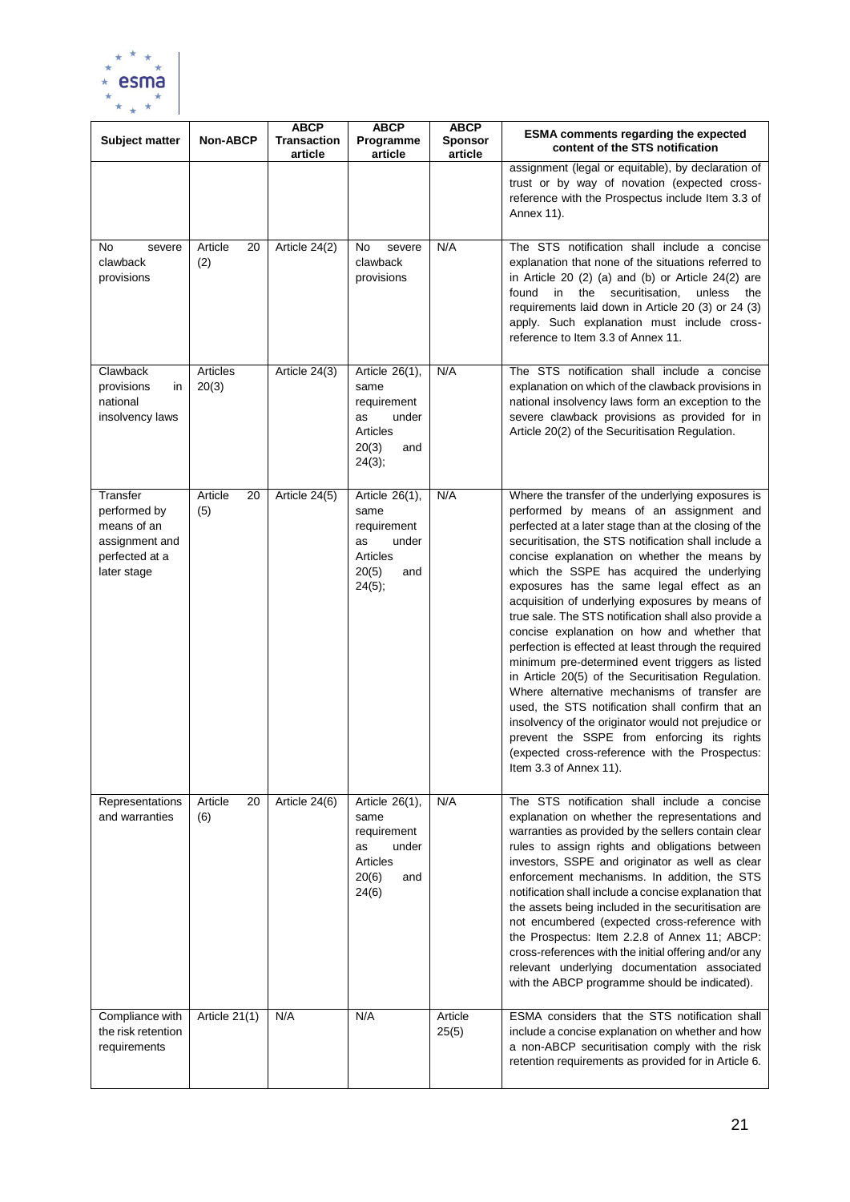| Subject matter | Non-ABCP | ABCP Transaction article | ABCP Programme article | ABCP Sponsor article | ESMA comments regarding the expected content of the STS notification |
|---|---|---|---|---|---|
| | | | | | assignment (legal or equitable), by declaration of trust or by way of novation (expected cross-reference with the Prospectus include Item 3.3 of Annex 11). |
| No severe clawback provisions | Article 20 (2) | Article 24(2) | No severe clawback provisions | N/A | The STS notification shall include a concise explanation that none of the situations referred to in Article 20 (2) (a) and (b) or Article 24(2) are found in the securitisation, unless the requirements laid down in Article 20 (3) or 24 (3) apply. Such explanation must include cross-reference to Item 3.3 of Annex 11. |
| Clawback provisions in national insolvency laws | Articles 20(3) | Article 24(3) | Article 26(1), same requirement as under Articles 20(3) and 24(3); | N/A | The STS notification shall include a concise explanation on which of the clawback provisions in national insolvency laws form an exception to the severe clawback provisions as provided for in Article 20(2) of the Securitisation Regulation. |
| Transfer performed by means of an assignment and perfected at a later stage | Article 20 (5) | Article 24(5) | Article 26(1), same requirement as under Articles 20(5) and 24(5); | N/A | Where the transfer of the underlying exposures is performed by means of an assignment and perfected at a later stage than at the closing of the securitisation, the STS notification shall include a concise explanation on whether the means by which the SSPE has acquired the underlying exposures has the same legal effect as an acquisition of underlying exposures by means of true sale. The STS notification shall also provide a concise explanation on how and whether that perfection is effected at least through the required minimum pre-determined event triggers as listed in Article 20(5) of the Securitisation Regulation. Where alternative mechanisms of transfer are used, the STS notification shall confirm that an insolvency of the originator would not prejudice or prevent the SSPE from enforcing its rights (expected cross-reference with the Prospectus: Item 3.3 of Annex 11). |
| Representations and warranties | Article 20 (6) | Article 24(6) | Article 26(1), same requirement as under Articles 20(6) and 24(6) | N/A | The STS notification shall include a concise explanation on whether the representations and warranties as provided by the sellers contain clear rules to assign rights and obligations between investors, SSPE and originator as well as clear enforcement mechanisms. In addition, the STS notification shall include a concise explanation that the assets being included in the securitisation are not encumbered (expected cross-reference with the Prospectus: Item 2.2.8 of Annex 11; ABCP: cross-references with the initial offering and/or any relevant underlying documentation associated with the ABCP programme should be indicated). |
| Compliance with the risk retention requirements | Article 21(1) | N/A | N/A | Article 25(5) | ESMA considers that the STS notification shall include a concise explanation on whether and how a non-ABCP securitisation comply with the risk retention requirements as provided for in Article 6. |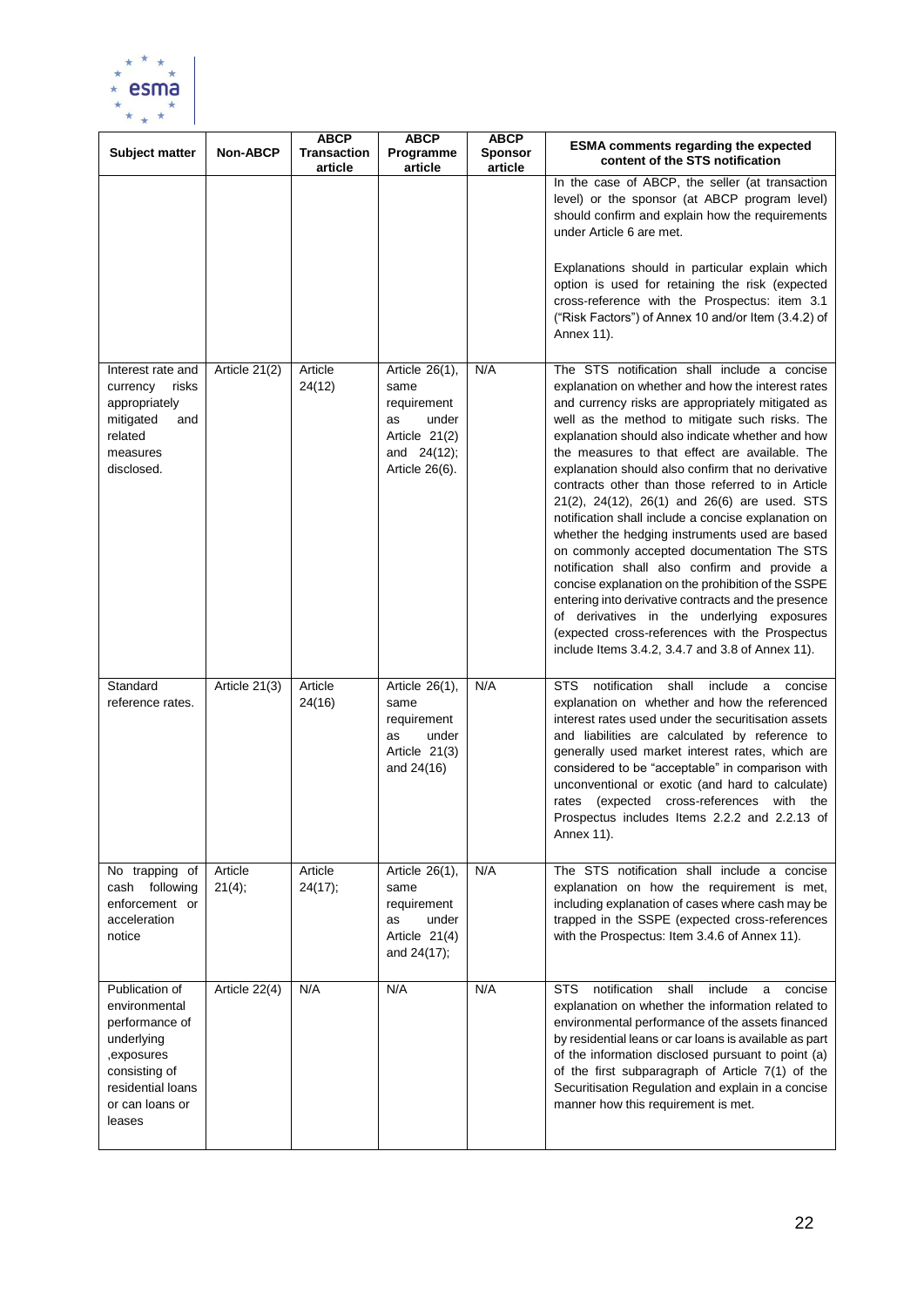| Subject matter | Non-ABCP | ABCP Transaction article | ABCP Programme article | ABCP Sponsor article | ESMA comments regarding the expected content of the STS notification |
|---|---|---|---|---|---|
| | | | | | In the case of ABCP, the seller (at transaction level) or the sponsor (at ABCP program level) should confirm and explain how the requirements under Article 6 are met. Explanations should in particular explain which option is used for retaining the risk (expected cross-reference with the Prospectus: item 3.1 ("Risk Factors") of Annex 10 and/or Item (3.4.2) of Annex 11). |
| Interest rate and currency risks appropriately mitigated and related measures disclosed. | Article 21(2) | Article 24(12) | Article 26(1), same requirement as under Article 21(2) and 24(12); Article 26(6). | N/A | The STS notification shall include a concise explanation on whether and how the interest rates and currency risks are appropriately mitigated as well as the method to mitigate such risks. The explanation should also indicate whether and how the measures to that effect are available. The explanation should also confirm that no derivative contracts other than those referred to in Article 21(2), 24(12), 26(1) and 26(6) are used. STS notification shall include a concise explanation on whether the hedging instruments used are based on commonly accepted documentation The STS notification shall also confirm and provide a concise explanation on the prohibition of the SSPE entering into derivative contracts and the presence of derivatives in the underlying exposures (expected cross-references with the Prospectus include Items 3.4.2, 3.4.7 and 3.8 of Annex 11). |
| Standard reference rates. | Article 21(3) | Article 24(16) | Article 26(1), same requirement as under Article 21(3) and 24(16) | N/A | STS notification shall include a concise explanation on whether and how the referenced interest rates used under the securitisation assets and liabilities are calculated by reference to generally used market interest rates, which are considered to be "acceptable" in comparison with unconventional or exotic (and hard to calculate) rates (expected cross-references with the Prospectus includes Items 2.2.2 and 2.2.13 of Annex 11). |
| No trapping of cash following enforcement or acceleration notice | Article 21(4); | Article 24(17); | Article 26(1), same requirement as under Article 21(4) and 24(17); | N/A | The STS notification shall include a concise explanation on how the requirement is met, including explanation of cases where cash may be trapped in the SSPE (expected cross-references with the Prospectus: Item 3.4.6 of Annex 11). |
| Publication of environmental performance of underlying ,exposures consisting of residential loans or can loans or leases | Article 22(4) | N/A | N/A | N/A | STS notification shall include a concise explanation on whether the information related to environmental performance of the assets financed by residential leans or car loans is available as part of the information disclosed pursuant to point (a) of the first subparagraph of Article 7(1) of the Securitisation Regulation and explain in a concise manner how this requirement is met. |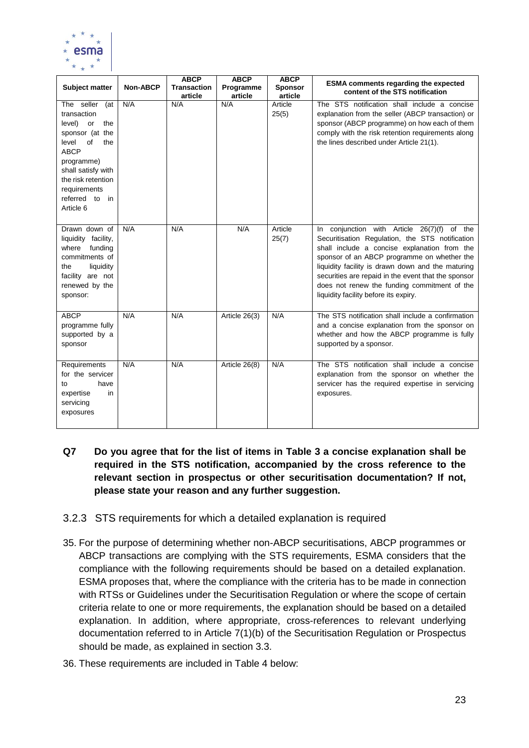| Subject matter | Non-ABCP | ABCP Transaction article | ABCP Programme article | ABCP Sponsor article | ESMA comments regarding the expected content of the STS notification |
| --- | --- | --- | --- | --- | --- |
| The seller (at transaction level) or the sponsor (at the level of the ABCP programme) shall satisfy with the risk retention requirements referred to in Article 6 | N/A | N/A | N/A | Article 25(5) | The STS notification shall include a concise explanation from the seller (ABCP transaction) or sponsor (ABCP programme) on how each of them comply with the risk retention requirements along the lines described under Article 21(1). |
| Drawn down of liquidity facility, where funding commitments of the liquidity facility are not renewed by the sponsor: | N/A | N/A | N/A | Article 25(7) | In conjunction with Article 26(7)(f) of the Securitisation Regulation, the STS notification shall include a concise explanation from the sponsor of an ABCP programme on whether the liquidity facility is drawn down and the maturing securities are repaid in the event that the sponsor does not renew the funding commitment of the liquidity facility before its expiry. |
| ABCP programme fully supported by a sponsor | N/A | N/A | Article 26(3) | N/A | The STS notification shall include a confirmation and a concise explanation from the sponsor on whether and how the ABCP programme is fully supported by a sponsor. |
| Requirements for the servicer to have expertise in servicing exposures | N/A | N/A | Article 26(8) | N/A | The STS notification shall include a concise explanation from the sponsor on whether the servicer has the required expertise in servicing exposures. |

**Q7 Do you agree that for the list of items in Table 3 a concise explanation shall be required in the STS notification, accompanied by the cross reference to the relevant section in prospectus or other securitisation documentation? If not, please state your reason and any further suggestion.**

### 3.2.3 STS requirements for which a detailed explanation is required

35. For the purpose of determining whether non-ABCP securitisations, ABCP programmes or ABCP transactions are complying with the STS requirements, ESMA considers that the compliance with the following requirements should be based on a detailed explanation. ESMA proposes that, where the compliance with the criteria has to be made in connection with RTSs or Guidelines under the Securitisation Regulation or where the scope of certain criteria relate to one or more requirements, the explanation should be based on a detailed explanation. In addition, where appropriate, cross-references to relevant underlying documentation referred to in Article 7(1)(b) of the Securitisation Regulation or Prospectus should be made, as explained in section 3.3.

36. These requirements are included in Table 4 below: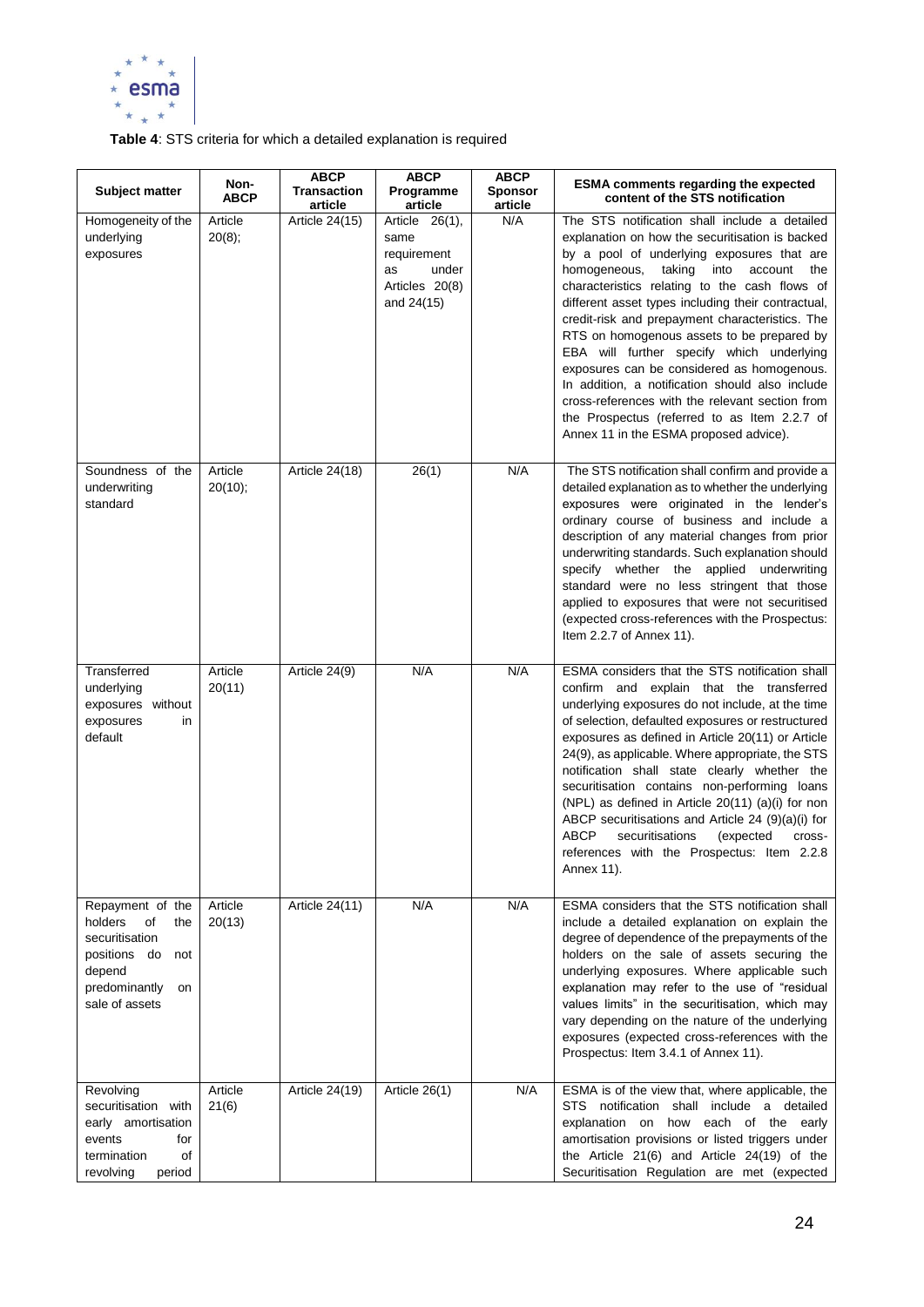**Table 4**: STS criteria for which a detailed explanation is required

| Subject matter | Non-ABCP | ABCP Transaction article | ABCP Programme article | ABCP Sponsor article | ESMA comments regarding the expected content of the STS notification |
|---|---|---|---|---|---|
| Homogeneity of the underlying exposures | Article 20(8); | Article 24(15) | Article 26(1), same requirement as under Articles 20(8) and 24(15) | N/A | The STS notification shall include a detailed explanation on how the securitisation is backed by a pool of underlying exposures that are homogeneous, taking into account the characteristics relating to the cash flows of different asset types including their contractual, credit-risk and prepayment characteristics. The RTS on homogenous assets to be prepared by EBA will further specify which underlying exposures can be considered as homogenous. In addition, a notification should also include cross-references with the relevant section from the Prospectus (referred to as Item 2.2.7 of Annex 11 in the ESMA proposed advice). |
| Soundness of the underwriting standard | Article 20(10); | Article 24(18) | 26(1) | N/A | The STS notification shall confirm and provide a detailed explanation as to whether the underlying exposures were originated in the lender's ordinary course of business and include a description of any material changes from prior underwriting standards. Such explanation should specify whether the applied underwriting standard were no less stringent that those applied to exposures that were not securitised (expected cross-references with the Prospectus: Item 2.2.7 of Annex 11). |
| Transferred underlying exposures without exposures in default | Article 20(11) | Article 24(9) | N/A | N/A | ESMA considers that the STS notification shall confirm and explain that the transferred underlying exposures do not include, at the time of selection, defaulted exposures or restructured exposures as defined in Article 20(11) or Article 24(9), as applicable. Where appropriate, the STS notification shall state clearly whether the securitisation contains non-performing loans (NPL) as defined in Article 20(11) (a)(i) for non ABCP securitisations and Article 24 (9)(a)(i) for ABCP securitisations (expected cross-references with the Prospectus: Item 2.2.8 Annex 11). |
| Repayment of the holders of the securitisation positions do not depend predominantly on sale of assets | Article 20(13) | Article 24(11) | N/A | N/A | ESMA considers that the STS notification shall include a detailed explanation on explain the degree of dependence of the prepayments of the holders on the sale of assets securing the underlying exposures. Where applicable such explanation may refer to the use of "residual values limits" in the securitisation, which may vary depending on the nature of the underlying exposures (expected cross-references with the Prospectus: Item 3.4.1 of Annex 11). |
| Revolving securitisation with early amortisation events for termination of revolving period | Article 21(6) | Article 24(19) | Article 26(1) | N/A | ESMA is of the view that, where applicable, the STS notification shall include a detailed explanation on how each of the early amortisation provisions or listed triggers under the Article 21(6) and Article 24(19) of the Securitisation Regulation are met (expected |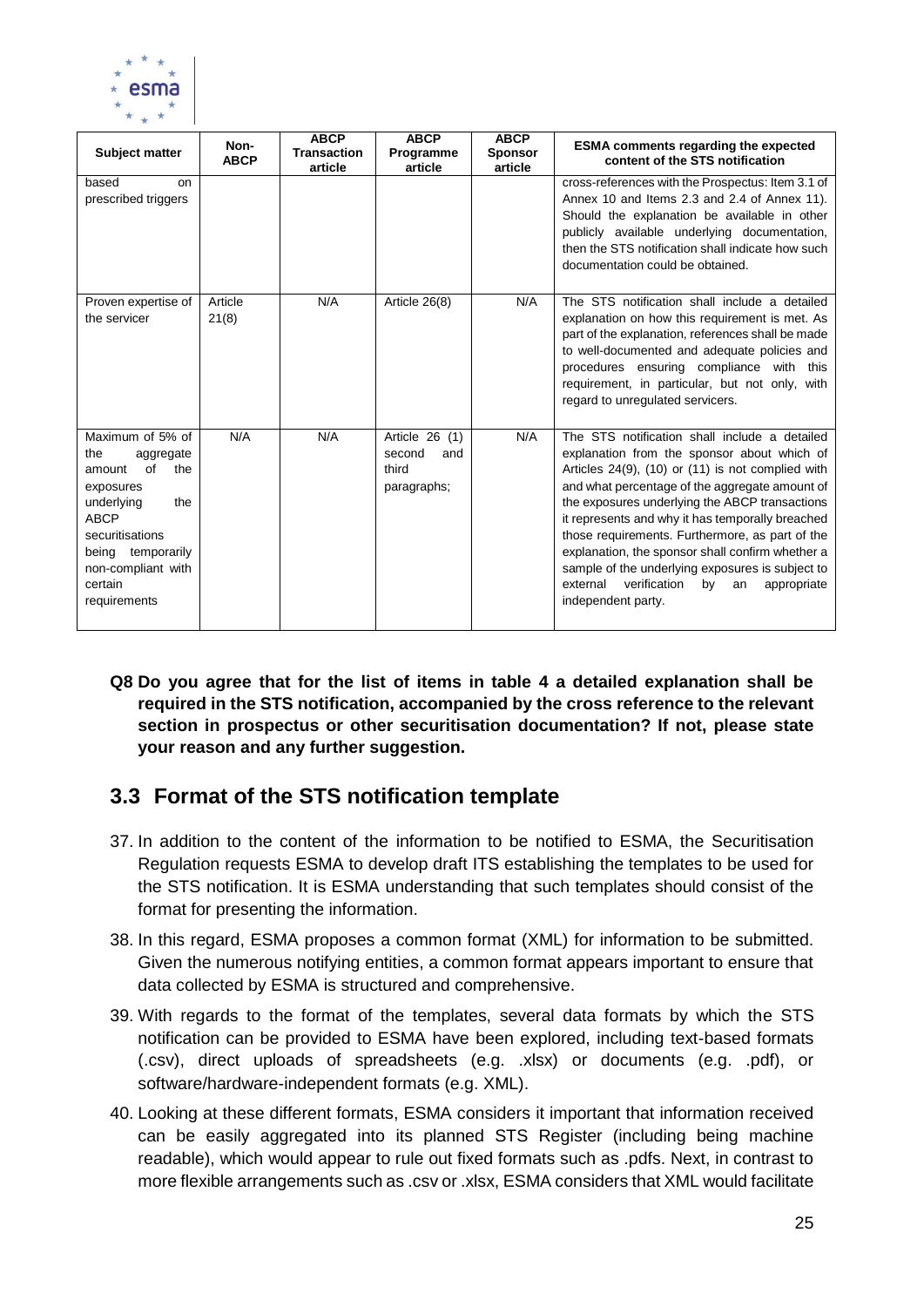| Subject matter | Non-ABCP | ABCP Transaction article | ABCP Programme article | ABCP Sponsor article | ESMA comments regarding the expected content of the STS notification |
|---|---|---|---|---|---|
| based on prescribed triggers | | | | | cross-references with the Prospectus: Item 3.1 of Annex 10 and Items 2.3 and 2.4 of Annex 11). Should the explanation be available in other publicly available underlying documentation, then the STS notification shall indicate how such documentation could be obtained. |
| Proven expertise of the servicer | Article 21(8) | N/A | Article 26(8) | N/A | The STS notification shall include a detailed explanation on how this requirement is met. As part of the explanation, references shall be made to well-documented and adequate policies and procedures ensuring compliance with this requirement, in particular, but not only, with regard to unregulated servicers. |
| Maximum of 5% of the aggregate amount of the exposures underlying the ABCP securitisations being temporarily non-compliant with certain requirements | N/A | N/A | Article 26 (1) second and third paragraphs; | N/A | The STS notification shall include a detailed explanation from the sponsor about which of Articles 24(9), (10) or (11) is not complied with and what percentage of the aggregate amount of the exposures underlying the ABCP transactions it represents and why it has temporally breached those requirements. Furthermore, as part of the explanation, the sponsor shall confirm whether a sample of the underlying exposures is subject to external verification by an appropriate independent party. |

**Q8 Do you agree that for the list of items in table 4 a detailed explanation shall be required in the STS notification, accompanied by the cross reference to the relevant section in prospectus or other securitisation documentation? If not, please state your reason and any further suggestion.**

## 3.3 Format of the STS notification template

37. In addition to the content of the information to be notified to ESMA, the Securitisation Regulation requests ESMA to develop draft ITS establishing the templates to be used for the STS notification. It is ESMA understanding that such templates should consist of the format for presenting the information.

38. In this regard, ESMA proposes a common format (XML) for information to be submitted. Given the numerous notifying entities, a common format appears important to ensure that data collected by ESMA is structured and comprehensive.

39. With regards to the format of the templates, several data formats by which the STS notification can be provided to ESMA have been explored, including text-based formats (.csv), direct uploads of spreadsheets (e.g. .xlsx) or documents (e.g. .pdf), or software/hardware-independent formats (e.g. XML).

40. Looking at these different formats, ESMA considers it important that information received can be easily aggregated into its planned STS Register (including being machine readable), which would appear to rule out fixed formats such as .pdfs. Next, in contrast to more flexible arrangements such as .csv or .xlsx, ESMA considers that XML would facilitate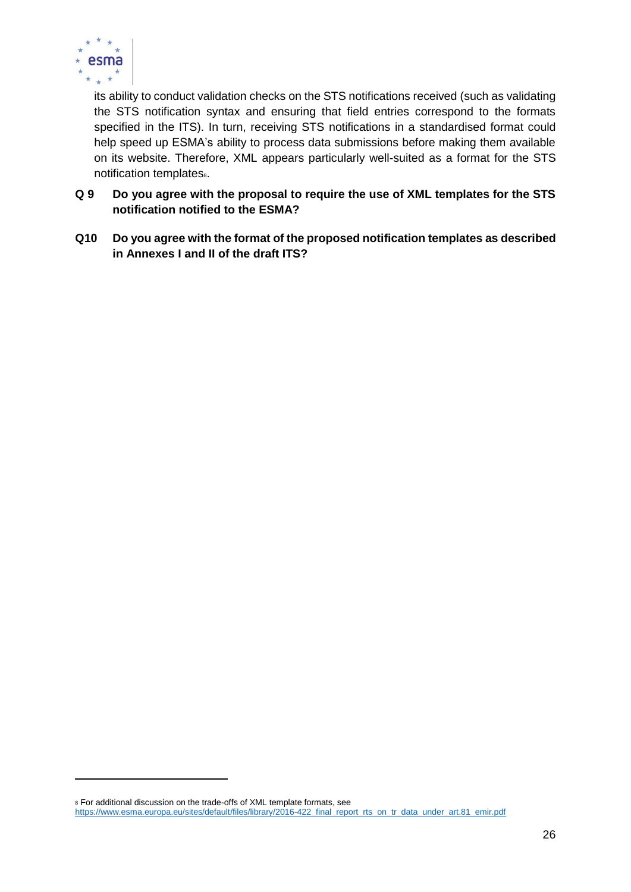its ability to conduct validation checks on the STS notifications received (such as validating the STS notification syntax and ensuring that field entries correspond to the formats specified in the ITS). In turn, receiving STS notifications in a standardised format could help speed up ESMA's ability to process data submissions before making them available on its website. Therefore, XML appears particularly well-suited as a format for the STS notification templates[8].

**Q 9 Do you agree with the proposal to require the use of XML templates for the STS notification notified to the ESMA?**

**Q10 Do you agree with the format of the proposed notification templates as described in Annexes I and II of the draft ITS?**

---

[8] For additional discussion on the trade-offs of XML template formats, see https://www.esma.europa.eu/sites/default/files/library/2016-422_final_report_rts_on_tr_data_under_art.81_emir.pdf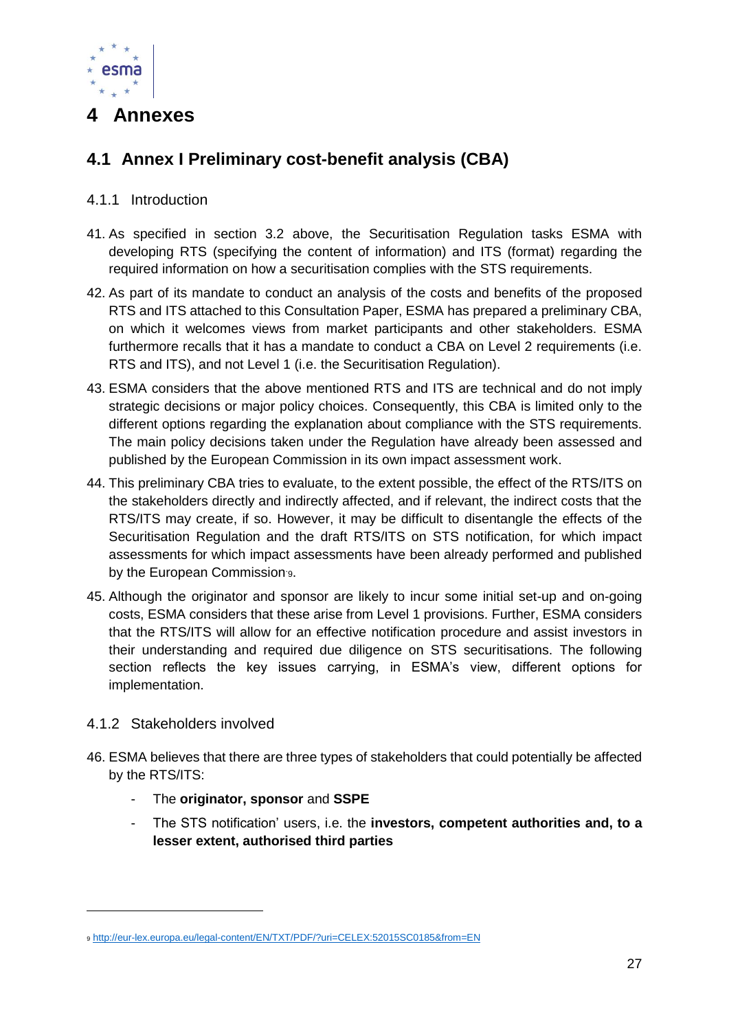# 4 Annexes

## 4.1 Annex I Preliminary cost-benefit analysis (CBA)

### 4.1.1 Introduction

41. As specified in section 3.2 above, the Securitisation Regulation tasks ESMA with developing RTS (specifying the content of information) and ITS (format) regarding the required information on how a securitisation complies with the STS requirements.

42. As part of its mandate to conduct an analysis of the costs and benefits of the proposed RTS and ITS attached to this Consultation Paper, ESMA has prepared a preliminary CBA, on which it welcomes views from market participants and other stakeholders. ESMA furthermore recalls that it has a mandate to conduct a CBA on Level 2 requirements (i.e. RTS and ITS), and not Level 1 (i.e. the Securitisation Regulation).

43. ESMA considers that the above mentioned RTS and ITS are technical and do not imply strategic decisions or major policy choices. Consequently, this CBA is limited only to the different options regarding the explanation about compliance with the STS requirements. The main policy decisions taken under the Regulation have already been assessed and published by the European Commission in its own impact assessment work.

44. This preliminary CBA tries to evaluate, to the extent possible, the effect of the RTS/ITS on the stakeholders directly and indirectly affected, and if relevant, the indirect costs that the RTS/ITS may create, if so. However, it may be difficult to disentangle the effects of the Securitisation Regulation and the draft RTS/ITS on STS notification, for which impact assessments for which impact assessments have been already performed and published by the European Commission[9].

45. Although the originator and sponsor are likely to incur some initial set-up and on-going costs, ESMA considers that these arise from Level 1 provisions. Further, ESMA considers that the RTS/ITS will allow for an effective notification procedure and assist investors in their understanding and required due diligence on STS securitisations. The following section reflects the key issues carrying, in ESMA's view, different options for implementation.

### 4.1.2 Stakeholders involved

46. ESMA believes that there are three types of stakeholders that could potentially be affected by the RTS/ITS:

    - The **originator, sponsor** and **SSPE**
    - The STS notification' users, i.e. the **investors, competent authorities and, to a lesser extent, authorised third parties**

---

[9] http://eur-lex.europa.eu/legal-content/EN/TXT/PDF/?uri=CELEX:52015SC0185&from=EN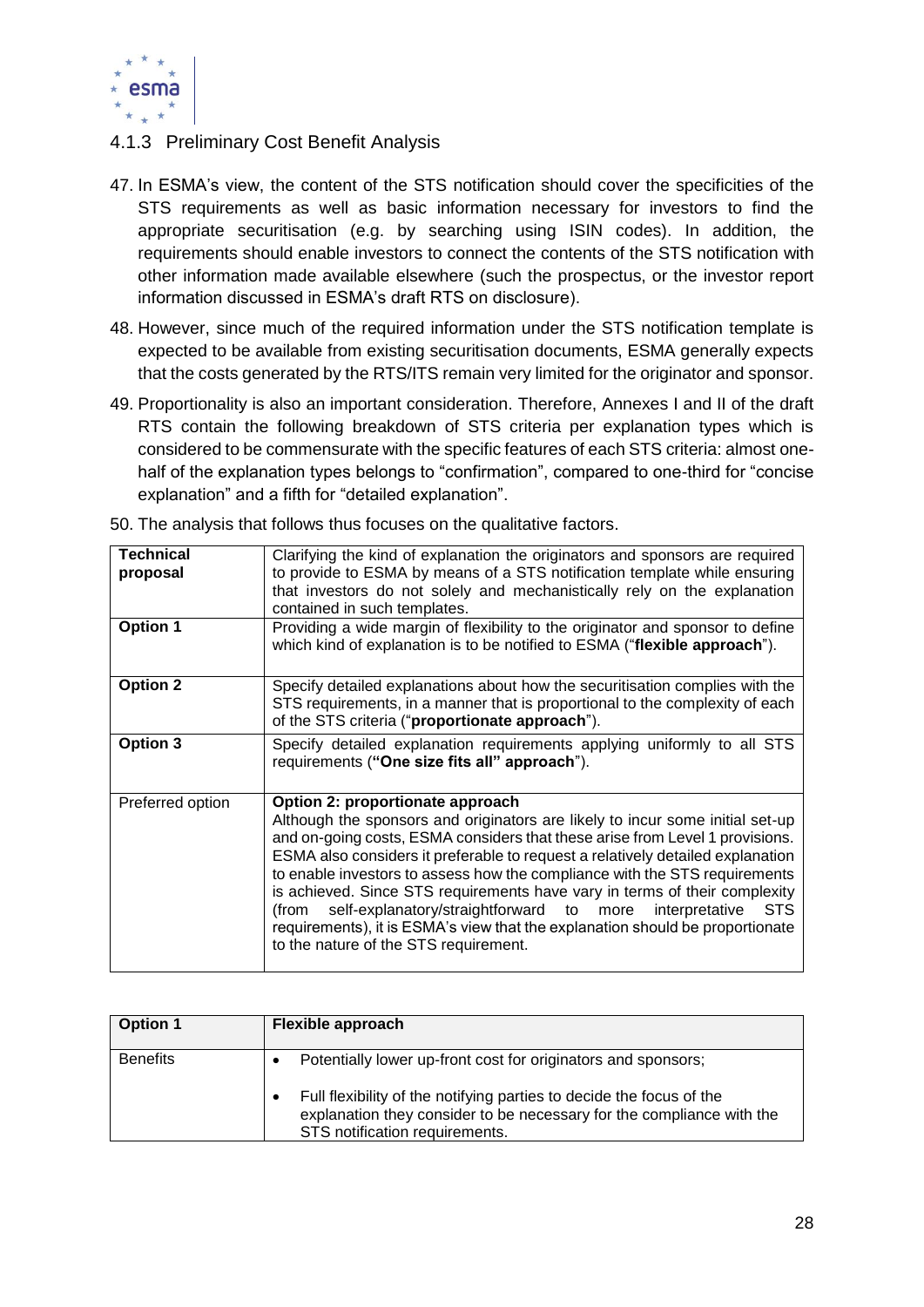### 4.1.3 Preliminary Cost Benefit Analysis

47. In ESMA's view, the content of the STS notification should cover the specificities of the STS requirements as well as basic information necessary for investors to find the appropriate securitisation (e.g. by searching using ISIN codes). In addition, the requirements should enable investors to connect the contents of the STS notification with other information made available elsewhere (such the prospectus, or the investor report information discussed in ESMA's draft RTS on disclosure).

48. However, since much of the required information under the STS notification template is expected to be available from existing securitisation documents, ESMA generally expects that the costs generated by the RTS/ITS remain very limited for the originator and sponsor.

49. Proportionality is also an important consideration. Therefore, Annexes I and II of the draft RTS contain the following breakdown of STS criteria per explanation types which is considered to be commensurate with the specific features of each STS criteria: almost one-half of the explanation types belongs to "confirmation", compared to one-third for "concise explanation" and a fifth for "detailed explanation".

50. The analysis that follows thus focuses on the qualitative factors.

| **Technical proposal** | Clarifying the kind of explanation the originators and sponsors are required to provide to ESMA by means of a STS notification template while ensuring that investors do not solely and mechanistically rely on the explanation contained in such templates. |
|---|---|
| **Option 1** | Providing a wide margin of flexibility to the originator and sponsor to define which kind of explanation is to be notified to ESMA ("**flexible approach**"). |
| **Option 2** | Specify detailed explanations about how the securitisation complies with the STS requirements, in a manner that is proportional to the complexity of each of the STS criteria ("**proportionate approach**"). |
| **Option 3** | Specify detailed explanation requirements applying uniformly to all STS requirements (**"One size fits all" approach**"). |
| Preferred option | **Option 2: proportionate approach** Although the sponsors and originators are likely to incur some initial set-up and on-going costs, ESMA considers that these arise from Level 1 provisions. ESMA also considers it preferable to request a relatively detailed explanation to enable investors to assess how the compliance with the STS requirements is achieved. Since STS requirements have vary in terms of their complexity (from self-explanatory/straightforward to more interpretative STS requirements), it is ESMA's view that the explanation should be proportionate to the nature of the STS requirement. |

| **Option 1** | **Flexible approach** |
|---|---|
| Benefits | • Potentially lower up-front cost for originators and sponsors; • Full flexibility of the notifying parties to decide the focus of the explanation they consider to be necessary for the compliance with the STS notification requirements. |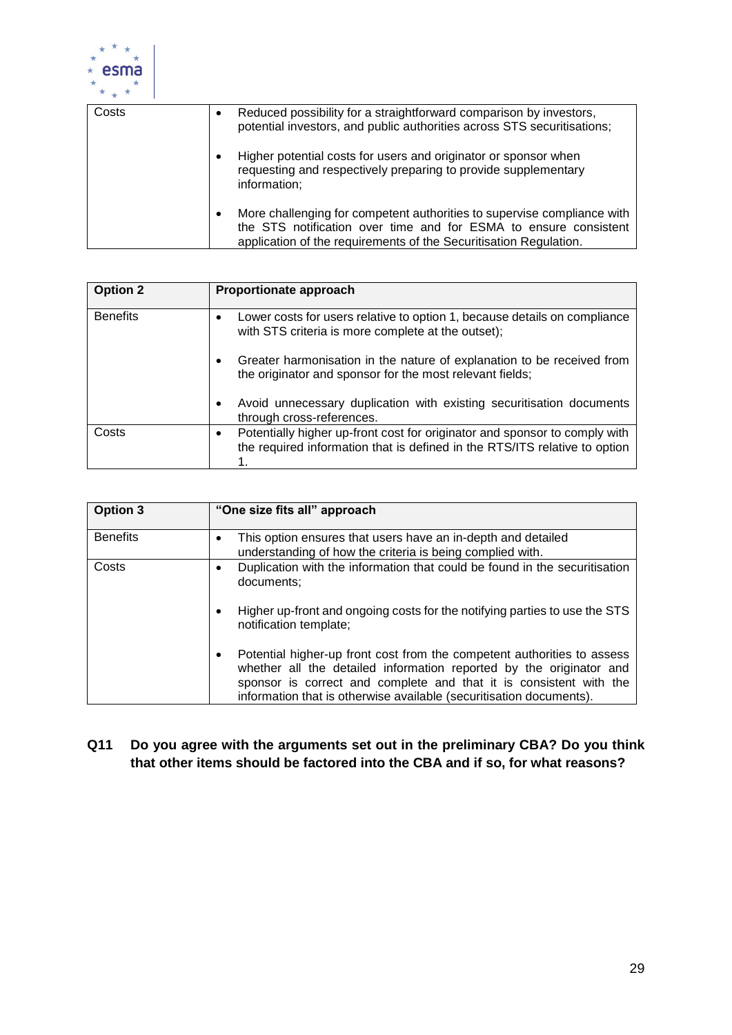| | |
|---|---|
| Costs | • Reduced possibility for a straightforward comparison by investors, potential investors, and public authorities across STS securitisations;<br><br>• Higher potential costs for users and originator or sponsor when requesting and respectively preparing to provide supplementary information;<br><br>• More challenging for competent authorities to supervise compliance with the STS notification over time and for ESMA to ensure consistent application of the requirements of the Securitisation Regulation. |

| **Option 2** | **Proportionate approach** |
|---|---|
| Benefits | • Lower costs for users relative to option 1, because details on compliance with STS criteria is more complete at the outset);<br><br>• Greater harmonisation in the nature of explanation to be received from the originator and sponsor for the most relevant fields;<br><br>• Avoid unnecessary duplication with existing securitisation documents through cross-references. |
| Costs | • Potentially higher up-front cost for originator and sponsor to comply with the required information that is defined in the RTS/ITS relative to option 1. |

| **Option 3** | **"One size fits all" approach** |
|---|---|
| Benefits | • This option ensures that users have an in-depth and detailed understanding of how the criteria is being complied with. |
| Costs | • Duplication with the information that could be found in the securitisation documents;<br><br>• Higher up-front and ongoing costs for the notifying parties to use the STS notification template;<br><br>• Potential higher-up front cost from the competent authorities to assess whether all the detailed information reported by the originator and sponsor is correct and complete and that it is consistent with the information that is otherwise available (securitisation documents). |

**Q11 Do you agree with the arguments set out in the preliminary CBA? Do you think that other items should be factored into the CBA and if so, for what reasons?**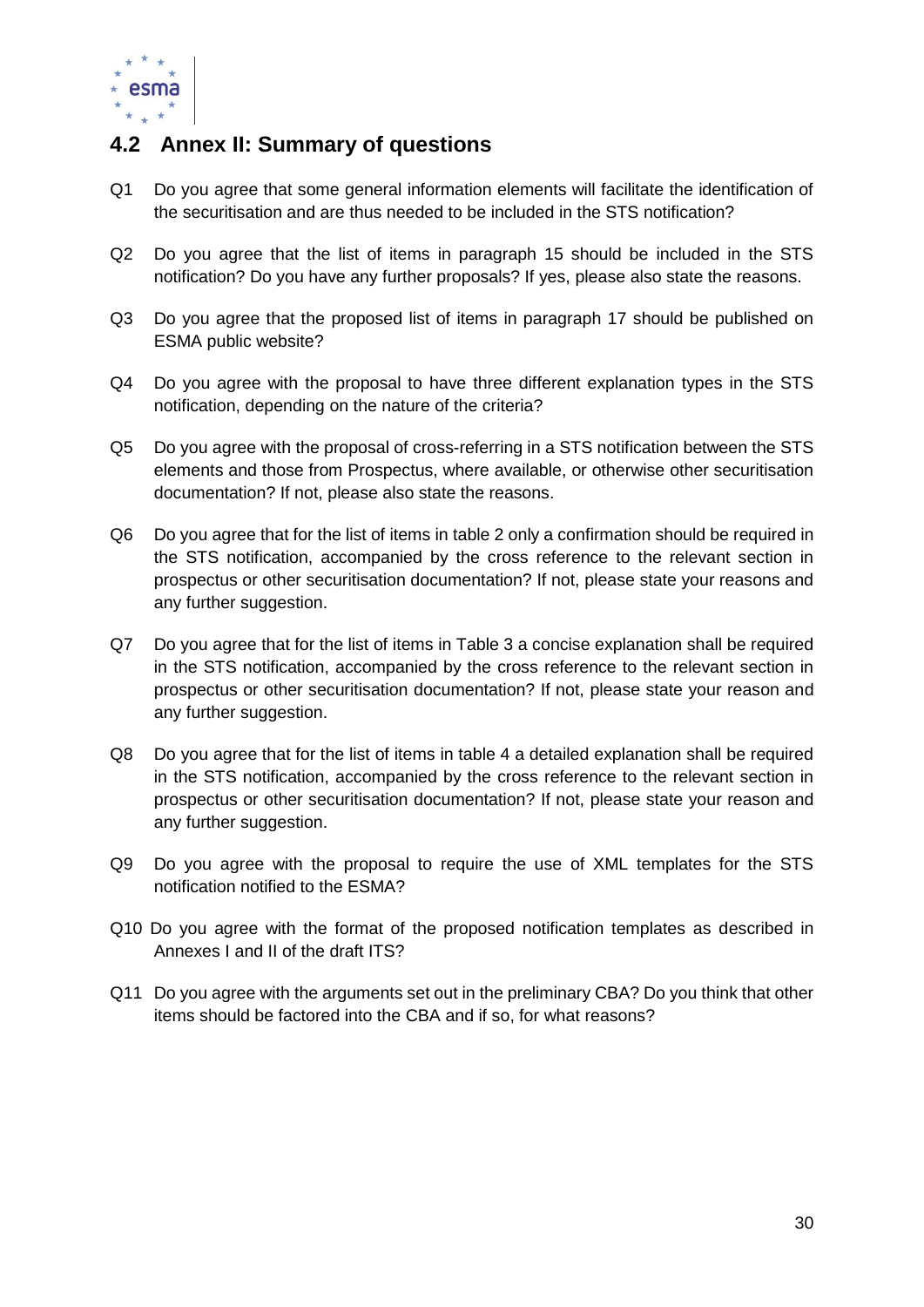## 4.2 Annex II: Summary of questions

Q1 Do you agree that some general information elements will facilitate the identification of the securitisation and are thus needed to be included in the STS notification?

Q2 Do you agree that the list of items in paragraph 15 should be included in the STS notification? Do you have any further proposals? If yes, please also state the reasons.

Q3 Do you agree that the proposed list of items in paragraph 17 should be published on ESMA public website?

Q4 Do you agree with the proposal to have three different explanation types in the STS notification, depending on the nature of the criteria?

Q5 Do you agree with the proposal of cross-referring in a STS notification between the STS elements and those from Prospectus, where available, or otherwise other securitisation documentation? If not, please also state the reasons.

Q6 Do you agree that for the list of items in table 2 only a confirmation should be required in the STS notification, accompanied by the cross reference to the relevant section in prospectus or other securitisation documentation? If not, please state your reasons and any further suggestion.

Q7 Do you agree that for the list of items in Table 3 a concise explanation shall be required in the STS notification, accompanied by the cross reference to the relevant section in prospectus or other securitisation documentation? If not, please state your reason and any further suggestion.

Q8 Do you agree that for the list of items in table 4 a detailed explanation shall be required in the STS notification, accompanied by the cross reference to the relevant section in prospectus or other securitisation documentation? If not, please state your reason and any further suggestion.

Q9 Do you agree with the proposal to require the use of XML templates for the STS notification notified to the ESMA?

Q10 Do you agree with the format of the proposed notification templates as described in Annexes I and II of the draft ITS?

Q11 Do you agree with the arguments set out in the preliminary CBA? Do you think that other items should be factored into the CBA and if so, for what reasons?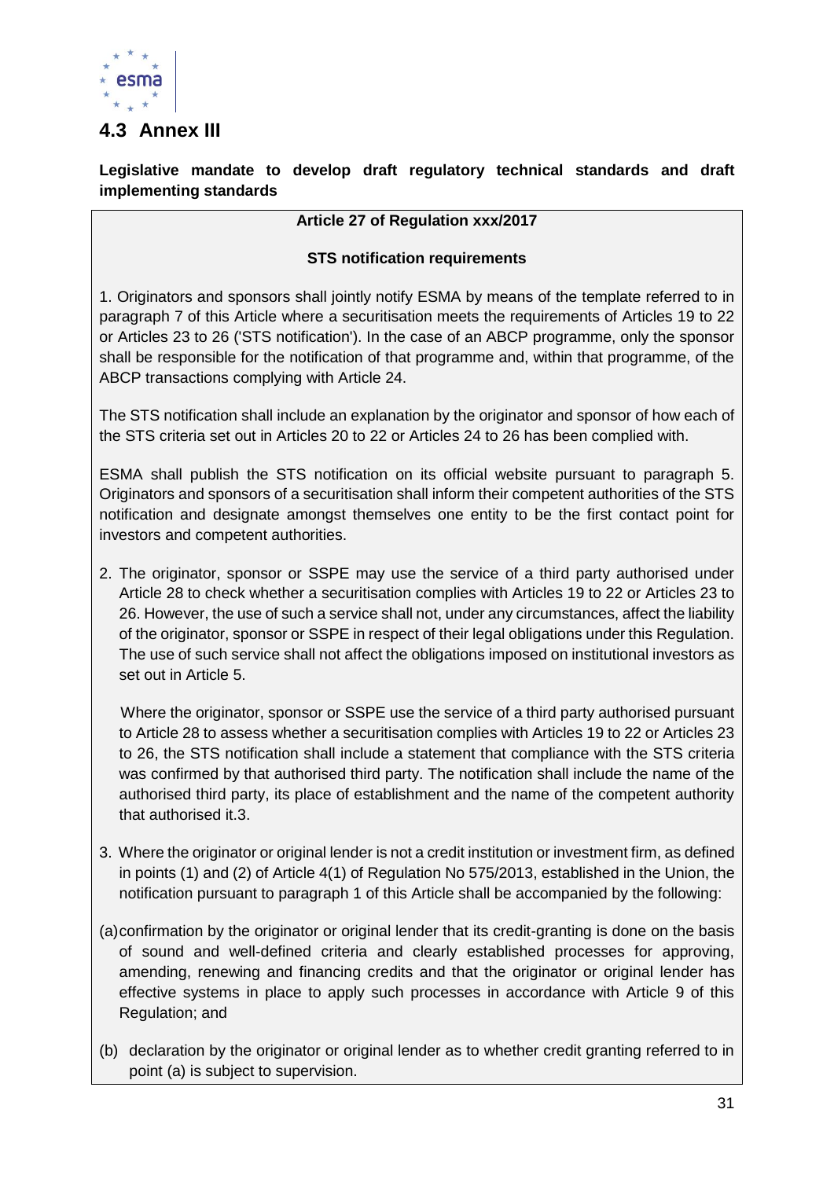## 4.3 Annex III

**Legislative mandate to develop draft regulatory technical standards and draft implementing standards**

**Article 27 of Regulation xxx/2017**

**STS notification requirements**

1. Originators and sponsors shall jointly notify ESMA by means of the template referred to in paragraph 7 of this Article where a securitisation meets the requirements of Articles 19 to 22 or Articles 23 to 26 ('STS notification'). In the case of an ABCP programme, only the sponsor shall be responsible for the notification of that programme and, within that programme, of the ABCP transactions complying with Article 24.

The STS notification shall include an explanation by the originator and sponsor of how each of the STS criteria set out in Articles 20 to 22 or Articles 24 to 26 has been complied with.

ESMA shall publish the STS notification on its official website pursuant to paragraph 5. Originators and sponsors of a securitisation shall inform their competent authorities of the STS notification and designate amongst themselves one entity to be the first contact point for investors and competent authorities.

2. The originator, sponsor or SSPE may use the service of a third party authorised under Article 28 to check whether a securitisation complies with Articles 19 to 22 or Articles 23 to 26. However, the use of such a service shall not, under any circumstances, affect the liability of the originator, sponsor or SSPE in respect of their legal obligations under this Regulation. The use of such service shall not affect the obligations imposed on institutional investors as set out in Article 5.

   Where the originator, sponsor or SSPE use the service of a third party authorised pursuant to Article 28 to assess whether a securitisation complies with Articles 19 to 22 or Articles 23 to 26, the STS notification shall include a statement that compliance with the STS criteria was confirmed by that authorised third party. The notification shall include the name of the authorised third party, its place of establishment and the name of the competent authority that authorised it.3.

3. Where the originator or original lender is not a credit institution or investment firm, as defined in points (1) and (2) of Article 4(1) of Regulation No 575/2013, established in the Union, the notification pursuant to paragraph 1 of this Article shall be accompanied by the following:

(a) confirmation by the originator or original lender that its credit-granting is done on the basis of sound and well-defined criteria and clearly established processes for approving, amending, renewing and financing credits and that the originator or original lender has effective systems in place to apply such processes in accordance with Article 9 of this Regulation; and

(b) declaration by the originator or original lender as to whether credit granting referred to in point (a) is subject to supervision.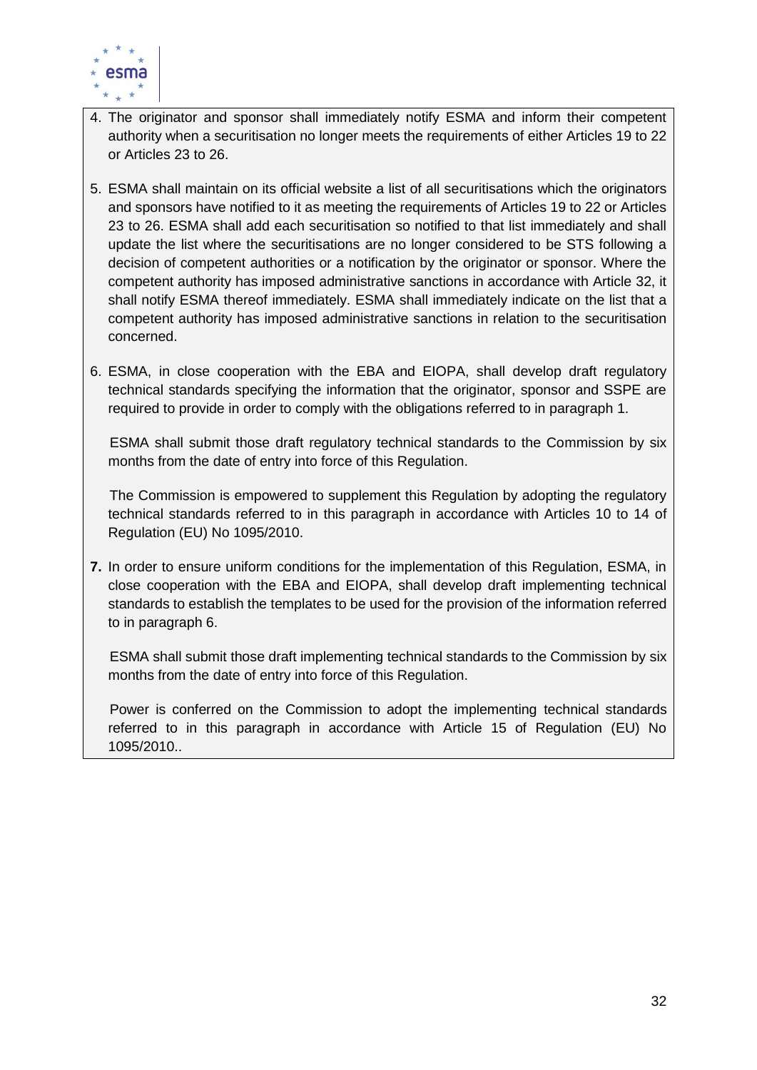4. The originator and sponsor shall immediately notify ESMA and inform their competent authority when a securitisation no longer meets the requirements of either Articles 19 to 22 or Articles 23 to 26.

5. ESMA shall maintain on its official website a list of all securitisations which the originators and sponsors have notified to it as meeting the requirements of Articles 19 to 22 or Articles 23 to 26. ESMA shall add each securitisation so notified to that list immediately and shall update the list where the securitisations are no longer considered to be STS following a decision of competent authorities or a notification by the originator or sponsor. Where the competent authority has imposed administrative sanctions in accordance with Article 32, it shall notify ESMA thereof immediately. ESMA shall immediately indicate on the list that a competent authority has imposed administrative sanctions in relation to the securitisation concerned.

6. ESMA, in close cooperation with the EBA and EIOPA, shall develop draft regulatory technical standards specifying the information that the originator, sponsor and SSPE are required to provide in order to comply with the obligations referred to in paragraph 1.

   ESMA shall submit those draft regulatory technical standards to the Commission by six months from the date of entry into force of this Regulation.

   The Commission is empowered to supplement this Regulation by adopting the regulatory technical standards referred to in this paragraph in accordance with Articles 10 to 14 of Regulation (EU) No 1095/2010.

**7.** In order to ensure uniform conditions for the implementation of this Regulation, ESMA, in close cooperation with the EBA and EIOPA, shall develop draft implementing technical standards to establish the templates to be used for the provision of the information referred to in paragraph 6.

   ESMA shall submit those draft implementing technical standards to the Commission by six months from the date of entry into force of this Regulation.

   Power is conferred on the Commission to adopt the implementing technical standards referred to in this paragraph in accordance with Article 15 of Regulation (EU) No 1095/2010..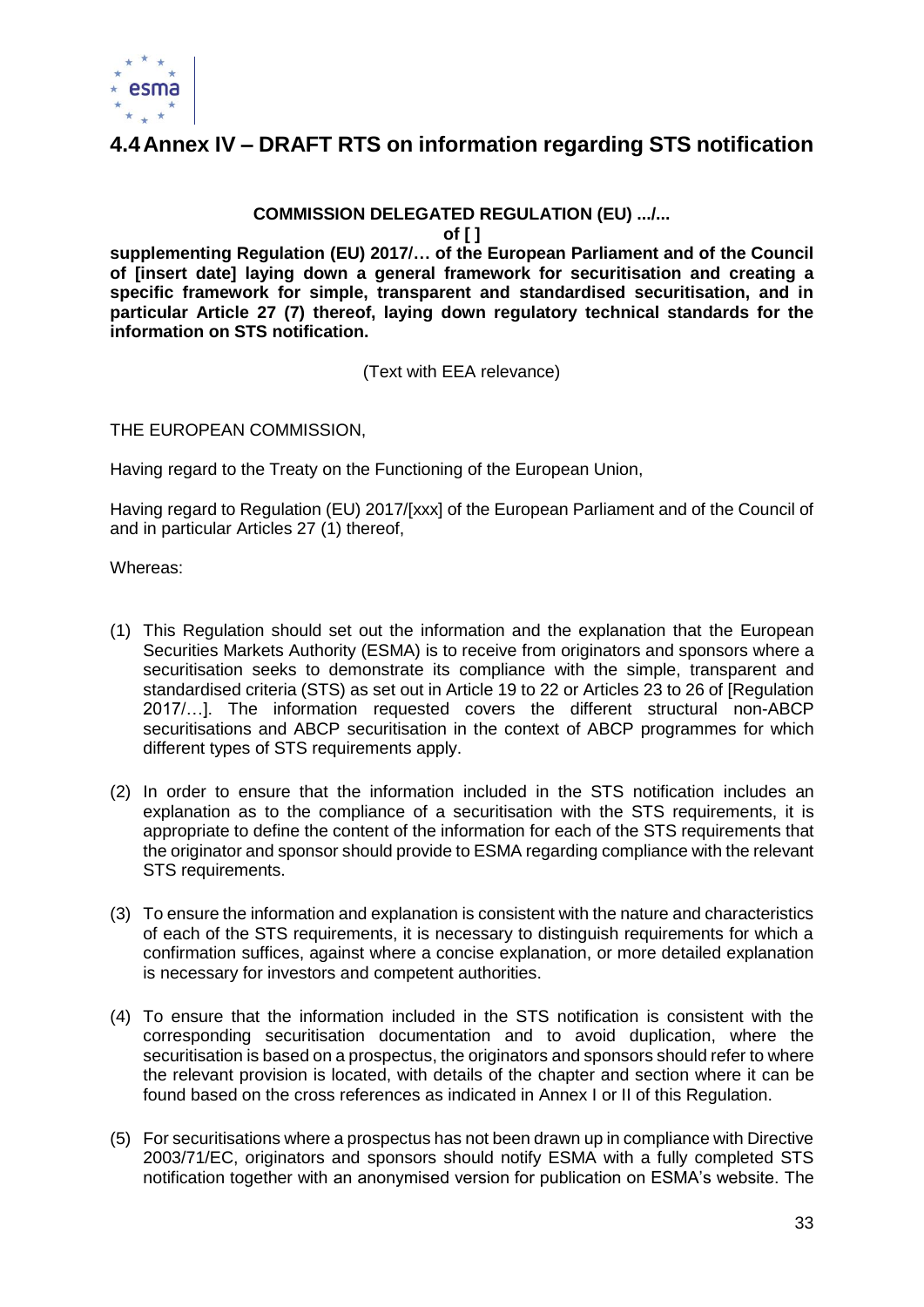## 4.4 Annex IV – DRAFT RTS on information regarding STS notification

**COMMISSION DELEGATED REGULATION (EU) .../...**

**of [ ]**

**supplementing Regulation (EU) 2017/… of the European Parliament and of the Council of [insert date] laying down a general framework for securitisation and creating a specific framework for simple, transparent and standardised securitisation, and in particular Article 27 (7) thereof, laying down regulatory technical standards for the information on STS notification.**

(Text with EEA relevance)

THE EUROPEAN COMMISSION,

Having regard to the Treaty on the Functioning of the European Union,

Having regard to Regulation (EU) 2017/[xxx] of the European Parliament and of the Council of and in particular Articles 27 (1) thereof,

Whereas:

(1) This Regulation should set out the information and the explanation that the European Securities Markets Authority (ESMA) is to receive from originators and sponsors where a securitisation seeks to demonstrate its compliance with the simple, transparent and standardised criteria (STS) as set out in Article 19 to 22 or Articles 23 to 26 of [Regulation 2017/…]. The information requested covers the different structural non-ABCP securitisations and ABCP securitisation in the context of ABCP programmes for which different types of STS requirements apply.

(2) In order to ensure that the information included in the STS notification includes an explanation as to the compliance of a securitisation with the STS requirements, it is appropriate to define the content of the information for each of the STS requirements that the originator and sponsor should provide to ESMA regarding compliance with the relevant STS requirements.

(3) To ensure the information and explanation is consistent with the nature and characteristics of each of the STS requirements, it is necessary to distinguish requirements for which a confirmation suffices, against where a concise explanation, or more detailed explanation is necessary for investors and competent authorities.

(4) To ensure that the information included in the STS notification is consistent with the corresponding securitisation documentation and to avoid duplication, where the securitisation is based on a prospectus, the originators and sponsors should refer to where the relevant provision is located, with details of the chapter and section where it can be found based on the cross references as indicated in Annex I or II of this Regulation.

(5) For securitisations where a prospectus has not been drawn up in compliance with Directive 2003/71/EC, originators and sponsors should notify ESMA with a fully completed STS notification together with an anonymised version for publication on ESMA's website. The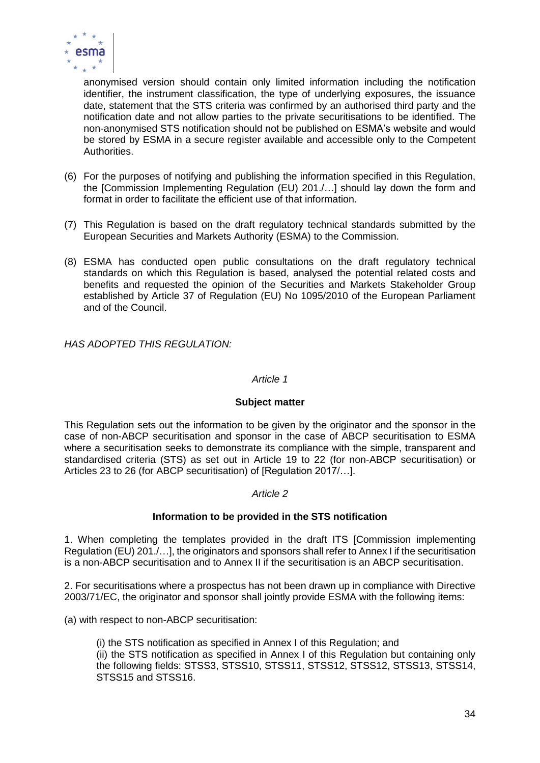anonymised version should contain only limited information including the notification identifier, the instrument classification, the type of underlying exposures, the issuance date, statement that the STS criteria was confirmed by an authorised third party and the notification date and not allow parties to the private securitisations to be identified. The non-anonymised STS notification should not be published on ESMA's website and would be stored by ESMA in a secure register available and accessible only to the Competent Authorities.

(6) For the purposes of notifying and publishing the information specified in this Regulation, the [Commission Implementing Regulation (EU) 201./…] should lay down the form and format in order to facilitate the efficient use of that information.

(7) This Regulation is based on the draft regulatory technical standards submitted by the European Securities and Markets Authority (ESMA) to the Commission.

(8) ESMA has conducted open public consultations on the draft regulatory technical standards on which this Regulation is based, analysed the potential related costs and benefits and requested the opinion of the Securities and Markets Stakeholder Group established by Article 37 of Regulation (EU) No 1095/2010 of the European Parliament and of the Council.

*HAS ADOPTED THIS REGULATION:*

*Article 1*

**Subject matter**

This Regulation sets out the information to be given by the originator and the sponsor in the case of non-ABCP securitisation and sponsor in the case of ABCP securitisation to ESMA where a securitisation seeks to demonstrate its compliance with the simple, transparent and standardised criteria (STS) as set out in Article 19 to 22 (for non-ABCP securitisation) or Articles 23 to 26 (for ABCP securitisation) of [Regulation 2017/…].

*Article 2*

**Information to be provided in the STS notification**

1. When completing the templates provided in the draft ITS [Commission implementing Regulation (EU) 201./…], the originators and sponsors shall refer to Annex I if the securitisation is a non-ABCP securitisation and to Annex II if the securitisation is an ABCP securitisation.

2. For securitisations where a prospectus has not been drawn up in compliance with Directive 2003/71/EC, the originator and sponsor shall jointly provide ESMA with the following items:

(a) with respect to non-ABCP securitisation:

(i) the STS notification as specified in Annex I of this Regulation; and
(ii) the STS notification as specified in Annex I of this Regulation but containing only the following fields: STSS3, STSS10, STSS11, STSS12, STSS12, STSS13, STSS14, STSS15 and STSS16.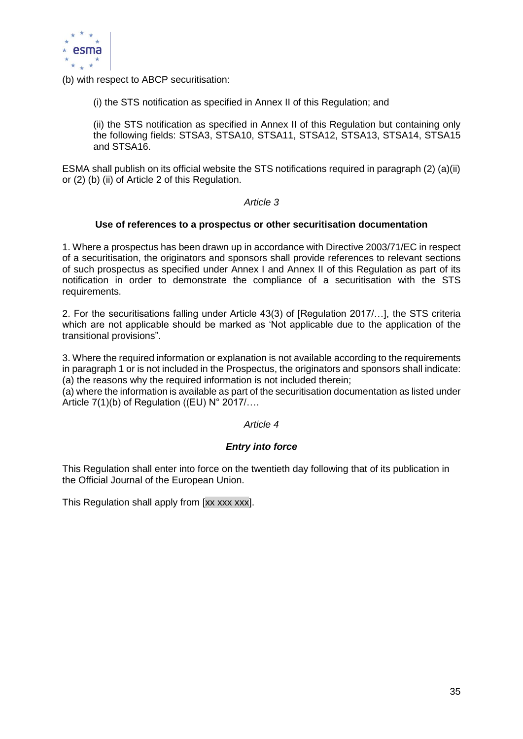(b) with respect to ABCP securitisation:

(i) the STS notification as specified in Annex II of this Regulation; and

(ii) the STS notification as specified in Annex II of this Regulation but containing only the following fields: STSA3, STSA10, STSA11, STSA12, STSA13, STSA14, STSA15 and STSA16.

ESMA shall publish on its official website the STS notifications required in paragraph (2) (a)(ii) or (2) (b) (ii) of Article 2 of this Regulation.

*Article 3*

**Use of references to a prospectus or other securitisation documentation**

1. Where a prospectus has been drawn up in accordance with Directive 2003/71/EC in respect of a securitisation, the originators and sponsors shall provide references to relevant sections of such prospectus as specified under Annex I and Annex II of this Regulation as part of its notification in order to demonstrate the compliance of a securitisation with the STS requirements.

2. For the securitisations falling under Article 43(3) of [Regulation 2017/…], the STS criteria which are not applicable should be marked as 'Not applicable due to the application of the transitional provisions".

3. Where the required information or explanation is not available according to the requirements in paragraph 1 or is not included in the Prospectus, the originators and sponsors shall indicate:
(a) the reasons why the required information is not included therein;
(a) where the information is available as part of the securitisation documentation as listed under Article 7(1)(b) of Regulation ((EU) N° 2017/….

*Article 4*

***Entry into force***

This Regulation shall enter into force on the twentieth day following that of its publication in the Official Journal of the European Union.

This Regulation shall apply from [xx xxx xxx].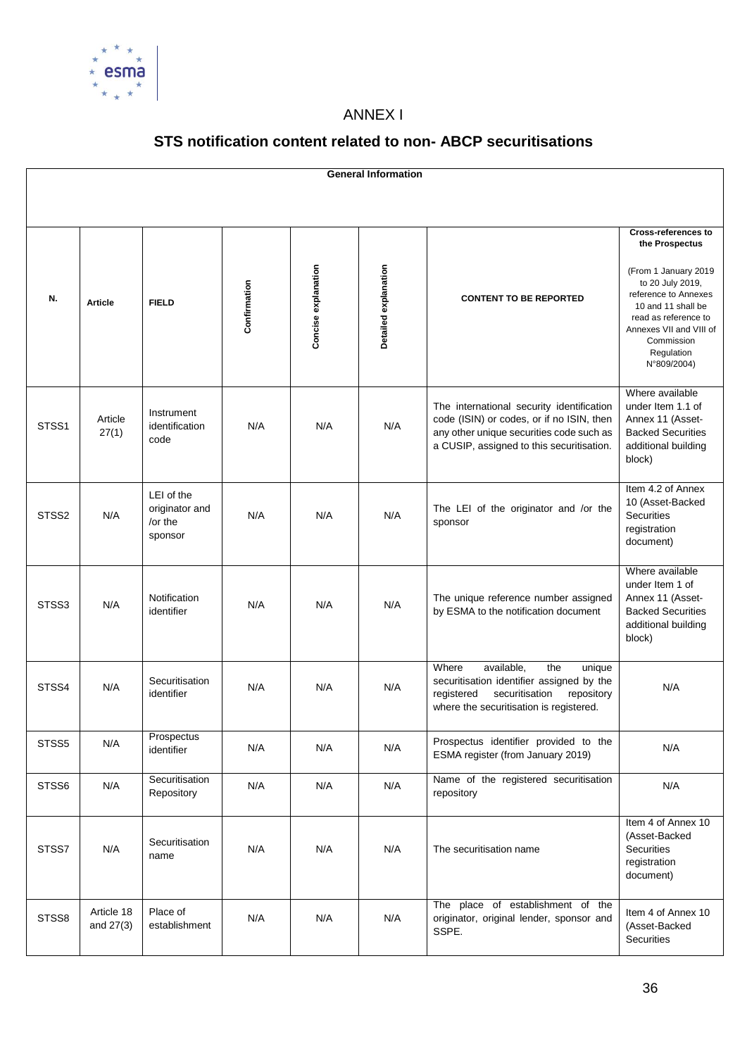# ANNEX I

## STS notification content related to non- ABCP securitisations

| General Information | | | | | | | |
|---|---|---|---|---|---|---|---|
| **N.** | **Article** | **FIELD** | **Confirmation** | **Concise explanation** | **Detailed explanation** | **CONTENT TO BE REPORTED** | **Cross-references to the Prospectus** (From 1 January 2019 to 20 July 2019, reference to Annexes 10 and 11 shall be read as reference to Annexes VII and VIII of Commission Regulation N°809/2004) |
| STSS1 | Article 27(1) | Instrument identification code | N/A | N/A | N/A | The international security identification code (ISIN) or codes, or if no ISIN, then any other unique securities code such as a CUSIP, assigned to this securitisation. | Where available under Item 1.1 of Annex 11 (Asset-Backed Securities additional building block) |
| STSS2 | N/A | LEI of the originator and /or the sponsor | N/A | N/A | N/A | The LEI of the originator and /or the sponsor | Item 4.2 of Annex 10 (Asset-Backed Securities registration document) |
| STSS3 | N/A | Notification identifier | N/A | N/A | N/A | The unique reference number assigned by ESMA to the notification document | Where available under Item 1 of Annex 11 (Asset-Backed Securities additional building block) |
| STSS4 | N/A | Securitisation identifier | N/A | N/A | N/A | Where available, the unique securitisation identifier assigned by the registered securitisation repository where the securitisation is registered. | N/A |
| STSS5 | N/A | Prospectus identifier | N/A | N/A | N/A | Prospectus identifier provided to the ESMA register (from January 2019) | N/A |
| STSS6 | N/A | Securitisation Repository | N/A | N/A | N/A | Name of the registered securitisation repository | N/A |
| STSS7 | N/A | Securitisation name | N/A | N/A | N/A | The securitisation name | Item 4 of Annex 10 (Asset-Backed Securities registration document) |
| STSS8 | Article 18 and 27(3) | Place of establishment | N/A | N/A | N/A | The place of establishment of the originator, original lender, sponsor and SSPE. | Item 4 of Annex 10 (Asset-Backed Securities |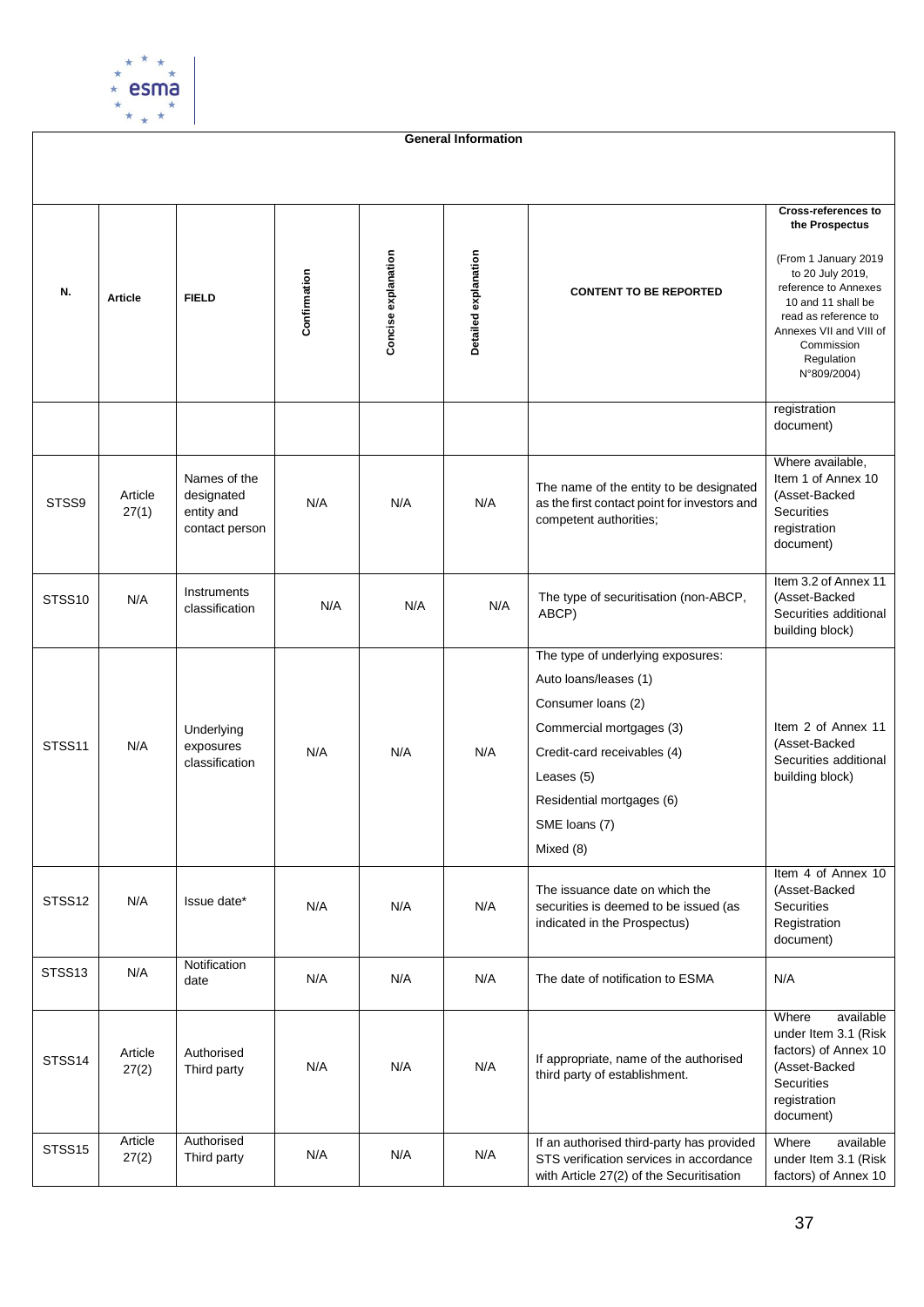| General Information | | | | | | | |
|---|---|---|---|---|---|---|---|
| **N.** | **Article** | **FIELD** | **Confirmation** | **Concise explanation** | **Detailed explanation** | **CONTENT TO BE REPORTED** | **Cross-references to the Prospectus** (From 1 January 2019 to 20 July 2019, reference to Annexes 10 and 11 shall be read as reference to Annexes VII and VIII of Commission Regulation N°809/2004) |
| | | | | | | | registration document) |
| STSS9 | Article 27(1) | Names of the designated entity and contact person | N/A | N/A | N/A | The name of the entity to be designated as the first contact point for investors and competent authorities; | Where available, Item 1 of Annex 10 (Asset-Backed Securities registration document) |
| STSS10 | N/A | Instruments classification | N/A | N/A | N/A | The type of securitisation (non-ABCP, ABCP) | Item 3.2 of Annex 11 (Asset-Backed Securities additional building block) |
| STSS11 | N/A | Underlying exposures classification | N/A | N/A | N/A | The type of underlying exposures:<br>Auto loans/leases (1)<br>Consumer loans (2)<br>Commercial mortgages (3)<br>Credit-card receivables (4)<br>Leases (5)<br>Residential mortgages (6)<br>SME loans (7)<br>Mixed (8) | Item 2 of Annex 11 (Asset-Backed Securities additional building block) |
| STSS12 | N/A | Issue date* | N/A | N/A | N/A | The issuance date on which the securities is deemed to be issued (as indicated in the Prospectus) | Item 4 of Annex 10 (Asset-Backed Securities Registration document) |
| STSS13 | N/A | Notification date | N/A | N/A | N/A | The date of notification to ESMA | N/A |
| STSS14 | Article 27(2) | Authorised Third party | N/A | N/A | N/A | If appropriate, name of the authorised third party of establishment. | Where available under Item 3.1 (Risk factors) of Annex 10 (Asset-Backed Securities registration document) |
| STSS15 | Article 27(2) | Authorised Third party | N/A | N/A | N/A | If an authorised third-party has provided STS verification services in accordance with Article 27(2) of the Securitisation | Where available under Item 3.1 (Risk factors) of Annex 10 |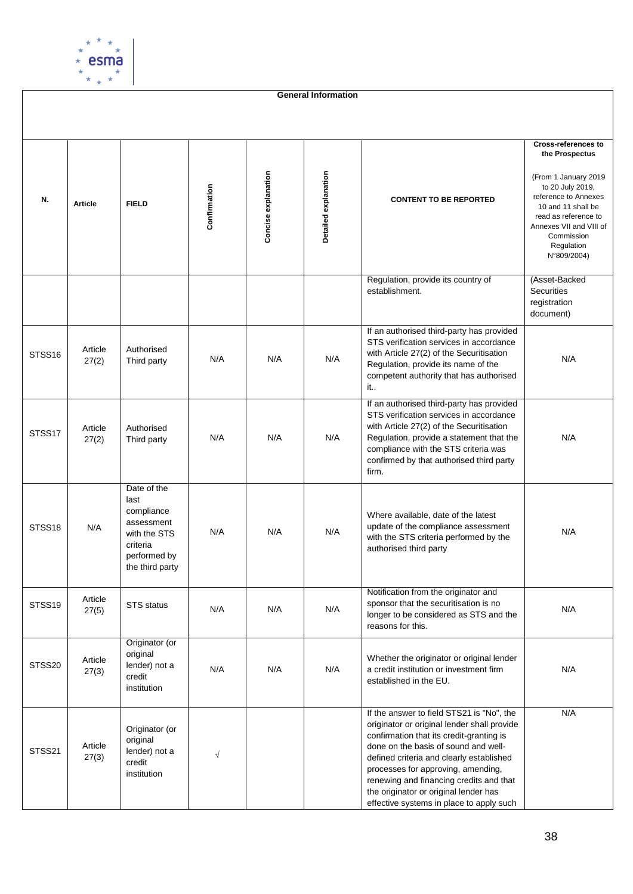| General Information | | | | | | | |
|---|---|---|---|---|---|---|---|
| **N.** | **Article** | **FIELD** | **Confirmation** | **Concise explanation** | **Detailed explanation** | **CONTENT TO BE REPORTED** | **Cross-references to the Prospectus** (From 1 January 2019 to 20 July 2019, reference to Annexes 10 and 11 shall be read as reference to Annexes VII and VIII of Commission Regulation N°809/2004) |
| | | | | | | Regulation, provide its country of establishment. | (Asset-Backed Securities registration document) |
| STSS16 | Article 27(2) | Authorised Third party | N/A | N/A | N/A | If an authorised third-party has provided STS verification services in accordance with Article 27(2) of the Securitisation Regulation, provide its name of the competent authority that has authorised it.. | N/A |
| STSS17 | Article 27(2) | Authorised Third party | N/A | N/A | N/A | If an authorised third-party has provided STS verification services in accordance with Article 27(2) of the Securitisation Regulation, provide a statement that the compliance with the STS criteria was confirmed by that authorised third party firm. | N/A |
| STSS18 | N/A | Date of the last compliance assessment with the STS criteria performed by the third party | N/A | N/A | N/A | Where available, date of the latest update of the compliance assessment with the STS criteria performed by the authorised third party | N/A |
| STSS19 | Article 27(5) | STS status | N/A | N/A | N/A | Notification from the originator and sponsor that the securitisation is no longer to be considered as STS and the reasons for this. | N/A |
| STSS20 | Article 27(3) | Originator (or original lender) not a credit institution | N/A | N/A | N/A | Whether the originator or original lender a credit institution or investment firm established in the EU. | N/A |
| STSS21 | Article 27(3) | Originator (or original lender) not a credit institution | √ | | | If the answer to field STS21 is "No", the originator or original lender shall provide confirmation that its credit-granting is done on the basis of sound and well-defined criteria and clearly established processes for approving, amending, renewing and financing credits and that the originator or original lender has effective systems in place to apply such | N/A |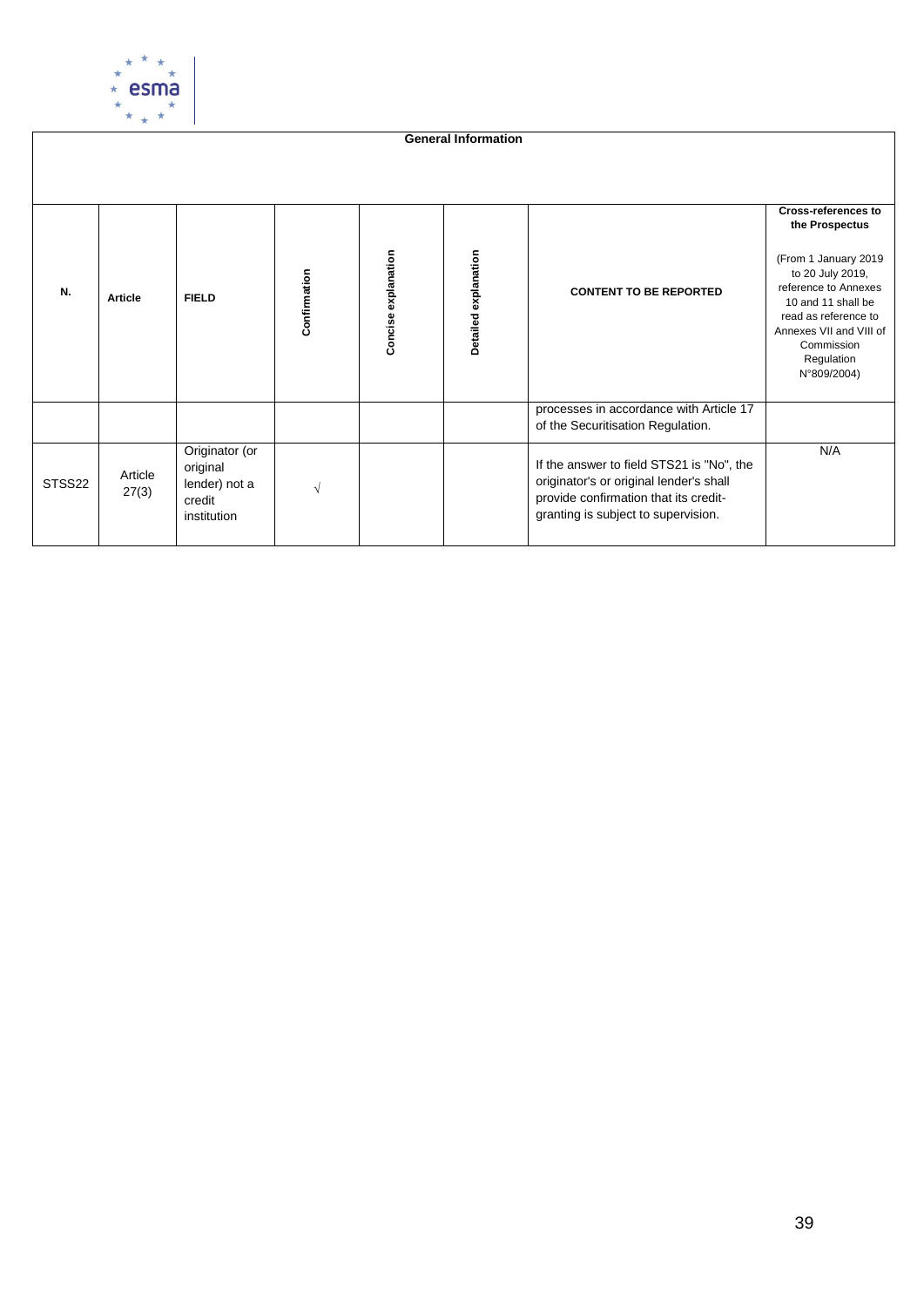| General Information | | | | | | | |
|---|---|---|---|---|---|---|---|
| **N.** | **Article** | **FIELD** | **Confirmation** | **Concise explanation** | **Detailed explanation** | **CONTENT TO BE REPORTED** | **Cross-references to the Prospectus** (From 1 January 2019 to 20 July 2019, reference to Annexes 10 and 11 shall be read as reference to Annexes VII and VIII of Commission Regulation N°809/2004) |
| | | | | | | processes in accordance with Article 17 of the Securitisation Regulation. | |
| STSS22 | Article 27(3) | Originator (or original lender) not a credit institution | √ | | | If the answer to field STS21 is "No", the originator's or original lender's shall provide confirmation that its credit-granting is subject to supervision. | N/A |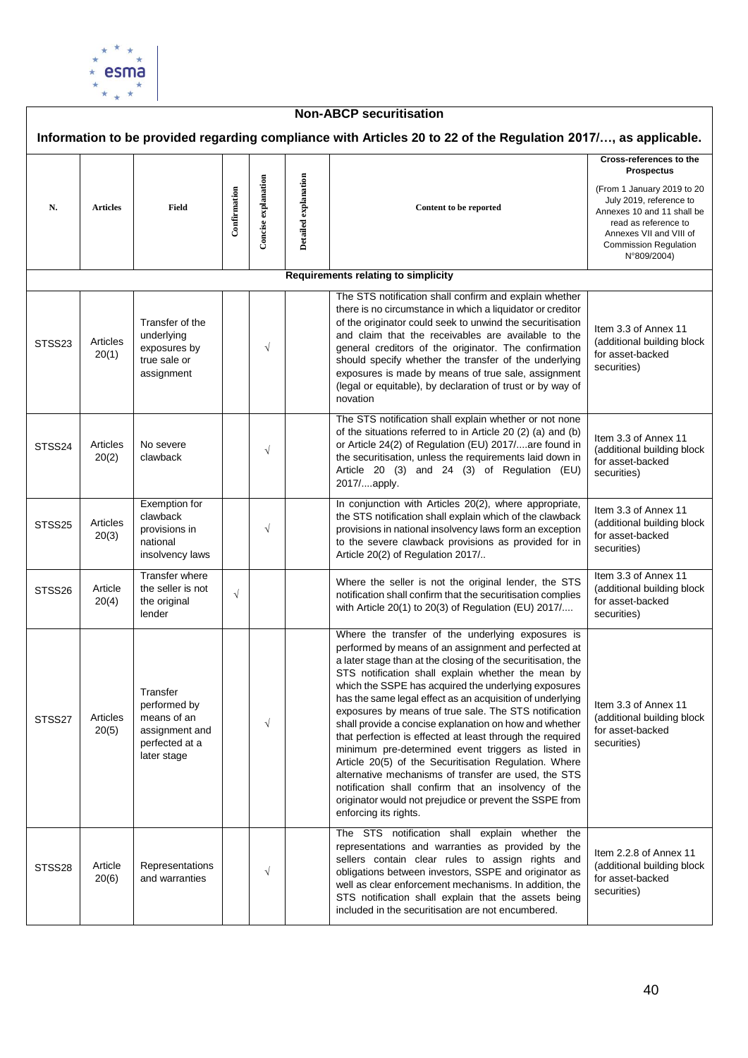## Non-ABCP securitisation

### Information to be provided regarding compliance with Articles 20 to 22 of the Regulation 2017/…, as applicable.

| N. | Articles | Field | Confirmation | Concise explanation | Detailed explanation | Content to be reported | Cross-references to the Prospectus (From 1 January 2019 to 20 July 2019, reference to Annexes 10 and 11 shall be read as reference to Annexes VII and VIII of Commission Regulation N°809/2004) |
|---|---|---|---|---|---|---|---|
| **Requirements relating to simplicity** | | | | | | | |
| STSS23 | Articles 20(1) | Transfer of the underlying exposures by true sale or assignment | | √ | | The STS notification shall confirm and explain whether there is no circumstance in which a liquidator or creditor of the originator could seek to unwind the securitisation and claim that the receivables are available to the general creditors of the originator. The confirmation should specify whether the transfer of the underlying exposures is made by means of true sale, assignment (legal or equitable), by declaration of trust or by way of novation | Item 3.3 of Annex 11 (additional building block for asset-backed securities) |
| STSS24 | Articles 20(2) | No severe clawback | | √ | | The STS notification shall explain whether or not none of the situations referred to in Article 20 (2) (a) and (b) or Article 24(2) of Regulation (EU) 2017/....are found in the securitisation, unless the requirements laid down in Article 20 (3) and 24 (3) of Regulation (EU) 2017/....apply. | Item 3.3 of Annex 11 (additional building block for asset-backed securities) |
| STSS25 | Articles 20(3) | Exemption for clawback provisions in national insolvency laws | | √ | | In conjunction with Articles 20(2), where appropriate, the STS notification shall explain which of the clawback provisions in national insolvency laws form an exception to the severe clawback provisions as provided for in Article 20(2) of Regulation 2017/.. | Item 3.3 of Annex 11 (additional building block for asset-backed securities) |
| STSS26 | Article 20(4) | Transfer where the seller is not the original lender | √ | | | Where the seller is not the original lender, the STS notification shall confirm that the securitisation complies with Article 20(1) to 20(3) of Regulation (EU) 2017/.... | Item 3.3 of Annex 11 (additional building block for asset-backed securities) |
| STSS27 | Articles 20(5) | Transfer performed by means of an assignment and perfected at a later stage | | √ | | Where the transfer of the underlying exposures is performed by means of an assignment and perfected at a later stage than at the closing of the securitisation, the STS notification shall explain whether the mean by which the SSPE has acquired the underlying exposures has the same legal effect as an acquisition of underlying exposures by means of true sale. The STS notification shall provide a concise explanation on how and whether that perfection is effected at least through the required minimum pre-determined event triggers as listed in Article 20(5) of the Securitisation Regulation. Where alternative mechanisms of transfer are used, the STS notification shall confirm that an insolvency of the originator would not prejudice or prevent the SSPE from enforcing its rights. | Item 3.3 of Annex 11 (additional building block for asset-backed securities) |
| STSS28 | Article 20(6) | Representations and warranties | | √ | | The STS notification shall explain whether the representations and warranties as provided by the sellers contain clear rules to assign rights and obligations between investors, SSPE and originator as well as clear enforcement mechanisms. In addition, the STS notification shall explain that the assets being included in the securitisation are not encumbered. | Item 2.2.8 of Annex 11 (additional building block for asset-backed securities) |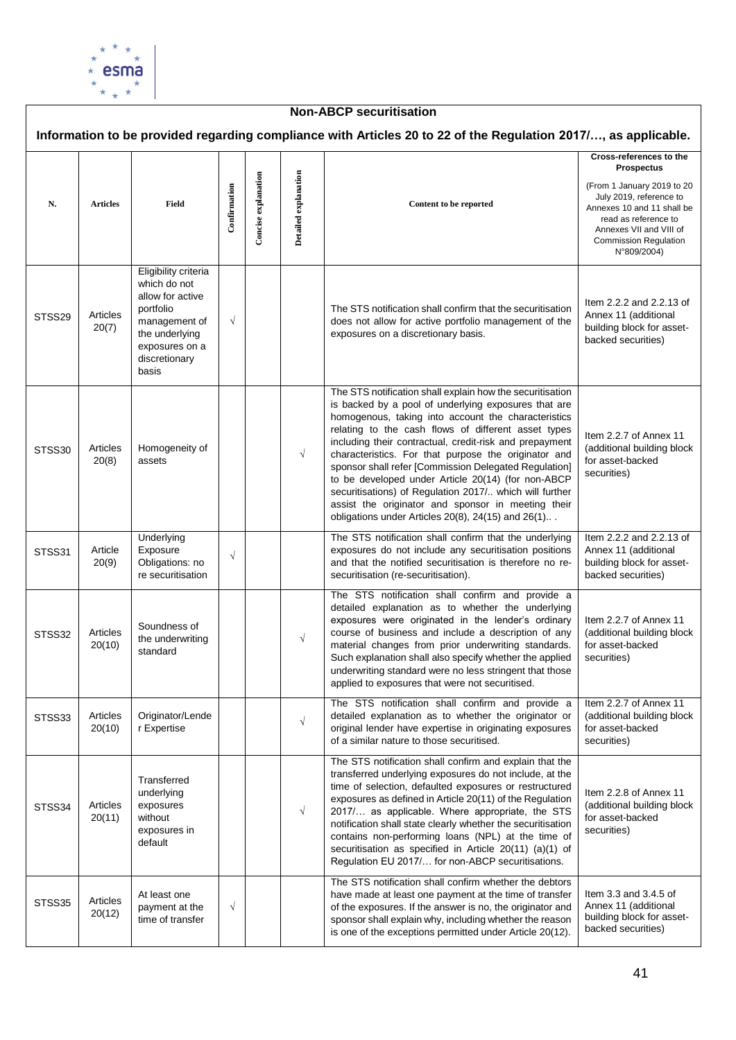**Non-ABCP securitisation**

**Information to be provided regarding compliance with Articles 20 to 22 of the Regulation 2017/…, as applicable.**

| N. | Articles | Field | Confirmation | Concise explanation | Detailed explanation | Content to be reported | Cross-references to the Prospectus (From 1 January 2019 to 20 July 2019, reference to Annexes 10 and 11 shall be read as reference to Annexes VII and VIII of Commission Regulation N°809/2004) |
|---|---|---|---|---|---|---|---|
| STSS29 | Articles 20(7) | Eligibility criteria which do not allow for active portfolio management of the underlying exposures on a discretionary basis | √ | | | The STS notification shall confirm that the securitisation does not allow for active portfolio management of the exposures on a discretionary basis. | Item 2.2.2 and 2.2.13 of Annex 11 (additional building block for asset-backed securities) |
| STSS30 | Articles 20(8) | Homogeneity of assets | | | √ | The STS notification shall explain how the securitisation is backed by a pool of underlying exposures that are homogenous, taking into account the characteristics relating to the cash flows of different asset types including their contractual, credit-risk and prepayment characteristics. For that purpose the originator and sponsor shall refer [Commission Delegated Regulation] to be developed under Article 20(14) (for non-ABCP securitisations) of Regulation 2017/.. which will further assist the originator and sponsor in meeting their obligations under Articles 20(8), 24(15) and 26(1).. . | Item 2.2.7 of Annex 11 (additional building block for asset-backed securities) |
| STSS31 | Article 20(9) | Underlying Exposure Obligations: no re securitisation | √ | | | The STS notification shall confirm that the underlying exposures do not include any securitisation positions and that the notified securitisation is therefore no re-securitisation (re-securitisation). | Item 2.2.2 and 2.2.13 of Annex 11 (additional building block for asset-backed securities) |
| STSS32 | Articles 20(10) | Soundness of the underwriting standard | | | √ | The STS notification shall confirm and provide a detailed explanation as to whether the underlying exposures were originated in the lender's ordinary course of business and include a description of any material changes from prior underwriting standards. Such explanation shall also specify whether the applied underwriting standard were no less stringent that those applied to exposures that were not securitised. | Item 2.2.7 of Annex 11 (additional building block for asset-backed securities) |
| STSS33 | Articles 20(10) | Originator/Lender Expertise | | | √ | The STS notification shall confirm and provide a detailed explanation as to whether the originator or original lender have expertise in originating exposures of a similar nature to those securitised. | Item 2.2.7 of Annex 11 (additional building block for asset-backed securities) |
| STSS34 | Articles 20(11) | Transferred underlying exposures without exposures in default | | | √ | The STS notification shall confirm and explain that the transferred underlying exposures do not include, at the time of selection, defaulted exposures or restructured exposures as defined in Article 20(11) of the Regulation 2017/… as applicable. Where appropriate, the STS notification shall state clearly whether the securitisation contains non-performing loans (NPL) at the time of securitisation as specified in Article 20(11) (a)(1) of Regulation EU 2017/… for non-ABCP securitisations. | Item 2.2.8 of Annex 11 (additional building block for asset-backed securities) |
| STSS35 | Articles 20(12) | At least one payment at the time of transfer | √ | | | The STS notification shall confirm whether the debtors have made at least one payment at the time of transfer of the exposures. If the answer is no, the originator and sponsor shall explain why, including whether the reason is one of the exceptions permitted under Article 20(12). | Item 3.3 and 3.4.5 of Annex 11 (additional building block for asset-backed securities) |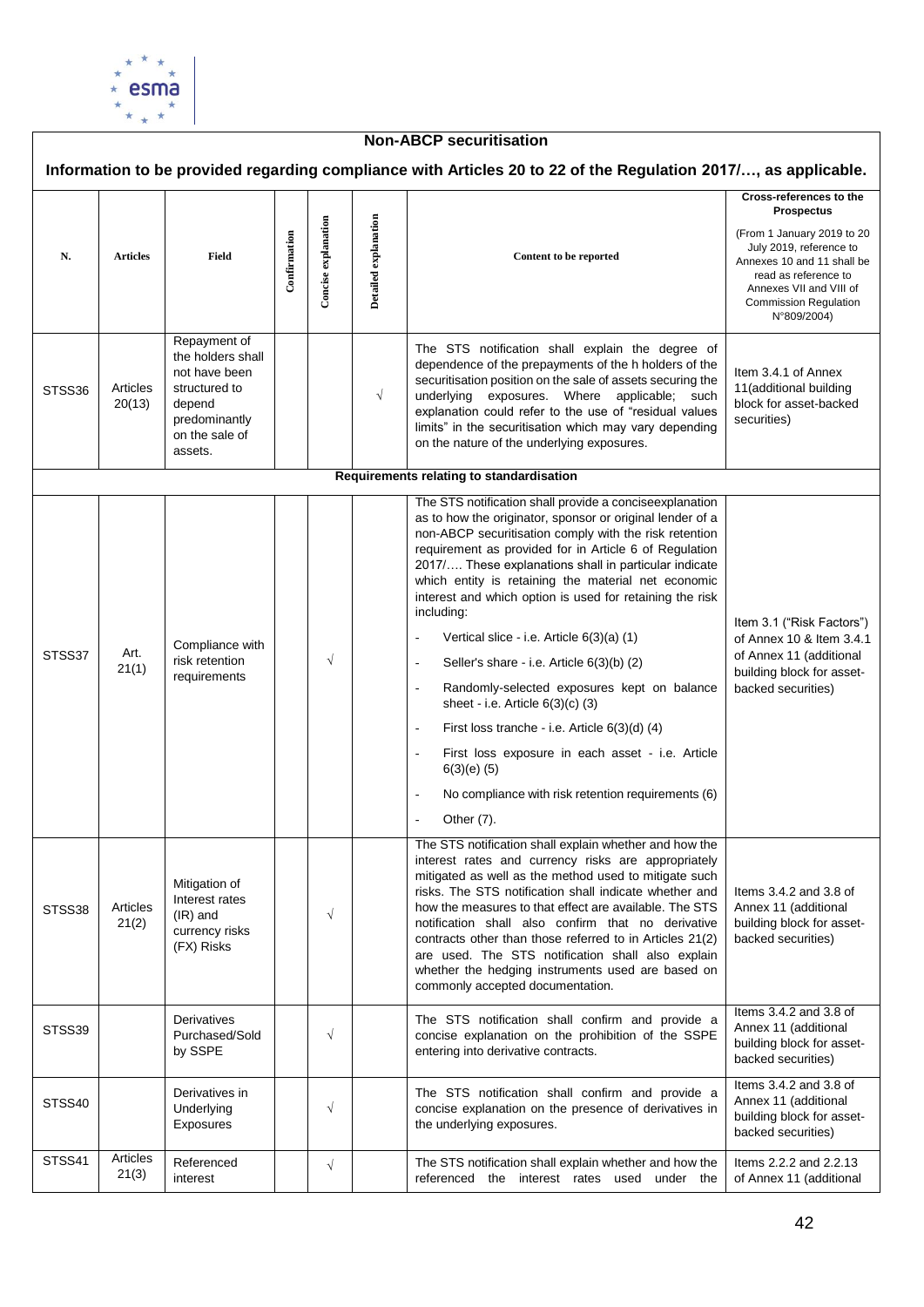**Non-ABCP securitisation**

**Information to be provided regarding compliance with Articles 20 to 22 of the Regulation 2017/…, as applicable.**

| N. | Articles | Field | Confirmation | Concise explanation | Detailed explanation | Content to be reported | Cross-references to the Prospectus (From 1 January 2019 to 20 July 2019, reference to Annexes 10 and 11 shall be read as reference to Annexes VII and VIII of Commission Regulation N°809/2004) |
|---|---|---|---|---|---|---|---|
| STSS36 | Articles 20(13) | Repayment of the holders shall not have been structured to depend predominantly on the sale of assets. | | | √ | The STS notification shall explain the degree of dependence of the prepayments of the h holders of the securitisation position on the sale of assets securing the underlying exposures. Where applicable; such explanation could refer to the use of "residual values limits" in the securitisation which may vary depending on the nature of the underlying exposures. | Item 3.4.1 of Annex 11(additional building block for asset-backed securities) |
| **Requirements relating to standardisation** | | | | | | | |
| STSS37 | Art. 21(1) | Compliance with risk retention requirements | | √ | | The STS notification shall provide a conciseexplanation as to how the originator, sponsor or original lender of a non-ABCP securitisation comply with the risk retention requirement as provided for in Article 6 of Regulation 2017/…. These explanations shall in particular indicate which entity is retaining the material net economic interest and which option is used for retaining the risk including: <br>- Vertical slice - i.e. Article 6(3)(a) (1) <br>- Seller's share - i.e. Article 6(3)(b) (2) <br>- Randomly-selected exposures kept on balance sheet - i.e. Article 6(3)(c) (3) <br>- First loss tranche - i.e. Article 6(3)(d) (4) <br>- First loss exposure in each asset - i.e. Article 6(3)(e) (5) <br>- No compliance with risk retention requirements (6) <br>- Other (7). | Item 3.1 ("Risk Factors") of Annex 10 & Item 3.4.1 of Annex 11 (additional building block for asset-backed securities) |
| STSS38 | Articles 21(2) | Mitigation of Interest rates (IR) and currency risks (FX) Risks | | √ | | The STS notification shall explain whether and how the interest rates and currency risks are appropriately mitigated as well as the method used to mitigate such risks. The STS notification shall indicate whether and how the measures to that effect are available. The STS notification shall also confirm that no derivative contracts other than those referred to in Articles 21(2) are used. The STS notification shall also explain whether the hedging instruments used are based on commonly accepted documentation. | Items 3.4.2 and 3.8 of Annex 11 (additional building block for asset-backed securities) |
| STSS39 | | Derivatives Purchased/Sold by SSPE | | √ | | The STS notification shall confirm and provide a concise explanation on the prohibition of the SSPE entering into derivative contracts. | Items 3.4.2 and 3.8 of Annex 11 (additional building block for asset-backed securities) |
| STSS40 | | Derivatives in Underlying Exposures | | √ | | The STS notification shall confirm and provide a concise explanation on the presence of derivatives in the underlying exposures. | Items 3.4.2 and 3.8 of Annex 11 (additional building block for asset-backed securities) |
| STSS41 | Articles 21(3) | Referenced interest | | √ | | The STS notification shall explain whether and how the referenced the interest rates used under the | Items 2.2.2 and 2.2.13 of Annex 11 (additional |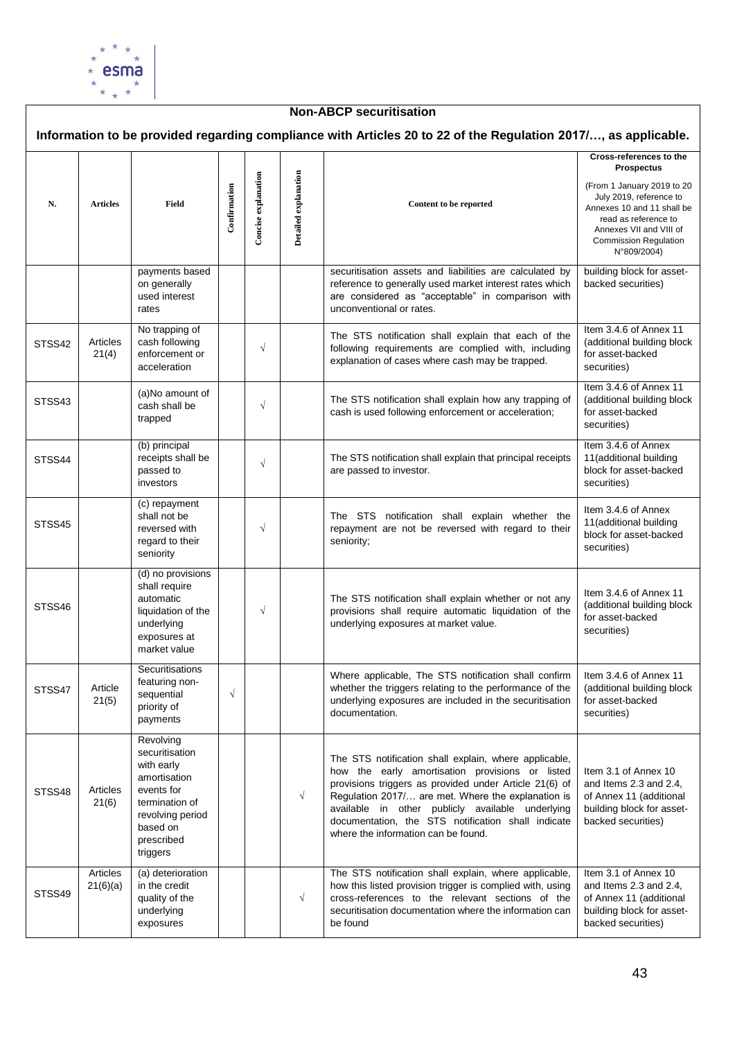**Non-ABCP securitisation**

**Information to be provided regarding compliance with Articles 20 to 22 of the Regulation 2017/…, as applicable.**

| N. | Articles | Field | Confirmation | Concise explanation | Detailed explanation | Content to be reported | Cross-references to the Prospectus (From 1 January 2019 to 20 July 2019, reference to Annexes 10 and 11 shall be read as reference to Annexes VII and VIII of Commission Regulation N°809/2004) |
|---|---|---|---|---|---|---|---|
| | | payments based on generally used interest rates | | | | securitisation assets and liabilities are calculated by reference to generally used market interest rates which are considered as "acceptable" in comparison with unconventional or rates. | building block for asset-backed securities) |
| STSS42 | Articles 21(4) | No trapping of cash following enforcement or acceleration | | √ | | The STS notification shall explain that each of the following requirements are complied with, including explanation of cases where cash may be trapped. | Item 3.4.6 of Annex 11 (additional building block for asset-backed securities) |
| STSS43 | | (a)No amount of cash shall be trapped | | √ | | The STS notification shall explain how any trapping of cash is used following enforcement or acceleration; | Item 3.4.6 of Annex 11 (additional building block for asset-backed securities) |
| STSS44 | | (b) principal receipts shall be passed to investors | | √ | | The STS notification shall explain that principal receipts are passed to investor. | Item 3.4.6 of Annex 11(additional building block for asset-backed securities) |
| STSS45 | | (c) repayment shall not be reversed with regard to their seniority | | √ | | The STS notification shall explain whether the repayment are not be reversed with regard to their seniority; | Item 3.4.6 of Annex 11(additional building block for asset-backed securities) |
| STSS46 | | (d) no provisions shall require automatic liquidation of the underlying exposures at market value | | √ | | The STS notification shall explain whether or not any provisions shall require automatic liquidation of the underlying exposures at market value. | Item 3.4.6 of Annex 11 (additional building block for asset-backed securities) |
| STSS47 | Article 21(5) | Securitisations featuring non-sequential priority of payments | √ | | | Where applicable, The STS notification shall confirm whether the triggers relating to the performance of the underlying exposures are included in the securitisation documentation. | Item 3.4.6 of Annex 11 (additional building block for asset-backed securities) |
| STSS48 | Articles 21(6) | Revolving securitisation with early amortisation events for termination of revolving period based on prescribed triggers | | | √ | The STS notification shall explain, where applicable, how the early amortisation provisions or listed provisions triggers as provided under Article 21(6) of Regulation 2017/… are met. Where the explanation is available in other publicly available underlying documentation, the STS notification shall indicate where the information can be found. | Item 3.1 of Annex 10 and Items 2.3 and 2.4, of Annex 11 (additional building block for asset-backed securities) |
| STSS49 | Articles 21(6)(a) | (a) deterioration in the credit quality of the underlying exposures | | | √ | The STS notification shall explain, where applicable, how this listed provision trigger is complied with, using cross-references to the relevant sections of the securitisation documentation where the information can be found | Item 3.1 of Annex 10 and Items 2.3 and 2.4, of Annex 11 (additional building block for asset-backed securities) |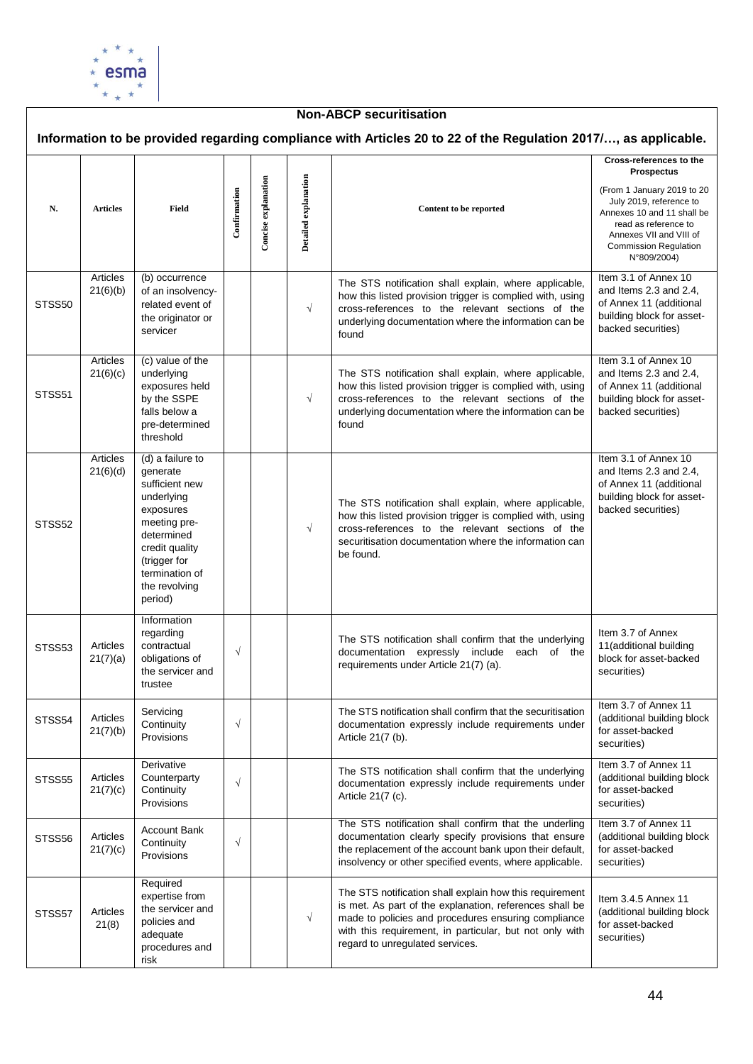**Non-ABCP securitisation**

**Information to be provided regarding compliance with Articles 20 to 22 of the Regulation 2017/…, as applicable.**

| N. | Articles | Field | Confirmation | Concise explanation | Detailed explanation | Content to be reported | Cross-references to the Prospectus (From 1 January 2019 to 20 July 2019, reference to Annexes 10 and 11 shall be read as reference to Annexes VII and VIII of Commission Regulation N°809/2004) |
|---|---|---|---|---|---|---|---|
| STSS50 | Articles 21(6)(b) | (b) occurrence of an insolvency-related event of the originator or servicer | | | √ | The STS notification shall explain, where applicable, how this listed provision trigger is complied with, using cross-references to the relevant sections of the underlying documentation where the information can be found | Item 3.1 of Annex 10 and Items 2.3 and 2.4, of Annex 11 (additional building block for asset-backed securities) |
| STSS51 | Articles 21(6)(c) | (c) value of the underlying exposures held by the SSPE falls below a pre-determined threshold | | | √ | The STS notification shall explain, where applicable, how this listed provision trigger is complied with, using cross-references to the relevant sections of the underlying documentation where the information can be found | Item 3.1 of Annex 10 and Items 2.3 and 2.4, of Annex 11 (additional building block for asset-backed securities) |
| STSS52 | Articles 21(6)(d) | (d) a failure to generate sufficient new underlying exposures meeting pre-determined credit quality (trigger for termination of the revolving period) | | | √ | The STS notification shall explain, where applicable, how this listed provision trigger is complied with, using cross-references to the relevant sections of the securitisation documentation where the information can be found. | Item 3.1 of Annex 10 and Items 2.3 and 2.4, of Annex 11 (additional building block for asset-backed securities) |
| STSS53 | Articles 21(7)(a) | Information regarding contractual obligations of the servicer and trustee | √ | | | The STS notification shall confirm that the underlying documentation expressly include each of the requirements under Article 21(7) (a). | Item 3.7 of Annex 11(additional building block for asset-backed securities). |
| STSS54 | Articles 21(7)(b) | Servicing Continuity Provisions | √ | | | The STS notification shall confirm that the securitisation documentation expressly include requirements under Article 21(7 (b). | Item 3.7 of Annex 11 (additional building block for asset-backed securities) |
| STSS55 | Articles 21(7)(c) | Derivative Counterparty Continuity Provisions | √ | | | The STS notification shall confirm that the underlying documentation expressly include requirements under Article 21(7 (c). | Item 3.7 of Annex 11 (additional building block for asset-backed securities) |
| STSS56 | Articles 21(7)(c) | Account Bank Continuity Provisions | √ | | | The STS notification shall confirm that the underling documentation clearly specify provisions that ensure the replacement of the account bank upon their default, insolvency or other specified events, where applicable. | Item 3.7 of Annex 11 (additional building block for asset-backed securities) |
| STSS57 | Articles 21(8) | Required expertise from the servicer and policies and adequate procedures and risk | | | √ | The STS notification shall explain how this requirement is met. As part of the explanation, references shall be made to policies and procedures ensuring compliance with this requirement, in particular, but not only with regard to unregulated services. | Item 3.4.5 Annex 11 (additional building block for asset-backed securities) |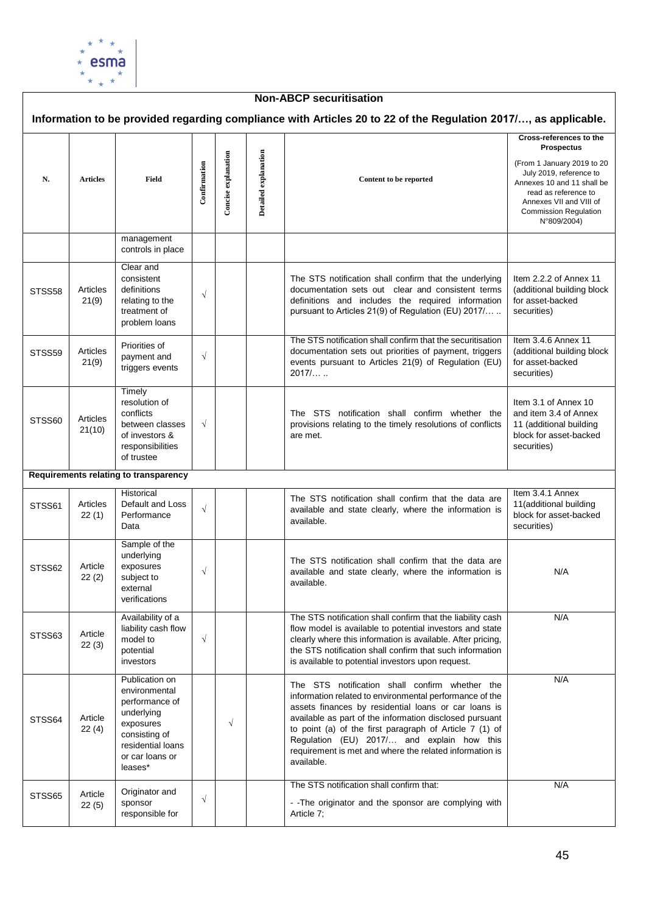## Non-ABCP securitisation

### Information to be provided regarding compliance with Articles 20 to 22 of the Regulation 2017/…, as applicable.

| N. | Articles | Field | Confirmation | Concise explanation | Detailed explanation | Content to be reported | Cross-references to the Prospectus (From 1 January 2019 to 20 July 2019, reference to Annexes 10 and 11 shall be read as reference to Annexes VII and VIII of Commission Regulation N°809/2004) |
|---|---|---|---|---|---|---|---|
| | | management controls in place | | | | | |
| STSS58 | Articles 21(9) | Clear and consistent definitions relating to the treatment of problem loans | √ | | | The STS notification shall confirm that the underlying documentation sets out clear and consistent terms definitions and includes the required information pursuant to Articles 21(9) of Regulation (EU) 2017/… .. | Item 2.2.2 of Annex 11 (additional building block for asset-backed securities) |
| STSS59 | Articles 21(9) | Priorities of payment and triggers events | √ | | | The STS notification shall confirm that the securitisation documentation sets out priorities of payment, triggers events pursuant to Articles 21(9) of Regulation (EU) 2017/… .. | Item 3.4.6 Annex 11 (additional building block for asset-backed securities) |
| STSS60 | Articles 21(10) | Timely resolution of conflicts between classes of investors & responsibilities of trustee | √ | | | The STS notification shall confirm whether the provisions relating to the timely resolutions of conflicts are met. | Item 3.1 of Annex 10 and item 3.4 of Annex 11 (additional building block for asset-backed securities) |
| **Requirements relating to transparency** | | | | | | | |
| STSS61 | Articles 22 (1) | Historical Default and Loss Performance Data | √ | | | The STS notification shall confirm that the data are available and state clearly, where the information is available. | Item 3.4.1 Annex 11(additional building block for asset-backed securities) |
| STSS62 | Article 22 (2) | Sample of the underlying exposures subject to external verifications | √ | | | The STS notification shall confirm that the data are available and state clearly, where the information is available. | N/A |
| STSS63 | Article 22 (3) | Availability of a liability cash flow model to potential investors | √ | | | The STS notification shall confirm that the liability cash flow model is available to potential investors and state clearly where this information is available. After pricing, the STS notification shall confirm that such information is available to potential investors upon request. | N/A |
| STSS64 | Article 22 (4) | Publication on environmental performance of underlying exposures consisting of residential loans or car loans or leases* | | √ | | The STS notification shall confirm whether the information related to environmental performance of the assets finances by residential loans or car loans is available as part of the information disclosed pursuant to point (a) of the first paragraph of Article 7 (1) of Regulation (EU) 2017/… and explain how this requirement is met and where the related information is available. | N/A |
| STSS65 | Article 22 (5) | Originator and sponsor responsible for | √ | | | The STS notification shall confirm that: - -The originator and the sponsor are complying with Article 7; | N/A |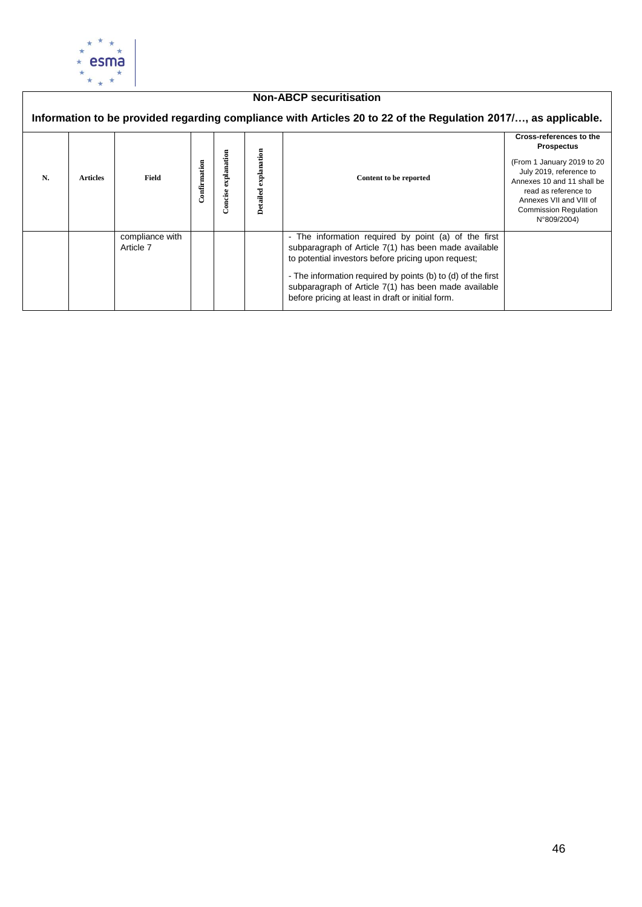## Non-ABCP securitisation

### Information to be provided regarding compliance with Articles 20 to 22 of the Regulation 2017/…, as applicable.

| N. | Articles | Field | Confirmation | Concise explanation | Detailed explanation | Content to be reported | Cross-references to the Prospectus (From 1 January 2019 to 20 July 2019, reference to Annexes 10 and 11 shall be read as reference to Annexes VII and VIII of Commission Regulation N°809/2004) |
|---|---|---|---|---|---|---|---|
| | | compliance with Article 7 | | | | - The information required by point (a) of the first subparagraph of Article 7(1) has been made available to potential investors before pricing upon request;<br><br>- The information required by points (b) to (d) of the first subparagraph of Article 7(1) has been made available before pricing at least in draft or initial form. | |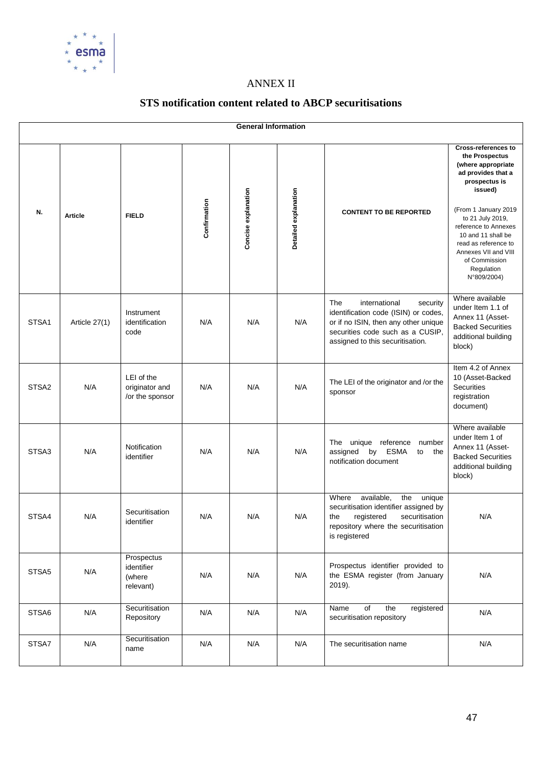# ANNEX II

## STS notification content related to ABCP securitisations

| General Information | | | | | | | |
|---|---|---|---|---|---|---|---|
| **N.** | **Article** | **FIELD** | **Confirmation** | **Concise explanation** | **Detailed explanation** | **CONTENT TO BE REPORTED** | **Cross-references to the Prospectus (where appropriate ad provides that a prospectus is issued)** (From 1 January 2019 to 21 July 2019, reference to Annexes 10 and 11 shall be read as reference to Annexes VII and VIII of Commission Regulation N°809/2004) |
| STSA1 | Article 27(1) | Instrument identification code | N/A | N/A | N/A | The international security identification code (ISIN) or codes, or if no ISIN, then any other unique securities code such as a CUSIP, assigned to this securitisation. | Where available under Item 1.1 of Annex 11 (Asset-Backed Securities additional building block) |
| STSA2 | N/A | LEI of the originator and /or the sponsor | N/A | N/A | N/A | The LEI of the originator and /or the sponsor | Item 4.2 of Annex 10 (Asset-Backed Securities registration document) |
| STSA3 | N/A | Notification identifier | N/A | N/A | N/A | The unique reference number assigned by ESMA to the notification document | Where available under Item 1 of Annex 11 (Asset-Backed Securities additional building block) |
| STSA4 | N/A | Securitisation identifier | N/A | N/A | N/A | Where available, the unique securitisation identifier assigned by the registered securitisation repository where the securitisation is registered | N/A |
| STSA5 | N/A | Prospectus identifier (where relevant) | N/A | N/A | N/A | Prospectus identifier provided to the ESMA register (from January 2019). | N/A |
| STSA6 | N/A | Securitisation Repository | N/A | N/A | N/A | Name of the registered securitisation repository | N/A |
| STSA7 | N/A | Securitisation name | N/A | N/A | N/A | The securitisation name | N/A |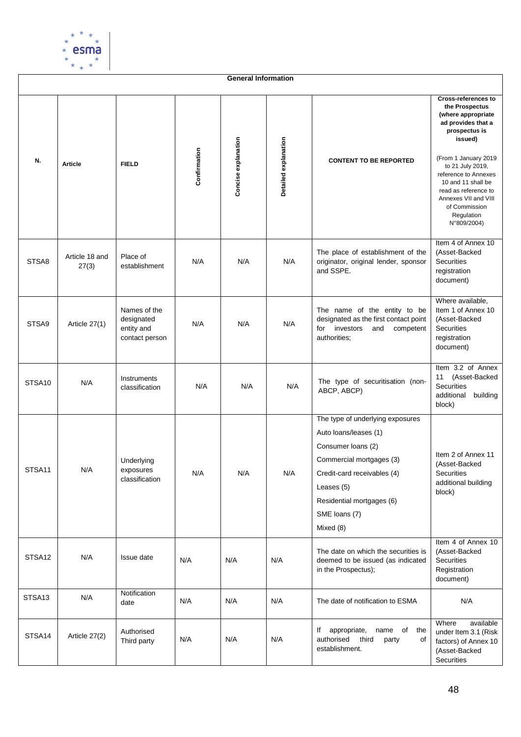| General Information | | | | | | | |
|---|---|---|---|---|---|---|---|
| **N.** | **Article** | **FIELD** | **Confirmation** | **Concise explanation** | **Detailed explanation** | **CONTENT TO BE REPORTED** | **Cross-references to the Prospectus (where appropriate ad provides that a prospectus is issued)** (From 1 January 2019 to 21 July 2019, reference to Annexes 10 and 11 shall be read as reference to Annexes VII and VIII of Commission Regulation N°809/2004) |
| STSA8 | Article 18 and 27(3) | Place of establishment | N/A | N/A | N/A | The place of establishment of the originator, original lender, sponsor and SSPE. | Item 4 of Annex 10 (Asset-Backed Securities registration document) |
| STSA9 | Article 27(1) | Names of the designated entity and contact person | N/A | N/A | N/A | The name of the entity to be designated as the first contact point for investors and competent authorities; | Where available, Item 1 of Annex 10 (Asset-Backed Securities registration document) |
| STSA10 | N/A | Instruments classification | N/A | N/A | N/A | The type of securitisation (non-ABCP, ABCP) | Item 3.2 of Annex 11 (Asset-Backed Securities additional building block) |
| STSA11 | N/A | Underlying exposures classification | N/A | N/A | N/A | The type of underlying exposures<br>Auto loans/leases (1)<br>Consumer loans (2)<br>Commercial mortgages (3)<br>Credit-card receivables (4)<br>Leases (5)<br>Residential mortgages (6)<br>SME loans (7)<br>Mixed (8) | Item 2 of Annex 11 (Asset-Backed Securities additional building block) |
| STSA12 | N/A | Issue date | N/A | N/A | N/A | The date on which the securities is deemed to be issued (as indicated in the Prospectus); | Item 4 of Annex 10 (Asset-Backed Securities Registration document) |
| STSA13 | N/A | Notification date | N/A | N/A | N/A | The date of notification to ESMA | N/A |
| STSA14 | Article 27(2) | Authorised Third party | N/A | N/A | N/A | If appropriate, name of the authorised third party of establishment. | Where available under Item 3.1 (Risk factors) of Annex 10 (Asset-Backed Securities |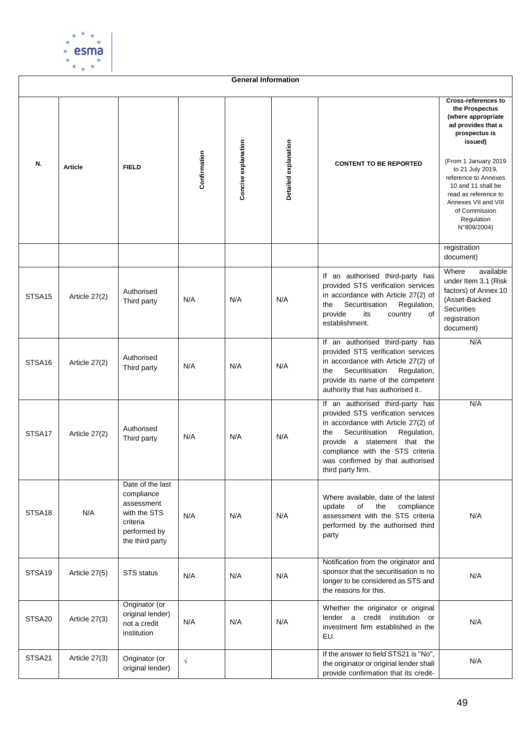| General Information | | | | | | | |
|---|---|---|---|---|---|---|---|
| **N.** | **Article** | **FIELD** | **Confirmation** | **Concise explanation** | **Detailed explanation** | **CONTENT TO BE REPORTED** | **Cross-references to the Prospectus (where appropriate ad provides that a prospectus is issued)** (From 1 January 2019 to 21 July 2019, reference to Annexes 10 and 11 shall be read as reference to Annexes VII and VIII of Commission Regulation N°809/2004) |
| | | | | | | | registration document) |
| STSA15 | Article 27(2) | Authorised Third party | N/A | N/A | N/A | If an authorised third-party has provided STS verification services in accordance with Article 27(2) of the Securitisation Regulation, provide its country of establishment. | Where available under Item 3.1 (Risk factors) of Annex 10 (Asset-Backed Securities registration document) |
| STSA16 | Article 27(2) | Authorised Third party | N/A | N/A | N/A | If an authorised third-party has provided STS verification services in accordance with Article 27(2) of the Securitisation Regulation, provide its name of the competent authority that has authorised it.. | N/A |
| STSA17 | Article 27(2) | Authorised Third party | N/A | N/A | N/A | If an authorised third-party has provided STS verification services in accordance with Article 27(2) of the Securitisation Regulation, provide a statement that the compliance with the STS criteria was confirmed by that authorised third party firm. | N/A |
| STSA18 | N/A | Date of the last compliance assessment with the STS criteria performed by the third party | N/A | N/A | N/A | Where available, date of the latest update of the compliance assessment with the STS criteria performed by the authorised third party | N/A |
| STSA19 | Article 27(5) | STS status | N/A | N/A | N/A | Notification from the originator and sponsor that the securitisation is no longer to be considered as STS and the reasons for this. | N/A |
| STSA20 | Article 27(3) | Originator (or original lender) not a credit institution | N/A | N/A | N/A | Whether the originator or original lender a credit institution or investment firm established in the EU. | N/A |
| STSA21 | Article 27(3) | Originator (or original lender) | √ | | | If the answer to field STS21 is "No", the originator or original lender shall provide confirmation that its credit- | N/A |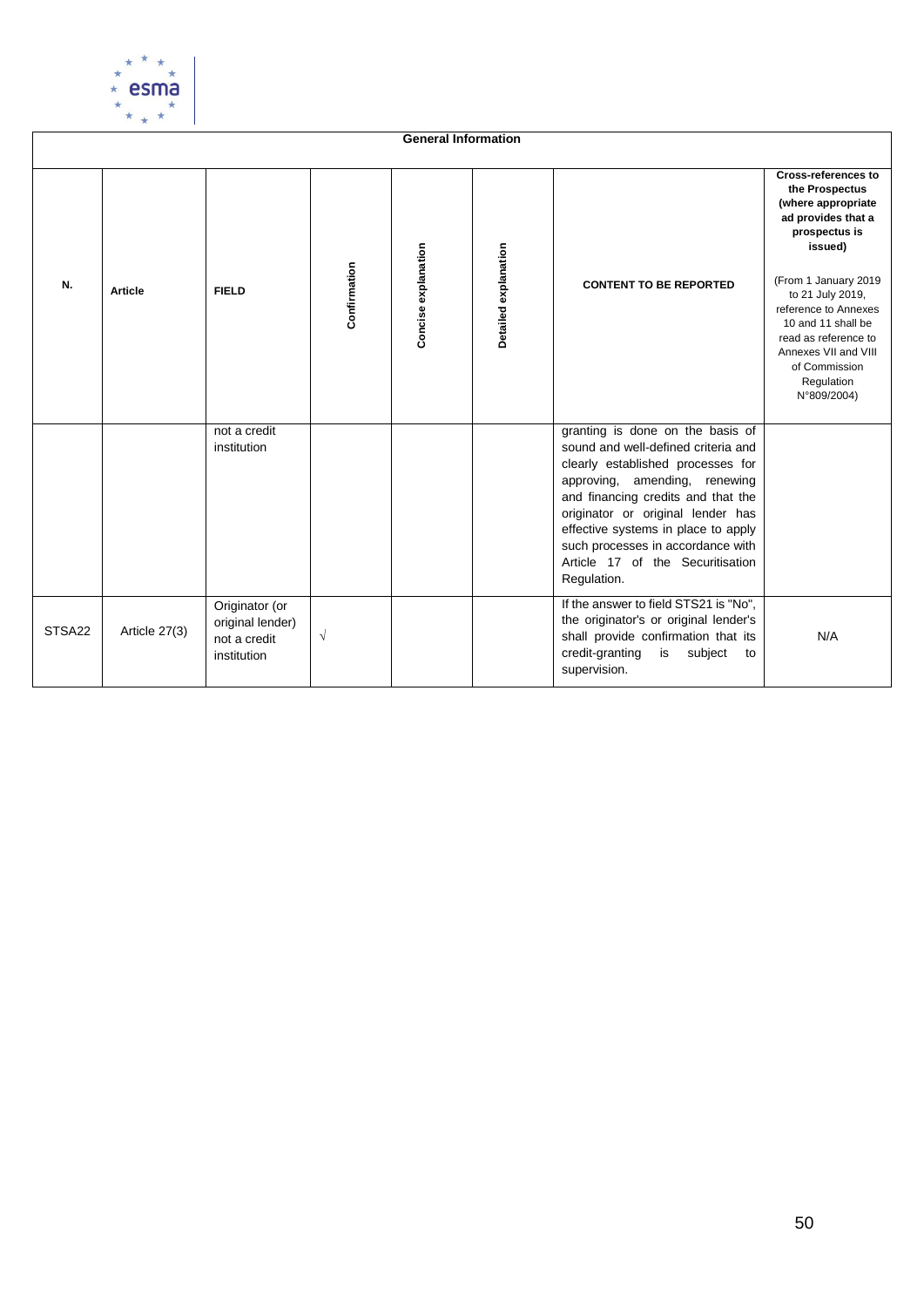| General Information | | | | | | | |
|---|---|---|---|---|---|---|---|
| **N.** | **Article** | **FIELD** | **Confirmation** | **Concise explanation** | **Detailed explanation** | **CONTENT TO BE REPORTED** | **Cross-references to the Prospectus (where appropriate ad provides that a prospectus is issued)** (From 1 January 2019 to 21 July 2019, reference to Annexes 10 and 11 shall be read as reference to Annexes VII and VIII of Commission Regulation N°809/2004) |
| | | not a credit institution | | | | granting is done on the basis of sound and well-defined criteria and clearly established processes for approving, amending, renewing and financing credits and that the originator or original lender has effective systems in place to apply such processes in accordance with Article 17 of the Securitisation Regulation. | |
| STSA22 | Article 27(3) | Originator (or original lender) not a credit institution | √ | | | If the answer to field STS21 is "No", the originator's or original lender's shall provide confirmation that its credit-granting is subject to supervision. | N/A |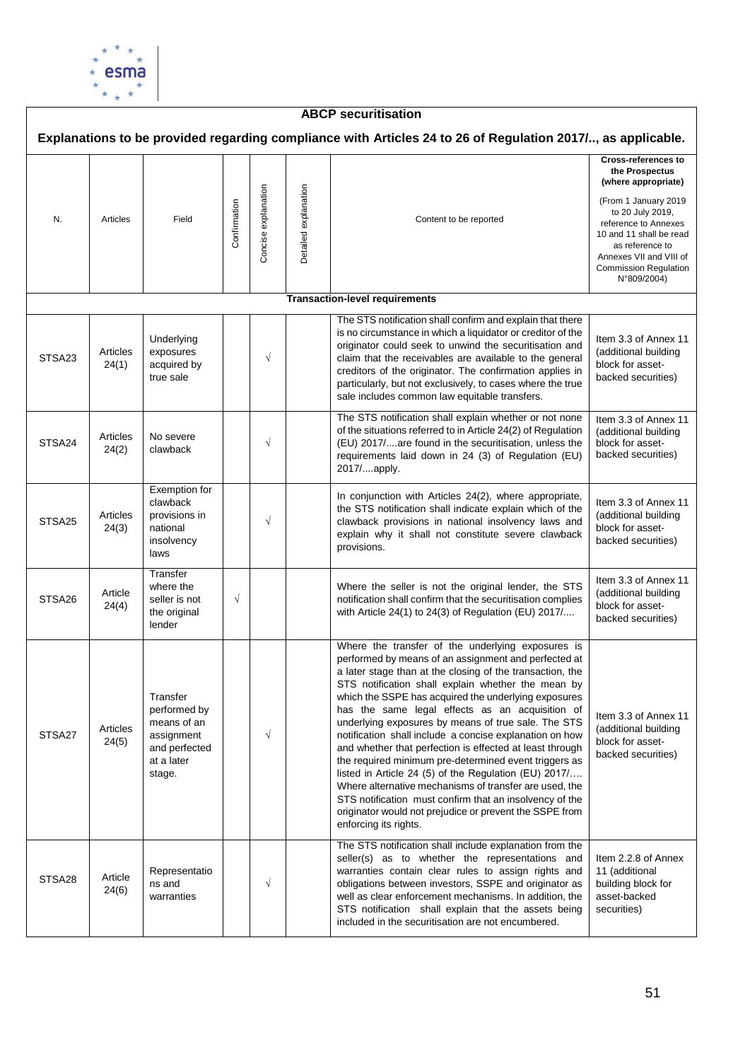**ABCP securitisation**

**Explanations to be provided regarding compliance with Articles 24 to 26 of Regulation 2017/.., as applicable.**

| N. | Articles | Field | Confirmation | Concise explanation | Detailed explanation | Content to be reported | **Cross-references to the Prospectus (where appropriate)** (From 1 January 2019 to 20 July 2019, reference to Annexes 10 and 11 shall be read as reference to Annexes VII and VIII of Commission Regulation N°809/2004) |
|---|---|---|---|---|---|---|---|
| | | | | | | **Transaction-level requirements** | |
| STSA23 | Articles 24(1) | Underlying exposures acquired by true sale | | √ | | The STS notification shall confirm and explain that there is no circumstance in which a liquidator or creditor of the originator could seek to unwind the securitisation and claim that the receivables are available to the general creditors of the originator. The confirmation applies in particularly, but not exclusively, to cases where the true sale includes common law equitable transfers. | Item 3.3 of Annex 11 (additional building block for asset-backed securities) |
| STSA24 | Articles 24(2) | No severe clawback | | √ | | The STS notification shall explain whether or not none of the situations referred to in Article 24(2) of Regulation (EU) 2017/....are found in the securitisation, unless the requirements laid down in 24 (3) of Regulation (EU) 2017/....apply. | Item 3.3 of Annex 11 (additional building block for asset-backed securities) |
| STSA25 | Articles 24(3) | Exemption for clawback provisions in national insolvency laws | | √ | | In conjunction with Articles 24(2), where appropriate, the STS notification shall indicate explain which of the clawback provisions in national insolvency laws and explain why it shall not constitute severe clawback provisions. | Item 3.3 of Annex 11 (additional building block for asset-backed securities) |
| STSA26 | Article 24(4) | Transfer where the seller is not the original lender | √ | | | Where the seller is not the original lender, the STS notification shall confirm that the securitisation complies with Article 24(1) to 24(3) of Regulation (EU) 2017/.... | Item 3.3 of Annex 11 (additional building block for asset-backed securities) |
| STSA27 | Articles 24(5) | Transfer performed by means of an assignment and perfected at a later stage. | | √ | | Where the transfer of the underlying exposures is performed by means of an assignment and perfected at a later stage than at the closing of the transaction, the STS notification shall explain whether the mean by which the SSPE has acquired the underlying exposures has the same legal effects as an acquisition of underlying exposures by means of true sale. The STS notification shall include a concise explanation on how and whether that perfection is effected at least through the required minimum pre-determined event triggers as listed in Article 24 (5) of the Regulation (EU) 2017/…. Where alternative mechanisms of transfer are used, the STS notification must confirm that an insolvency of the originator would not prejudice or prevent the SSPE from enforcing its rights. | Item 3.3 of Annex 11 (additional building block for asset-backed securities) |
| STSA28 | Article 24(6) | Representations and warranties | | √ | | The STS notification shall include explanation from the seller(s) as to whether the representations and warranties contain clear rules to assign rights and obligations between investors, SSPE and originator as well as clear enforcement mechanisms. In addition, the STS notification shall explain that the assets being included in the securitisation are not encumbered. | Item 2.2.8 of Annex 11 (additional building block for asset-backed securities) |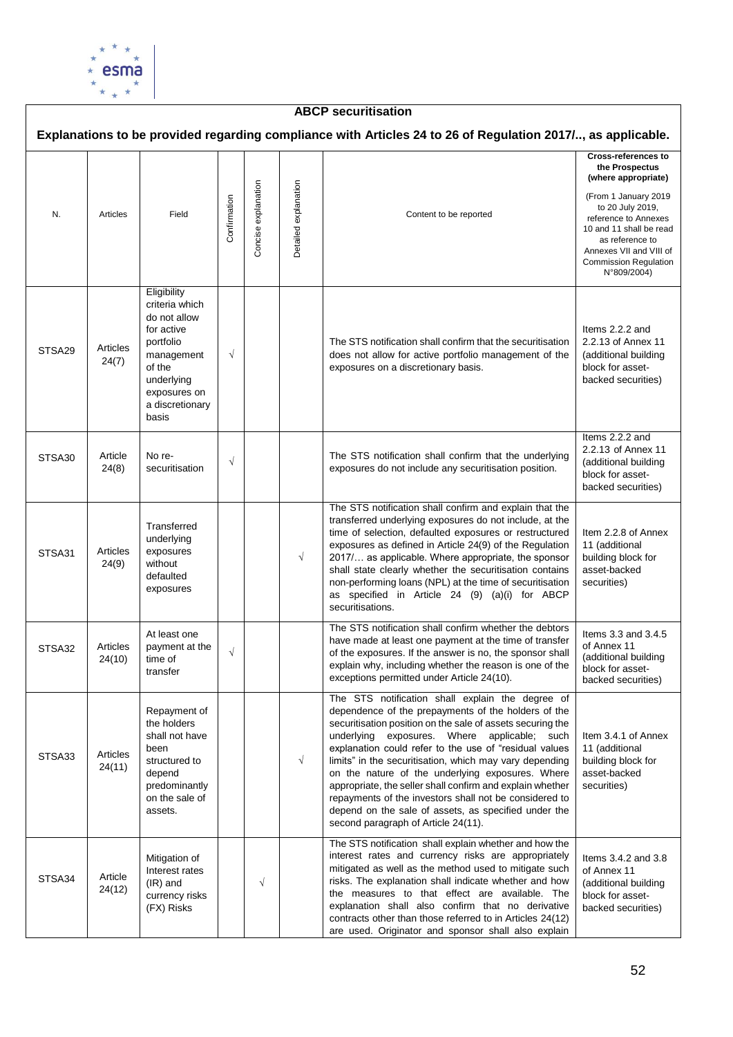## ABCP securitisation

**Explanations to be provided regarding compliance with Articles 24 to 26 of Regulation 2017/.., as applicable.**

| N. | Articles | Field | Confirmation | Concise explanation | Detailed explanation | Content to be reported | Cross-references to the Prospectus (where appropriate) (From 1 January 2019 to 20 July 2019, reference to Annexes 10 and 11 shall be read as reference to Annexes VII and VIII of Commission Regulation N°809/2004) |
|---|---|---|---|---|---|---|---|
| STSA29 | Articles 24(7) | Eligibility criteria which do not allow for active portfolio management of the underlying exposures on a discretionary basis | √ | | | The STS notification shall confirm that the securitisation does not allow for active portfolio management of the exposures on a discretionary basis. | Items 2.2.2 and 2.2.13 of Annex 11 (additional building block for asset-backed securities) |
| STSA30 | Article 24(8) | No re-securitisation | √ | | | The STS notification shall confirm that the underlying exposures do not include any securitisation position. | Items 2.2.2 and 2.2.13 of Annex 11 (additional building block for asset-backed securities) |
| STSA31 | Articles 24(9) | Transferred underlying exposures without defaulted exposures | | | √ | The STS notification shall confirm and explain that the transferred underlying exposures do not include, at the time of selection, defaulted exposures or restructured exposures as defined in Article 24(9) of the Regulation 2017/… as applicable. Where appropriate, the sponsor shall state clearly whether the securitisation contains non-performing loans (NPL) at the time of securitisation as specified in Article 24 (9) (a)(i) for ABCP securitisations. | Item 2.2.8 of Annex 11 (additional building block for asset-backed securities) |
| STSA32 | Articles 24(10) | At least one payment at the time of transfer | √ | | | The STS notification shall confirm whether the debtors have made at least one payment at the time of transfer of the exposures. If the answer is no, the sponsor shall explain why, including whether the reason is one of the exceptions permitted under Article 24(10). | Items 3.3 and 3.4.5 of Annex 11 (additional building block for asset-backed securities) |
| STSA33 | Articles 24(11) | Repayment of the holders shall not have been structured to depend predominantly on the sale of assets. | | | √ | The STS notification shall explain the degree of dependence of the prepayments of the holders of the securitisation position on the sale of assets securing the underlying exposures. Where applicable; such explanation could refer to the use of "residual values limits" in the securitisation, which may vary depending on the nature of the underlying exposures. Where appropriate, the seller shall confirm and explain whether repayments of the investors shall not be considered to depend on the sale of assets, as specified under the second paragraph of Article 24(11). | Item 3.4.1 of Annex 11 (additional building block for asset-backed securities) |
| STSA34 | Article 24(12) | Mitigation of Interest rates (IR) and currency risks (FX) Risks | | √ | | The STS notification shall explain whether and how the interest rates and currency risks are appropriately mitigated as well as the method used to mitigate such risks. The explanation shall indicate whether and how the measures to that effect are available. The explanation shall also confirm that no derivative contracts other than those referred to in Articles 24(12) are used. Originator and sponsor shall also explain | Items 3.4.2 and 3.8 of Annex 11 (additional building block for asset-backed securities) |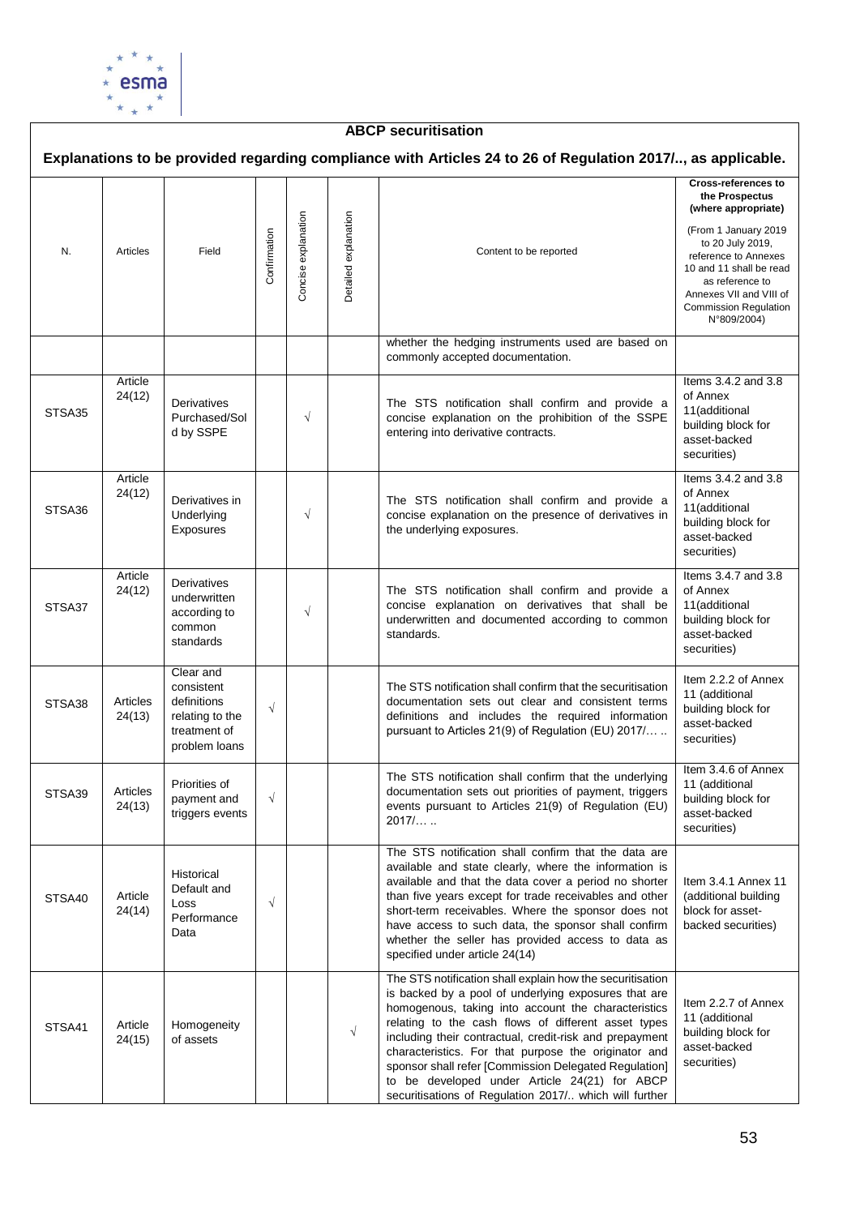**ABCP securitisation**

**Explanations to be provided regarding compliance with Articles 24 to 26 of Regulation 2017/.., as applicable.**

| N. | Articles | Field | Confirmation | Concise explanation | Detailed explanation | Content to be reported | Cross-references to the Prospectus (where appropriate) (From 1 January 2019 to 20 July 2019, reference to Annexes 10 and 11 shall be read as reference to Annexes VII and VIII of Commission Regulation N°809/2004) |
|---|---|---|---|---|---|---|---|
| | | | | | | whether the hedging instruments used are based on commonly accepted documentation. | |
| STSA35 | Article 24(12) | Derivatives Purchased/Sold by SSPE | | √ | | The STS notification shall confirm and provide a concise explanation on the prohibition of the SSPE entering into derivative contracts. | Items 3.4.2 and 3.8 of Annex 11(additional building block for asset-backed securities) |
| STSA36 | Article 24(12) | Derivatives in Underlying Exposures | | √ | | The STS notification shall confirm and provide a concise explanation on the presence of derivatives in the underlying exposures. | Items 3.4.2 and 3.8 of Annex 11(additional building block for asset-backed securities) |
| STSA37 | Article 24(12) | Derivatives underwritten according to common standards | | √ | | The STS notification shall confirm and provide a concise explanation on derivatives that shall be underwritten and documented according to common standards. | Items 3.4.7 and 3.8 of Annex 11(additional building block for asset-backed securities) |
| STSA38 | Articles 24(13) | Clear and consistent definitions relating to the treatment of problem loans | √ | | | The STS notification shall confirm that the securitisation documentation sets out clear and consistent terms definitions and includes the required information pursuant to Articles 21(9) of Regulation (EU) 2017/… .. | Item 2.2.2 of Annex 11 (additional building block for asset-backed securities) |
| STSA39 | Articles 24(13) | Priorities of payment and triggers events | √ | | | The STS notification shall confirm that the underlying documentation sets out priorities of payment, triggers events pursuant to Articles 21(9) of Regulation (EU) 2017/… .. | Item 3.4.6 of Annex 11 (additional building block for asset-backed securities) |
| STSA40 | Article 24(14) | Historical Default and Loss Performance Data | √ | | | The STS notification shall confirm that the data are available and state clearly, where the information is available and that the data cover a period no shorter than five years except for trade receivables and other short-term receivables. Where the sponsor does not have access to such data, the sponsor shall confirm whether the seller has provided access to data as specified under article 24(14) | Item 3.4.1 Annex 11 (additional building block for asset-backed securities) |
| STSA41 | Article 24(15) | Homogeneity of assets | | | √ | The STS notification shall explain how the securitisation is backed by a pool of underlying exposures that are homogenous, taking into account the characteristics relating to the cash flows of different asset types including their contractual, credit-risk and prepayment characteristics. For that purpose the originator and sponsor shall refer [Commission Delegated Regulation] to be developed under Article 24(21) for ABCP securitisations of Regulation 2017/.. which will further | Item 2.2.7 of Annex 11 (additional building block for asset-backed securities) |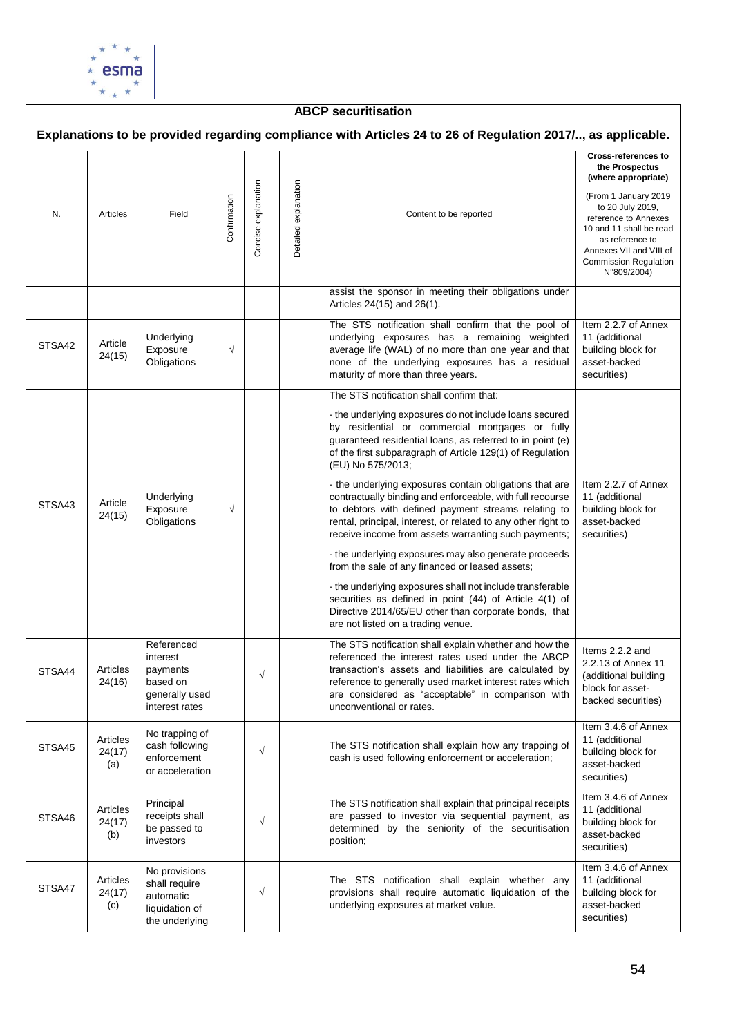| ABCP securitisation | | | | | | | |
|---|---|---|---|---|---|---|---|
| Explanations to be provided regarding compliance with Articles 24 to 26 of Regulation 2017/.., as applicable. | | | | | | | |
| N. | Articles | Field | Confirmation | Concise explanation | Detailed explanation | Content to be reported | Cross-references to the Prospectus (where appropriate) (From 1 January 2019 to 20 July 2019, reference to Annexes 10 and 11 shall be read as reference to Annexes VII and VIII of Commission Regulation N°809/2004) |
| | | | | | | assist the sponsor in meeting their obligations under Articles 24(15) and 26(1). | |
| STSA42 | Article 24(15) | Underlying Exposure Obligations | √ | | | The STS notification shall confirm that the pool of underlying exposures has a remaining weighted average life (WAL) of no more than one year and that none of the underlying exposures has a residual maturity of more than three years. | Item 2.2.7 of Annex 11 (additional building block for asset-backed securities) |
| STSA43 | Article 24(15) | Underlying Exposure Obligations | √ | | | The STS notification shall confirm that:<br><br>- the underlying exposures do not include loans secured by residential or commercial mortgages or fully guaranteed residential loans, as referred to in point (e) of the first subparagraph of Article 129(1) of Regulation (EU) No 575/2013;<br><br>- the underlying exposures contain obligations that are contractually binding and enforceable, with full recourse to debtors with defined payment streams relating to rental, principal, interest, or related to any other right to receive income from assets warranting such payments;<br><br>- the underlying exposures may also generate proceeds from the sale of any financed or leased assets;<br><br>- the underlying exposures shall not include transferable securities as defined in point (44) of Article 4(1) of Directive 2014/65/EU other than corporate bonds, that are not listed on a trading venue. | Item 2.2.7 of Annex 11 (additional building block for asset-backed securities) |
| STSA44 | Articles 24(16) | Referenced interest payments based on generally used interest rates | | √ | | The STS notification shall explain whether and how the referenced the interest rates used under the ABCP transaction's assets and liabilities are calculated by reference to generally used market interest rates which are considered as "acceptable" in comparison with unconventional or rates. | Items 2.2.2 and 2.2.13 of Annex 11 (additional building block for asset-backed securities) |
| STSA45 | Articles 24(17) (a) | No trapping of cash following enforcement or acceleration | | √ | | The STS notification shall explain how any trapping of cash is used following enforcement or acceleration; | Item 3.4.6 of Annex 11 (additional building block for asset-backed securities) |
| STSA46 | Articles 24(17) (b) | Principal receipts shall be passed to investors | | √ | | The STS notification shall explain that principal receipts are passed to investor via sequential payment, as determined by the seniority of the securitisation position; | Item 3.4.6 of Annex 11 (additional building block for asset-backed securities) |
| STSA47 | Articles 24(17) (c) | No provisions shall require automatic liquidation of the underlying | | √ | | The STS notification shall explain whether any provisions shall require automatic liquidation of the underlying exposures at market value. | Item 3.4.6 of Annex 11 (additional building block for asset-backed securities) |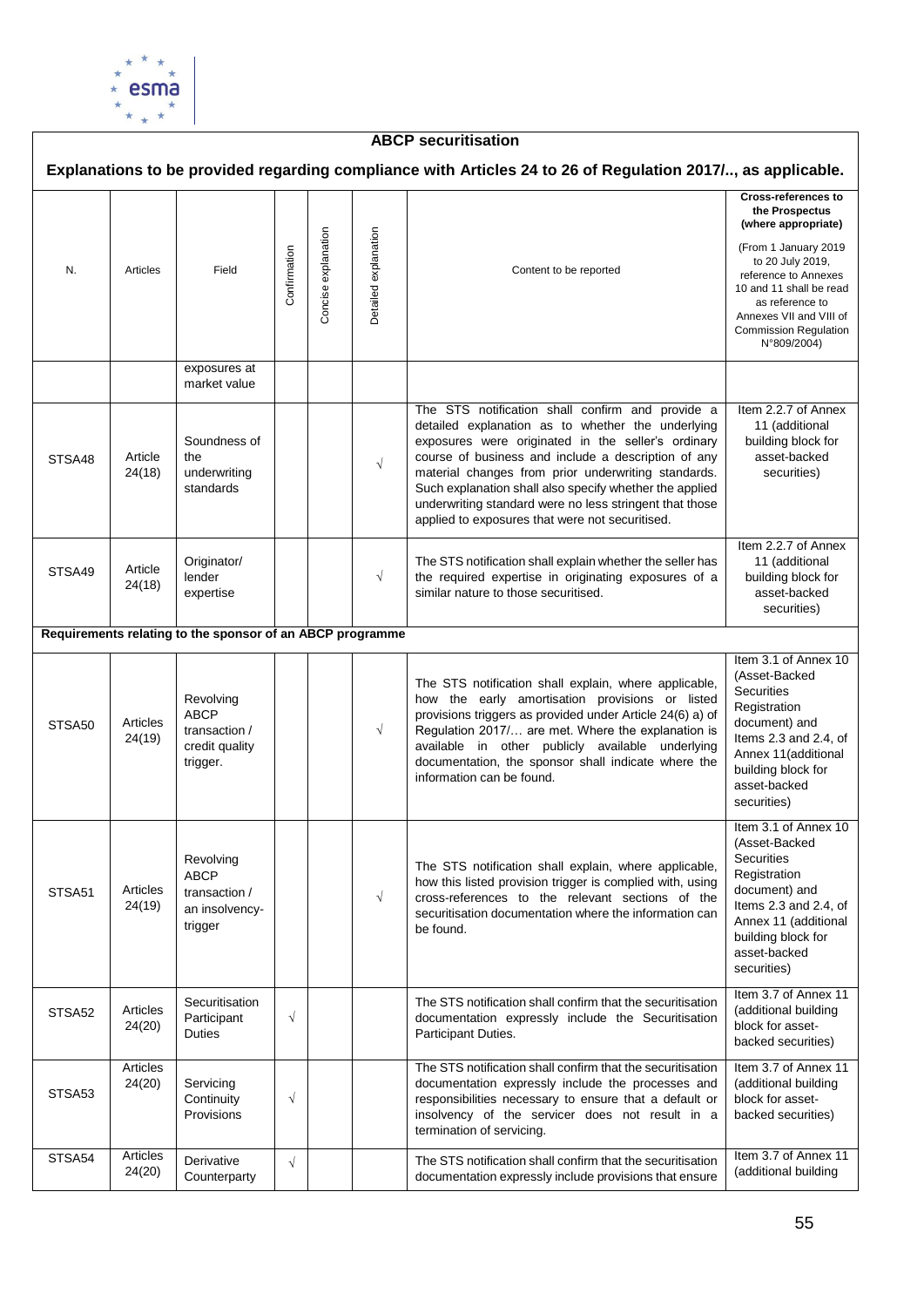**ABCP securitisation**

**Explanations to be provided regarding compliance with Articles 24 to 26 of Regulation 2017/.., as applicable.**

| N. | Articles | Field | Confirmation | Concise explanation | Detailed explanation | Content to be reported | Cross-references to the Prospectus (where appropriate) (From 1 January 2019 to 20 July 2019, reference to Annexes 10 and 11 shall be read as reference to Annexes VII and VIII of Commission Regulation N°809/2004) |
|---|---|---|---|---|---|---|---|
| | | exposures at market value | | | | | |
| STSA48 | Article 24(18) | Soundness of the underwriting standards | | | √ | The STS notification shall confirm and provide a detailed explanation as to whether the underlying exposures were originated in the seller's ordinary course of business and include a description of any material changes from prior underwriting standards. Such explanation shall also specify whether the applied underwriting standard were no less stringent that those applied to exposures that were not securitised. | Item 2.2.7 of Annex 11 (additional building block for asset-backed securities) |
| STSA49 | Article 24(18) | Originator/ lender expertise | | | √ | The STS notification shall explain whether the seller has the required expertise in originating exposures of a similar nature to those securitised. | Item 2.2.7 of Annex 11 (additional building block for asset-backed securities) |
| **Requirements relating to the sponsor of an ABCP programme** | | | | | | | |
| STSA50 | Articles 24(19) | Revolving ABCP transaction / credit quality trigger. | | | √ | The STS notification shall explain, where applicable, how the early amortisation provisions or listed provisions triggers as provided under Article 24(6) a) of Regulation 2017/… are met. Where the explanation is available in other publicly available underlying documentation, the sponsor shall indicate where the information can be found. | Item 3.1 of Annex 10 (Asset-Backed Securities Registration document) and Items 2.3 and 2.4, of Annex 11(additional building block for asset-backed securities) |
| STSA51 | Articles 24(19) | Revolving ABCP transaction / an insolvency-trigger | | | √ | The STS notification shall explain, where applicable, how this listed provision trigger is complied with, using cross-references to the relevant sections of the securitisation documentation where the information can be found. | Item 3.1 of Annex 10 (Asset-Backed Securities Registration document) and Items 2.3 and 2.4, of Annex 11 (additional building block for asset-backed securities) |
| STSA52 | Articles 24(20) | Securitisation Participant Duties | √ | | | The STS notification shall confirm that the securitisation documentation expressly include the Securitisation Participant Duties. | Item 3.7 of Annex 11 (additional building block for asset-backed securities) |
| STSA53 | Articles 24(20) | Servicing Continuity Provisions | √ | | | The STS notification shall confirm that the securitisation documentation expressly include the processes and responsibilities necessary to ensure that a default or insolvency of the servicer does not result in a termination of servicing. | Item 3.7 of Annex 11 (additional building block for asset-backed securities) |
| STSA54 | Articles 24(20) | Derivative Counterparty | √ | | | The STS notification shall confirm that the securitisation documentation expressly include provisions that ensure | Item 3.7 of Annex 11 (additional building |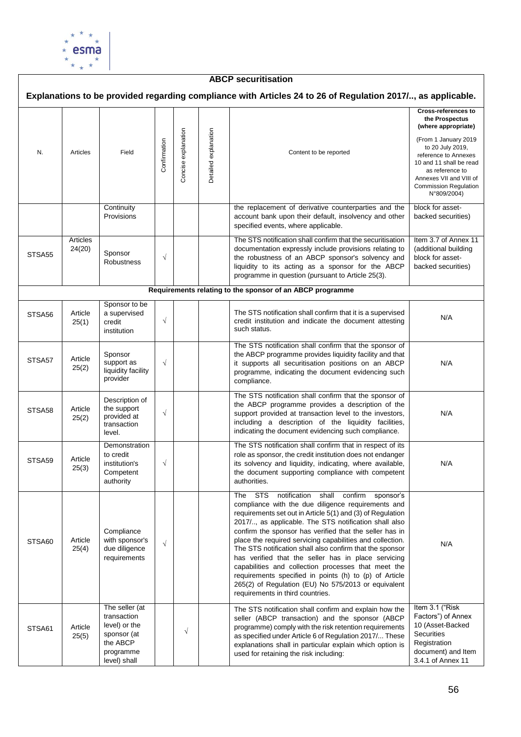## ABCP securitisation

### Explanations to be provided regarding compliance with Articles 24 to 26 of Regulation 2017/.., as applicable.

| N. | Articles | Field | Confirmation | Concise explanation | Detailed explanation | Content to be reported | Cross-references to the Prospectus (where appropriate) (From 1 January 2019 to 20 July 2019, reference to Annexes 10 and 11 shall be read as reference to Annexes VII and VIII of Commission Regulation N°809/2004) |
|---|---|---|---|---|---|---|---|
| | | Continuity Provisions | | | | the replacement of derivative counterparties and the account bank upon their default, insolvency and other specified events, where applicable. | block for asset-backed securities) |
| STSA55 | Articles 24(20) | Sponsor Robustness | √ | | | The STS notification shall confirm that the securitisation documentation expressly include provisions relating to the robustness of an ABCP sponsor's solvency and liquidity to its acting as a sponsor for the ABCP programme in question (pursuant to Article 25(3). | Item 3.7 of Annex 11 (additional building block for asset-backed securities) |
| **Requirements relating to the sponsor of an ABCP programme** | | | | | | | |
| STSA56 | Article 25(1) | Sponsor to be a supervised credit institution | √ | | | The STS notification shall confirm that it is a supervised credit institution and indicate the document attesting such status. | N/A |
| STSA57 | Article 25(2) | Sponsor support as liquidity facility provider | √ | | | The STS notification shall confirm that the sponsor of the ABCP programme provides liquidity facility and that it supports all securitisation positions on an ABCP programme, indicating the document evidencing such compliance. | N/A |
| STSA58 | Article 25(2) | Description of the support provided at transaction level. | √ | | | The STS notification shall confirm that the sponsor of the ABCP programme provides a description of the support provided at transaction level to the investors, including a description of the liquidity facilities, indicating the document evidencing such compliance. | N/A |
| STSA59 | Article 25(3) | Demonstration to credit institution's Competent authority | √ | | | The STS notification shall confirm that in respect of its role as sponsor, the credit institution does not endanger its solvency and liquidity, indicating, where available, the document supporting compliance with competent authorities. | N/A |
| STSA60 | Article 25(4) | Compliance with sponsor's due diligence requirements | √ | | | The STS notification shall confirm sponsor's compliance with the due diligence requirements and requirements set out in Article 5(1) and (3) of Regulation 2017/.., as applicable. The STS notification shall also confirm the sponsor has verified that the seller has in place the required servicing capabilities and collection. The STS notification shall also confirm that the sponsor has verified that the seller has in place servicing capabilities and collection processes that meet the requirements specified in points (h) to (p) of Article 265(2) of Regulation (EU) No 575/2013 or equivalent requirements in third countries. | N/A |
| STSA61 | Article 25(5) | The seller (at transaction level) or the sponsor (at the ABCP programme level) shall | | √ | | The STS notification shall confirm and explain how the seller (ABCP transaction) and the sponsor (ABCP programme) comply with the risk retention requirements as specified under Article 6 of Regulation 2017/... These explanations shall in particular explain which option is used for retaining the risk including: | Item 3.1 ("Risk Factors") of Annex 10 (Asset-Backed Securities Registration document) and Item 3.4.1 of Annex 11 |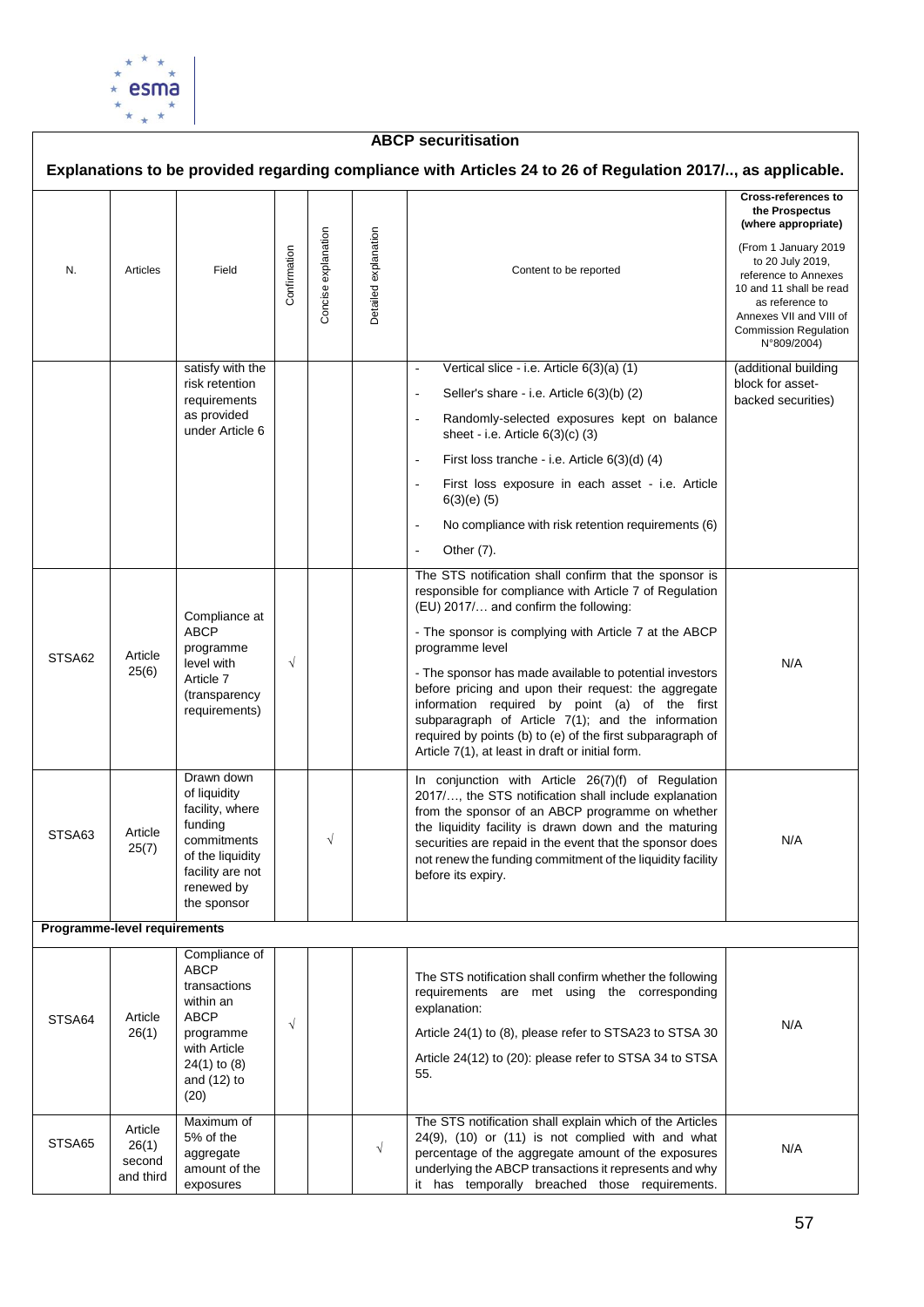**ABCP securitisation**

**Explanations to be provided regarding compliance with Articles 24 to 26 of Regulation 2017/.., as applicable.**

| N. | Articles | Field | Confirmation | Concise explanation | Detailed explanation | Content to be reported | **Cross-references to the Prospectus (where appropriate)** (From 1 January 2019 to 20 July 2019, reference to Annexes 10 and 11 shall be read as reference to Annexes VII and VIII of Commission Regulation N°809/2004) |
|---|---|---|---|---|---|---|---|
| | | satisfy with the risk retention requirements as provided under Article 6 | | | | - Vertical slice - i.e. Article 6(3)(a) (1)<br>- Seller's share - i.e. Article 6(3)(b) (2)<br>- Randomly-selected exposures kept on balance sheet - i.e. Article 6(3)(c) (3)<br>- First loss tranche - i.e. Article 6(3)(d) (4)<br>- First loss exposure in each asset - i.e. Article 6(3)(e) (5)<br>- No compliance with risk retention requirements (6)<br>- Other (7). | (additional building block for asset-backed securities) |
| STSA62 | Article 25(6) | Compliance at ABCP programme level with Article 7 (transparency requirements) | √ | | | The STS notification shall confirm that the sponsor is responsible for compliance with Article 7 of Regulation (EU) 2017/… and confirm the following:<br>- The sponsor is complying with Article 7 at the ABCP programme level<br>- The sponsor has made available to potential investors before pricing and upon their request: the aggregate information required by point (a) of the first subparagraph of Article 7(1); and the information required by points (b) to (e) of the first subparagraph of Article 7(1), at least in draft or initial form. | N/A |
| STSA63 | Article 25(7) | Drawn down of liquidity facility, where funding commitments of the liquidity facility are not renewed by the sponsor | | √ | | In conjunction with Article 26(7)(f) of Regulation 2017/…, the STS notification shall include explanation from the sponsor of an ABCP programme on whether the liquidity facility is drawn down and the maturing securities are repaid in the event that the sponsor does not renew the funding commitment of the liquidity facility before its expiry. | N/A |
| **Programme-level requirements** | | | | | | | |
| STSA64 | Article 26(1) | Compliance of ABCP transactions within an ABCP programme with Article 24(1) to (8) and (12) to (20) | √ | | | The STS notification shall confirm whether the following requirements are met using the corresponding explanation:<br>Article 24(1) to (8), please refer to STSA23 to STSA 30<br>Article 24(12) to (20): please refer to STSA 34 to STSA 55. | N/A |
| STSA65 | Article 26(1) second and third | Maximum of 5% of the aggregate amount of the exposures | | | √ | The STS notification shall explain which of the Articles 24(9), (10) or (11) is not complied with and what percentage of the aggregate amount of the exposures underlying the ABCP transactions it represents and why it has temporally breached those requirements. | N/A |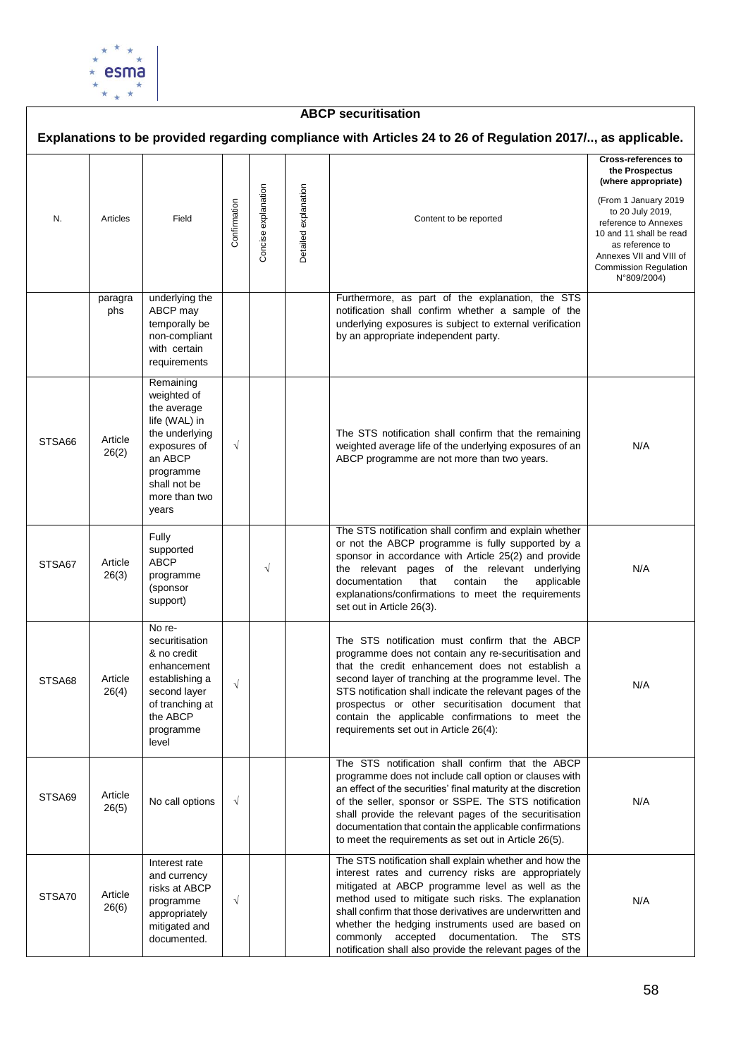**ABCP securitisation**

**Explanations to be provided regarding compliance with Articles 24 to 26 of Regulation 2017/.., as applicable.**

| N. | Articles | Field | Confirmation | Concise explanation | Detailed explanation | Content to be reported | **Cross-references to the Prospectus (where appropriate)** (From 1 January 2019 to 20 July 2019, reference to Annexes 10 and 11 shall be read as reference to Annexes VII and VIII of Commission Regulation N°809/2004) |
|---|---|---|---|---|---|---|---|
| | paragraphs | underlying the ABCP may temporally be non-compliant with certain requirements | | | | Furthermore, as part of the explanation, the STS notification shall confirm whether a sample of the underlying exposures is subject to external verification by an appropriate independent party. | |
| STSA66 | Article 26(2) | Remaining weighted of the average life (WAL) in the underlying exposures of an ABCP programme shall not be more than two years | √ | | | The STS notification shall confirm that the remaining weighted average life of the underlying exposures of an ABCP programme are not more than two years. | N/A |
| STSA67 | Article 26(3) | Fully supported ABCP programme (sponsor support) | | √ | | The STS notification shall confirm and explain whether or not the ABCP programme is fully supported by a sponsor in accordance with Article 25(2) and provide the relevant pages of the relevant underlying documentation that contain the applicable explanations/confirmations to meet the requirements set out in Article 26(3). | N/A |
| STSA68 | Article 26(4) | No re-securitisation & no credit enhancement establishing a second layer of tranching at the ABCP programme level | √ | | | The STS notification must confirm that the ABCP programme does not contain any re-securitisation and that the credit enhancement does not establish a second layer of tranching at the programme level. The STS notification shall indicate the relevant pages of the prospectus or other securitisation document that contain the applicable confirmations to meet the requirements set out in Article 26(4): | N/A |
| STSA69 | Article 26(5) | No call options | √ | | | The STS notification shall confirm that the ABCP programme does not include call option or clauses with an effect of the securities' final maturity at the discretion of the seller, sponsor or SSPE. The STS notification shall provide the relevant pages of the securitisation documentation that contain the applicable confirmations to meet the requirements as set out in Article 26(5). | N/A |
| STSA70 | Article 26(6) | Interest rate and currency risks at ABCP programme appropriately mitigated and documented. | √ | | | The STS notification shall explain whether and how the interest rates and currency risks are appropriately mitigated at ABCP programme level as well as the method used to mitigate such risks. The explanation shall confirm that those derivatives are underwritten and whether the hedging instruments used are based on commonly accepted documentation. The STS notification shall also provide the relevant pages of the | N/A |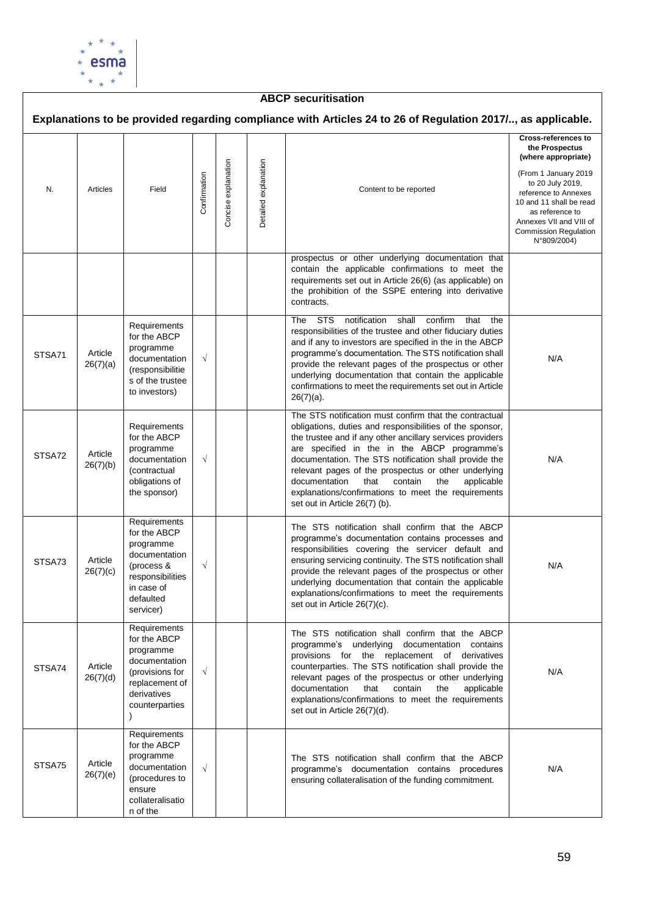**ABCP securitisation**

**Explanations to be provided regarding compliance with Articles 24 to 26 of Regulation 2017/.., as applicable.**

| N. | Articles | Field | Confirmation | Concise explanation | Detailed explanation | Content to be reported | **Cross-references to the Prospectus (where appropriate)** (From 1 January 2019 to 20 July 2019, reference to Annexes 10 and 11 shall be read as reference to Annexes VII and VIII of Commission Regulation N°809/2004) |
|---|---|---|---|---|---|---|---|
| | | | | | | prospectus or other underlying documentation that contain the applicable confirmations to meet the requirements set out in Article 26(6) (as applicable) on the prohibition of the SSPE entering into derivative contracts. | |
| STSA71 | Article 26(7)(a) | Requirements for the ABCP programme documentation (responsibilities of the trustee to investors) | √ | | | The STS notification shall confirm that the responsibilities of the trustee and other fiduciary duties and if any to investors are specified in the in the ABCP programme's documentation. The STS notification shall provide the relevant pages of the prospectus or other underlying documentation that contain the applicable confirmations to meet the requirements set out in Article 26(7)(a). | N/A |
| STSA72 | Article 26(7)(b) | Requirements for the ABCP programme documentation (contractual obligations of the sponsor) | √ | | | The STS notification must confirm that the contractual obligations, duties and responsibilities of the sponsor, the trustee and if any other ancillary services providers are specified in the ABCP programme's documentation. The STS notification shall provide the relevant pages of the prospectus or other underlying documentation that contain the applicable explanations/confirmations to meet the requirements set out in Article 26(7) (b). | N/A |
| STSA73 | Article 26(7)(c) | Requirements for the ABCP programme documentation (process & responsibilities in case of defaulted servicer) | √ | | | The STS notification shall confirm that the ABCP programme's documentation contains processes and responsibilities covering the servicer default and ensuring servicing continuity. The STS notification shall provide the relevant pages of the prospectus or other underlying documentation that contain the applicable explanations/confirmations to meet the requirements set out in Article 26(7)(c). | N/A |
| STSA74 | Article 26(7)(d) | Requirements for the ABCP programme documentation (provisions for replacement of derivatives counterparties ) | √ | | | The STS notification shall confirm that the ABCP programme's underlying documentation contains provisions for the replacement of derivatives counterparties. The STS notification shall provide the relevant pages of the prospectus or other underlying documentation that contain the applicable explanations/confirmations to meet the requirements set out in Article 26(7)(d). | N/A |
| STSA75 | Article 26(7)(e) | Requirements for the ABCP programme documentation (procedures to ensure collateralisation of the | √ | | | The STS notification shall confirm that the ABCP programme's documentation contains procedures ensuring collateralisation of the funding commitment. | N/A |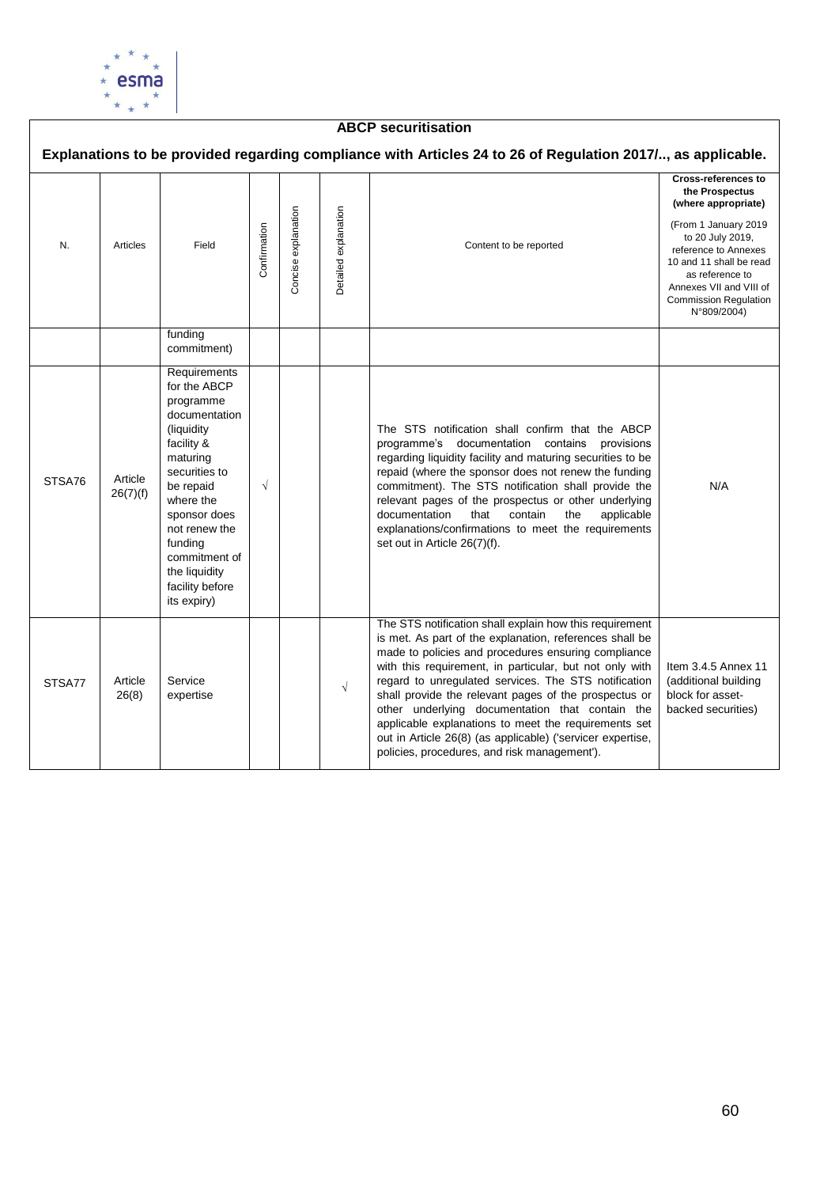## ABCP securitisation

**Explanations to be provided regarding compliance with Articles 24 to 26 of Regulation 2017/.., as applicable.**

| N. | Articles | Field | Confirmation | Concise explanation | Detailed explanation | Content to be reported | **Cross-references to the Prospectus (where appropriate)** (From 1 January 2019 to 20 July 2019, reference to Annexes 10 and 11 shall be read as reference to Annexes VII and VIII of Commission Regulation N°809/2004) |
|---|---|---|---|---|---|---|---|
| | | funding commitment) | | | | | |
| STSA76 | Article 26(7)(f) | Requirements for the ABCP programme documentation (liquidity facility & maturing securities to be repaid where the sponsor does not renew the funding commitment of the liquidity facility before its expiry) | √ | | | The STS notification shall confirm that the ABCP programme's documentation contains provisions regarding liquidity facility and maturing securities to be repaid (where the sponsor does not renew the funding commitment). The STS notification shall provide the relevant pages of the prospectus or other underlying documentation that contain the applicable explanations/confirmations to meet the requirements set out in Article 26(7)(f). | N/A |
| STSA77 | Article 26(8) | Service expertise | | | √ | The STS notification shall explain how this requirement is met. As part of the explanation, references shall be made to policies and procedures ensuring compliance with this requirement, in particular, but not only with regard to unregulated services. The STS notification shall provide the relevant pages of the prospectus or other underlying documentation that contain the applicable explanations to meet the requirements set out in Article 26(8) (as applicable) ('servicer expertise, policies, procedures, and risk management'). | Item 3.4.5 Annex 11 (additional building block for asset-backed securities) |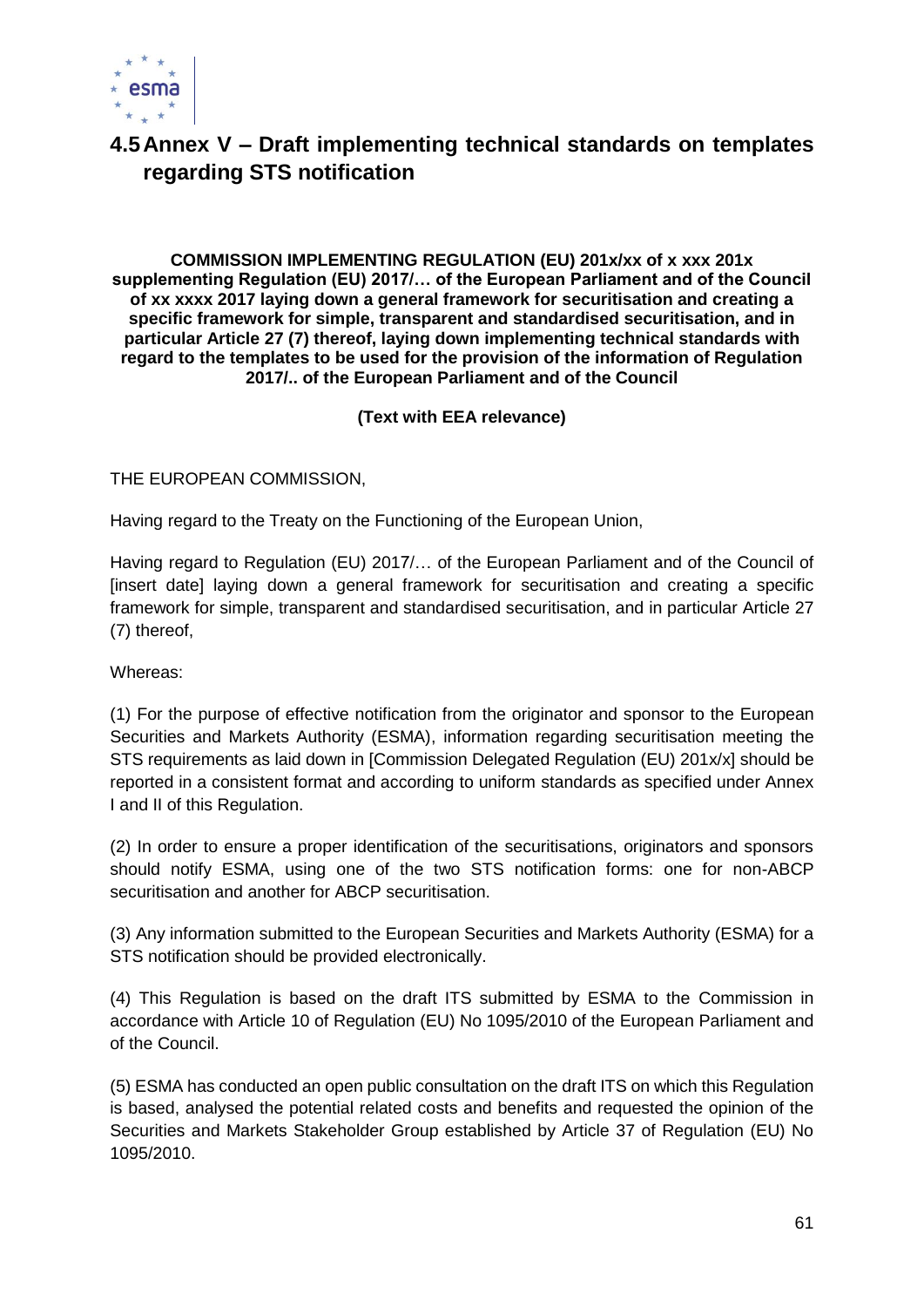## 4.5 Annex V – Draft implementing technical standards on templates regarding STS notification

**COMMISSION IMPLEMENTING REGULATION (EU) 201x/xx of x xxx 201x supplementing Regulation (EU) 2017/… of the European Parliament and of the Council of xx xxxx 2017 laying down a general framework for securitisation and creating a specific framework for simple, transparent and standardised securitisation, and in particular Article 27 (7) thereof, laying down implementing technical standards with regard to the templates to be used for the provision of the information of Regulation 2017/.. of the European Parliament and of the Council**

**(Text with EEA relevance)**

THE EUROPEAN COMMISSION,

Having regard to the Treaty on the Functioning of the European Union,

Having regard to Regulation (EU) 2017/… of the European Parliament and of the Council of [insert date] laying down a general framework for securitisation and creating a specific framework for simple, transparent and standardised securitisation, and in particular Article 27 (7) thereof,

Whereas:

(1) For the purpose of effective notification from the originator and sponsor to the European Securities and Markets Authority (ESMA), information regarding securitisation meeting the STS requirements as laid down in [Commission Delegated Regulation (EU) 201x/x] should be reported in a consistent format and according to uniform standards as specified under Annex I and II of this Regulation.

(2) In order to ensure a proper identification of the securitisations, originators and sponsors should notify ESMA, using one of the two STS notification forms: one for non-ABCP securitisation and another for ABCP securitisation.

(3) Any information submitted to the European Securities and Markets Authority (ESMA) for a STS notification should be provided electronically.

(4) This Regulation is based on the draft ITS submitted by ESMA to the Commission in accordance with Article 10 of Regulation (EU) No 1095/2010 of the European Parliament and of the Council.

(5) ESMA has conducted an open public consultation on the draft ITS on which this Regulation is based, analysed the potential related costs and benefits and requested the opinion of the Securities and Markets Stakeholder Group established by Article 37 of Regulation (EU) No 1095/2010.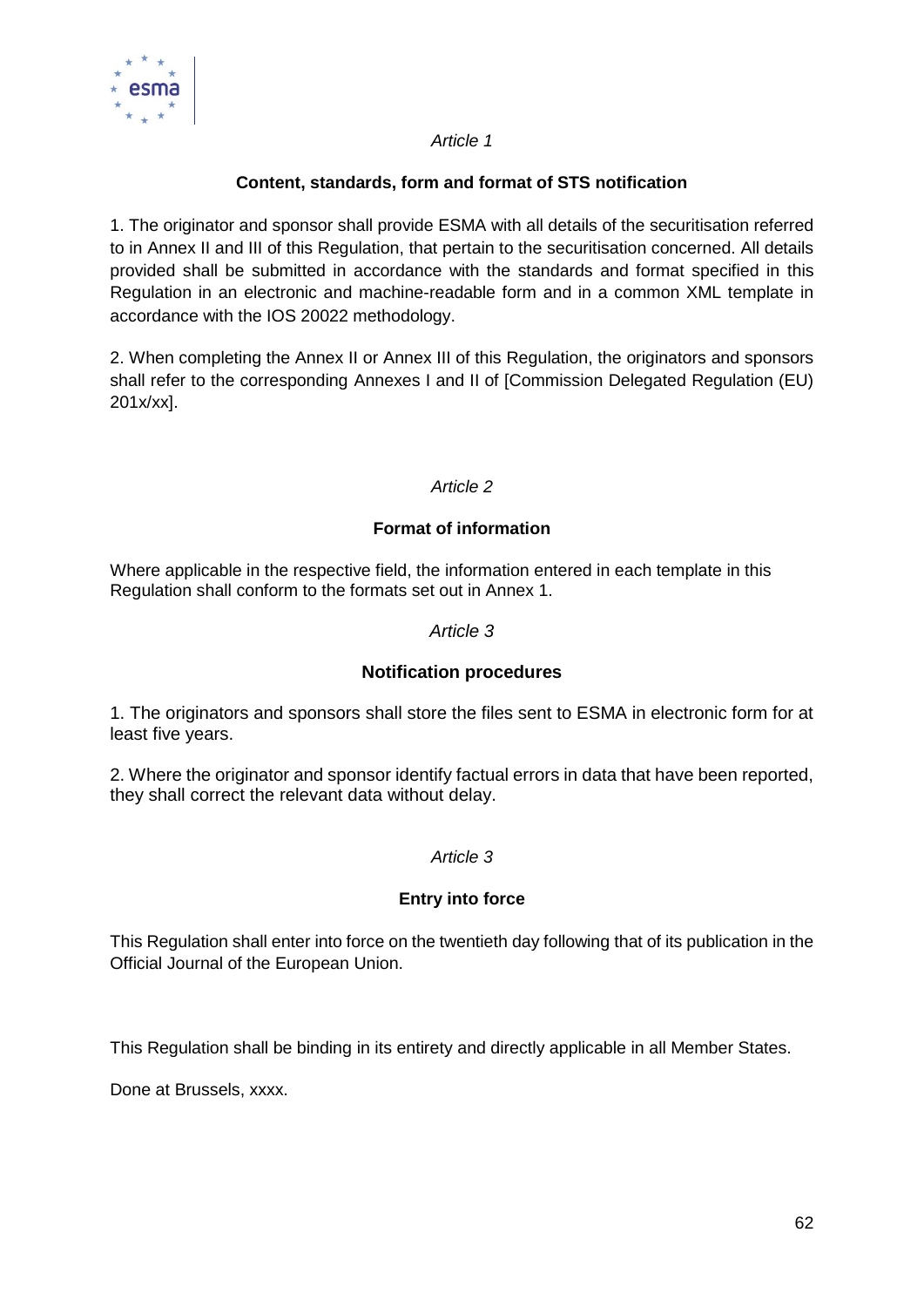*Article 1*

**Content, standards, form and format of STS notification**

1. The originator and sponsor shall provide ESMA with all details of the securitisation referred to in Annex II and III of this Regulation, that pertain to the securitisation concerned. All details provided shall be submitted in accordance with the standards and format specified in this Regulation in an electronic and machine-readable form and in a common XML template in accordance with the IOS 20022 methodology.

2. When completing the Annex II or Annex III of this Regulation, the originators and sponsors shall refer to the corresponding Annexes I and II of [Commission Delegated Regulation (EU) 201x/xx].

*Article 2*

**Format of information**

Where applicable in the respective field, the information entered in each template in this Regulation shall conform to the formats set out in Annex 1.

*Article 3*

**Notification procedures**

1. The originators and sponsors shall store the files sent to ESMA in electronic form for at least five years.

2. Where the originator and sponsor identify factual errors in data that have been reported, they shall correct the relevant data without delay.

*Article 3*

**Entry into force**

This Regulation shall enter into force on the twentieth day following that of its publication in the Official Journal of the European Union.

This Regulation shall be binding in its entirety and directly applicable in all Member States.

Done at Brussels, xxxx.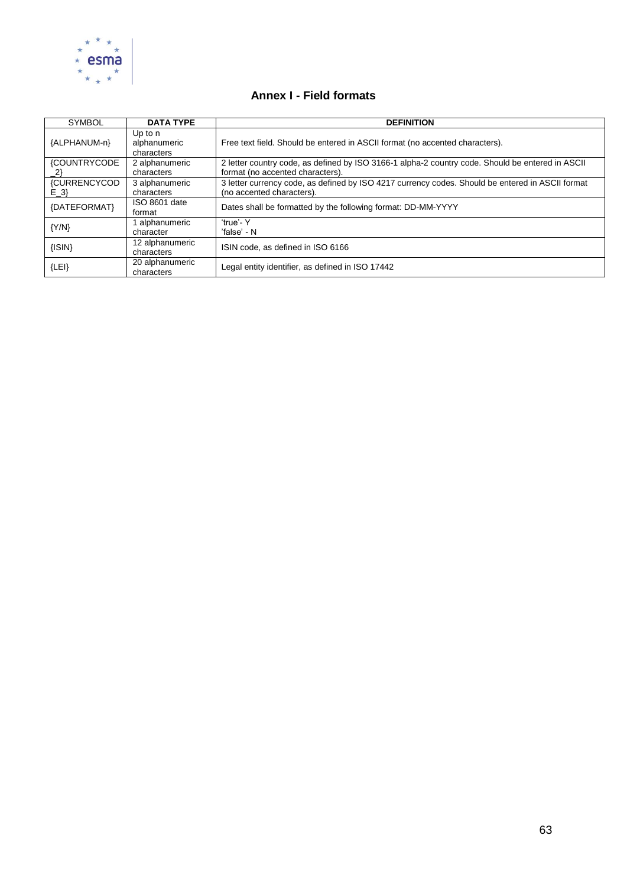## Annex I - Field formats

| SYMBOL | DATA TYPE | DEFINITION |
|---|---|---|
| {ALPHANUM-n} | Up to n alphanumeric characters | Free text field. Should be entered in ASCII format (no accented characters). |
| {COUNTRYCODE_2} | 2 alphanumeric characters | 2 letter country code, as defined by ISO 3166-1 alpha-2 country code. Should be entered in ASCII format (no accented characters). |
| {CURRENCYCODE_3} | 3 alphanumeric characters | 3 letter currency code, as defined by ISO 4217 currency codes. Should be entered in ASCII format (no accented characters). |
| {DATEFORMAT} | ISO 8601 date format | Dates shall be formatted by the following format: DD-MM-YYYY |
| {Y/N} | 1 alphanumeric character | 'true'- Y<br>'false' - N |
| {ISIN} | 12 alphanumeric characters | ISIN code, as defined in ISO 6166 |
| {LEI} | 20 alphanumeric characters | Legal entity identifier, as defined in ISO 17442 |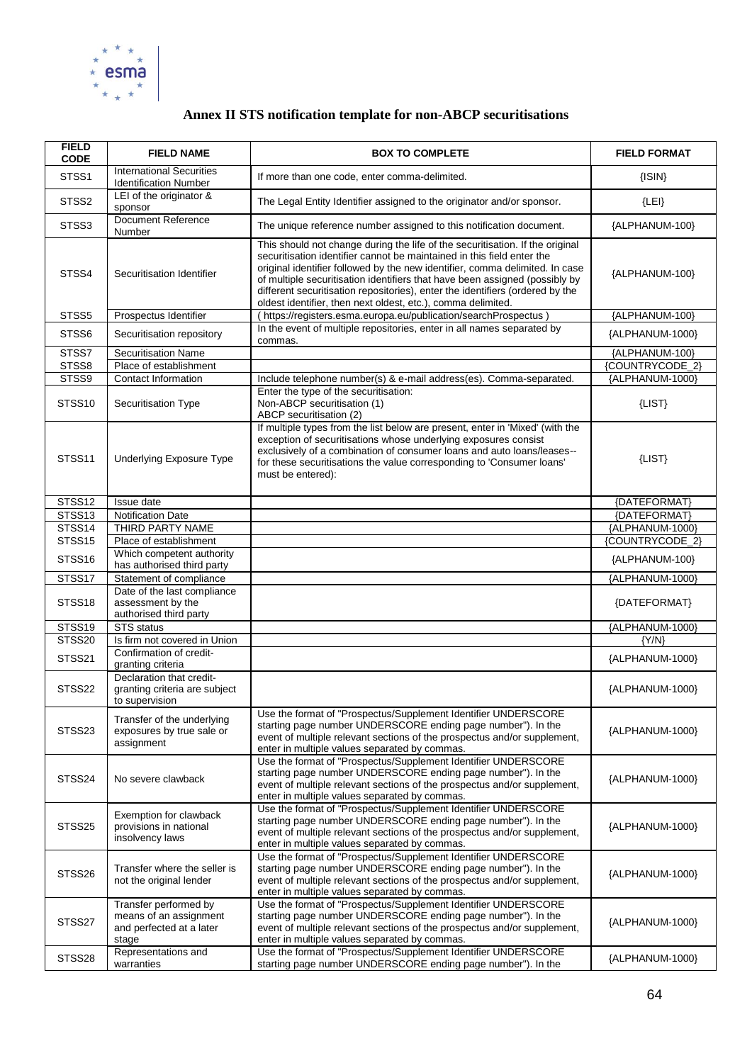# Annex II STS notification template for non-ABCP securitisations

| FIELD CODE | FIELD NAME | BOX TO COMPLETE | FIELD FORMAT |
|---|---|---|---|
| STSS1 | International Securities Identification Number | If more than one code, enter comma-delimited. | {ISIN} |
| STSS2 | LEI of the originator & sponsor | The Legal Entity Identifier assigned to the originator and/or sponsor. | {LEI} |
| STSS3 | Document Reference Number | The unique reference number assigned to this notification document. | {ALPHANUM-100} |
| STSS4 | Securitisation Identifier | This should not change during the life of the securitisation. If the original securitisation identifier cannot be maintained in this field enter the original identifier followed by the new identifier, comma delimited. In case of multiple securitisation identifiers that have been assigned (possibly by different securitisation repositories), enter the identifiers (ordered by the oldest identifier, then next oldest, etc.), comma delimited. | {ALPHANUM-100} |
| STSS5 | Prospectus Identifier | ( https://registers.esma.europa.eu/publication/searchProspectus ) | {ALPHANUM-100} |
| STSS6 | Securitisation repository | In the event of multiple repositories, enter in all names separated by commas. | {ALPHANUM-1000} |
| STSS7 | Securitisation Name | | {ALPHANUM-100} |
| STSS8 | Place of establishment | | {COUNTRYCODE_2} |
| STSS9 | Contact Information | Include telephone number(s) & e-mail address(es). Comma-separated. | {ALPHANUM-1000} |
| STSS10 | Securitisation Type | Enter the type of the securitisation:<br>Non-ABCP securitisation (1)<br>ABCP securitisation (2) | {LIST} |
| STSS11 | Underlying Exposure Type | If multiple types from the list below are present, enter in 'Mixed' (with the exception of securitisations whose underlying exposures consist exclusively of a combination of consumer loans and auto loans/leases--for these securitisations the value corresponding to 'Consumer loans' must be entered): | {LIST} |
| STSS12 | Issue date | | {DATEFORMAT} |
| STSS13 | Notification Date | | {DATEFORMAT} |
| STSS14 | THIRD PARTY NAME | | {ALPHANUM-1000} |
| STSS15 | Place of establishment | | {COUNTRYCODE_2} |
| STSS16 | Which competent authority has authorised third party | | {ALPHANUM-100} |
| STSS17 | Statement of compliance | | {ALPHANUM-1000} |
| STSS18 | Date of the last compliance assessment by the authorised third party | | {DATEFORMAT} |
| STSS19 | STS status | | {ALPHANUM-1000} |
| STSS20 | Is firm not covered in Union | | {Y/N} |
| STSS21 | Confirmation of credit-granting criteria | | {ALPHANUM-1000} |
| STSS22 | Declaration that credit-granting criteria are subject to supervision | | {ALPHANUM-1000} |
| STSS23 | Transfer of the underlying exposures by true sale or assignment | Use the format of "Prospectus/Supplement Identifier UNDERSCORE starting page number UNDERSCORE ending page number"). In the event of multiple relevant sections of the prospectus and/or supplement, enter in multiple values separated by commas. | {ALPHANUM-1000} |
| STSS24 | No severe clawback | Use the format of "Prospectus/Supplement Identifier UNDERSCORE starting page number UNDERSCORE ending page number"). In the event of multiple relevant sections of the prospectus and/or supplement, enter in multiple values separated by commas. | {ALPHANUM-1000} |
| STSS25 | Exemption for clawback provisions in national insolvency laws | Use the format of "Prospectus/Supplement Identifier UNDERSCORE starting page number UNDERSCORE ending page number"). In the event of multiple relevant sections of the prospectus and/or supplement, enter in multiple values separated by commas. | {ALPHANUM-1000} |
| STSS26 | Transfer where the seller is not the original lender | Use the format of "Prospectus/Supplement Identifier UNDERSCORE starting page number UNDERSCORE ending page number"). In the event of multiple relevant sections of the prospectus and/or supplement, enter in multiple values separated by commas. | {ALPHANUM-1000} |
| STSS27 | Transfer performed by means of an assignment and perfected at a later stage | Use the format of "Prospectus/Supplement Identifier UNDERSCORE starting page number UNDERSCORE ending page number"). In the event of multiple relevant sections of the prospectus and/or supplement, enter in multiple values separated by commas. | {ALPHANUM-1000} |
| STSS28 | Representations and warranties | Use the format of "Prospectus/Supplement Identifier UNDERSCORE starting page number UNDERSCORE ending page number"). In the | {ALPHANUM-1000} |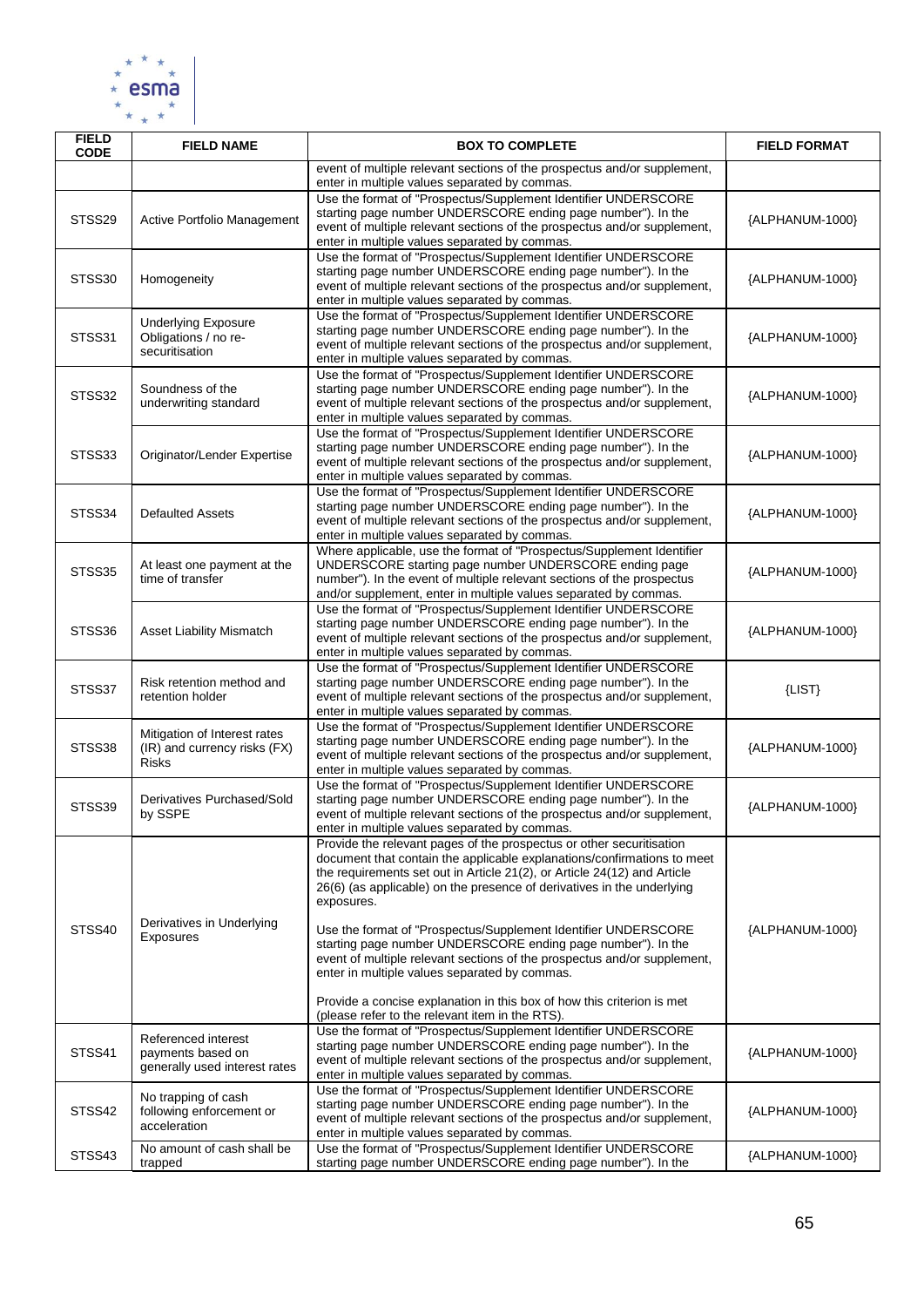| FIELD CODE | FIELD NAME | BOX TO COMPLETE | FIELD FORMAT |
|---|---|---|---|
| | | event of multiple relevant sections of the prospectus and/or supplement, enter in multiple values separated by commas. | |
| STSS29 | Active Portfolio Management | Use the format of "Prospectus/Supplement Identifier UNDERSCORE starting page number UNDERSCORE ending page number"). In the event of multiple relevant sections of the prospectus and/or supplement, enter in multiple values separated by commas. | {ALPHANUM-1000} |
| STSS30 | Homogeneity | Use the format of "Prospectus/Supplement Identifier UNDERSCORE starting page number UNDERSCORE ending page number"). In the event of multiple relevant sections of the prospectus and/or supplement, enter in multiple values separated by commas. | {ALPHANUM-1000} |
| STSS31 | Underlying Exposure Obligations / no re-securitisation | Use the format of "Prospectus/Supplement Identifier UNDERSCORE starting page number UNDERSCORE ending page number"). In the event of multiple relevant sections of the prospectus and/or supplement, enter in multiple values separated by commas. | {ALPHANUM-1000} |
| STSS32 | Soundness of the underwriting standard | Use the format of "Prospectus/Supplement Identifier UNDERSCORE starting page number UNDERSCORE ending page number"). In the event of multiple relevant sections of the prospectus and/or supplement, enter in multiple values separated by commas. | {ALPHANUM-1000} |
| STSS33 | Originator/Lender Expertise | Use the format of "Prospectus/Supplement Identifier UNDERSCORE starting page number UNDERSCORE ending page number"). In the event of multiple relevant sections of the prospectus and/or supplement, enter in multiple values separated by commas. | {ALPHANUM-1000} |
| STSS34 | Defaulted Assets | Use the format of "Prospectus/Supplement Identifier UNDERSCORE starting page number UNDERSCORE ending page number"). In the event of multiple relevant sections of the prospectus and/or supplement, enter in multiple values separated by commas. | {ALPHANUM-1000} |
| STSS35 | At least one payment at the time of transfer | Where applicable, use the format of "Prospectus/Supplement Identifier UNDERSCORE starting page number UNDERSCORE ending page number"). In the event of multiple relevant sections of the prospectus and/or supplement, enter in multiple values separated by commas. | {ALPHANUM-1000} |
| STSS36 | Asset Liability Mismatch | Use the format of "Prospectus/Supplement Identifier UNDERSCORE starting page number UNDERSCORE ending page number"). In the event of multiple relevant sections of the prospectus and/or supplement, enter in multiple values separated by commas. | {ALPHANUM-1000} |
| STSS37 | Risk retention method and retention holder | Use the format of "Prospectus/Supplement Identifier UNDERSCORE starting page number UNDERSCORE ending page number"). In the event of multiple relevant sections of the prospectus and/or supplement, enter in multiple values separated by commas. | {LIST} |
| STSS38 | Mitigation of Interest rates (IR) and currency risks (FX) Risks | Use the format of "Prospectus/Supplement Identifier UNDERSCORE starting page number UNDERSCORE ending page number"). In the event of multiple relevant sections of the prospectus and/or supplement, enter in multiple values separated by commas. | {ALPHANUM-1000} |
| STSS39 | Derivatives Purchased/Sold by SSPE | Use the format of "Prospectus/Supplement Identifier UNDERSCORE starting page number UNDERSCORE ending page number"). In the event of multiple relevant sections of the prospectus and/or supplement, enter in multiple values separated by commas. | {ALPHANUM-1000} |
| STSS40 | Derivatives in Underlying Exposures | Provide the relevant pages of the prospectus or other securitisation document that contain the applicable explanations/confirmations to meet the requirements set out in Article 21(2), or Article 24(12) and Article 26(6) (as applicable) on the presence of derivatives in the underlying exposures.<br><br>Use the format of "Prospectus/Supplement Identifier UNDERSCORE starting page number UNDERSCORE ending page number"). In the event of multiple relevant sections of the prospectus and/or supplement, enter in multiple values separated by commas.<br><br>Provide a concise explanation in this box of how this criterion is met (please refer to the relevant item in the RTS). | {ALPHANUM-1000} |
| STSS41 | Referenced interest payments based on generally used interest rates | Use the format of "Prospectus/Supplement Identifier UNDERSCORE starting page number UNDERSCORE ending page number"). In the event of multiple relevant sections of the prospectus and/or supplement, enter in multiple values separated by commas. | {ALPHANUM-1000} |
| STSS42 | No trapping of cash following enforcement or acceleration | Use the format of "Prospectus/Supplement Identifier UNDERSCORE starting page number UNDERSCORE ending page number"). In the event of multiple relevant sections of the prospectus and/or supplement, enter in multiple values separated by commas. | {ALPHANUM-1000} |
| STSS43 | No amount of cash shall be trapped | Use the format of "Prospectus/Supplement Identifier UNDERSCORE starting page number UNDERSCORE ending page number"). In the | {ALPHANUM-1000} |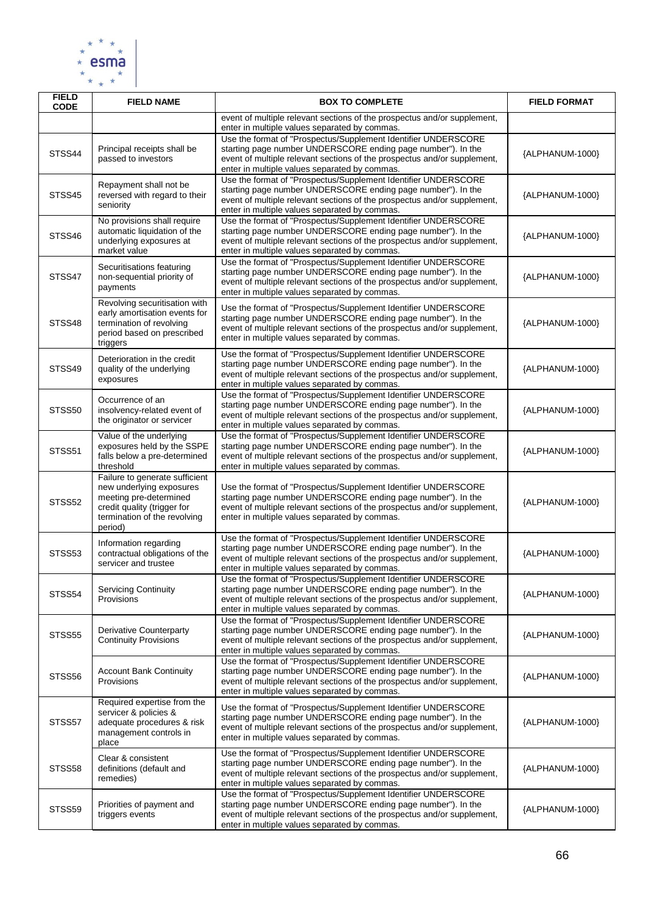| FIELD CODE | FIELD NAME | BOX TO COMPLETE | FIELD FORMAT |
|---|---|---|---|
| | | event of multiple relevant sections of the prospectus and/or supplement, enter in multiple values separated by commas. | |
| STSS44 | Principal receipts shall be passed to investors | Use the format of "Prospectus/Supplement Identifier UNDERSCORE starting page number UNDERSCORE ending page number"). In the event of multiple relevant sections of the prospectus and/or supplement, enter in multiple values separated by commas. | {ALPHANUM-1000} |
| STSS45 | Repayment shall not be reversed with regard to their seniority | Use the format of "Prospectus/Supplement Identifier UNDERSCORE starting page number UNDERSCORE ending page number"). In the event of multiple relevant sections of the prospectus and/or supplement, enter in multiple values separated by commas. | {ALPHANUM-1000} |
| STSS46 | No provisions shall require automatic liquidation of the underlying exposures at market value | Use the format of "Prospectus/Supplement Identifier UNDERSCORE starting page number UNDERSCORE ending page number"). In the event of multiple relevant sections of the prospectus and/or supplement, enter in multiple values separated by commas. | {ALPHANUM-1000} |
| STSS47 | Securitisations featuring non-sequential priority of payments | Use the format of "Prospectus/Supplement Identifier UNDERSCORE starting page number UNDERSCORE ending page number"). In the event of multiple relevant sections of the prospectus and/or supplement, enter in multiple values separated by commas. | {ALPHANUM-1000} |
| STSS48 | Revolving securitisation with early amortisation events for termination of revolving period based on prescribed triggers | Use the format of "Prospectus/Supplement Identifier UNDERSCORE starting page number UNDERSCORE ending page number"). In the event of multiple relevant sections of the prospectus and/or supplement, enter in multiple values separated by commas. | {ALPHANUM-1000} |
| STSS49 | Deterioration in the credit quality of the underlying exposures | Use the format of "Prospectus/Supplement Identifier UNDERSCORE starting page number UNDERSCORE ending page number"). In the event of multiple relevant sections of the prospectus and/or supplement, enter in multiple values separated by commas. | {ALPHANUM-1000} |
| STSS50 | Occurrence of an insolvency-related event of the originator or servicer | Use the format of "Prospectus/Supplement Identifier UNDERSCORE starting page number UNDERSCORE ending page number"). In the event of multiple relevant sections of the prospectus and/or supplement, enter in multiple values separated by commas. | {ALPHANUM-1000} |
| STSS51 | Value of the underlying exposures held by the SSPE falls below a pre-determined threshold | Use the format of "Prospectus/Supplement Identifier UNDERSCORE starting page number UNDERSCORE ending page number"). In the event of multiple relevant sections of the prospectus and/or supplement, enter in multiple values separated by commas. | {ALPHANUM-1000} |
| STSS52 | Failure to generate sufficient new underlying exposures meeting pre-determined credit quality (trigger for termination of the revolving period) | Use the format of "Prospectus/Supplement Identifier UNDERSCORE starting page number UNDERSCORE ending page number"). In the event of multiple relevant sections of the prospectus and/or supplement, enter in multiple values separated by commas. | {ALPHANUM-1000} |
| STSS53 | Information regarding contractual obligations of the servicer and trustee | Use the format of "Prospectus/Supplement Identifier UNDERSCORE starting page number UNDERSCORE ending page number"). In the event of multiple relevant sections of the prospectus and/or supplement, enter in multiple values separated by commas. | {ALPHANUM-1000} |
| STSS54 | Servicing Continuity Provisions | Use the format of "Prospectus/Supplement Identifier UNDERSCORE starting page number UNDERSCORE ending page number"). In the event of multiple relevant sections of the prospectus and/or supplement, enter in multiple values separated by commas. | {ALPHANUM-1000} |
| STSS55 | Derivative Counterparty Continuity Provisions | Use the format of "Prospectus/Supplement Identifier UNDERSCORE starting page number UNDERSCORE ending page number"). In the event of multiple relevant sections of the prospectus and/or supplement, enter in multiple values separated by commas. | {ALPHANUM-1000} |
| STSS56 | Account Bank Continuity Provisions | Use the format of "Prospectus/Supplement Identifier UNDERSCORE starting page number UNDERSCORE ending page number"). In the event of multiple relevant sections of the prospectus and/or supplement, enter in multiple values separated by commas. | {ALPHANUM-1000} |
| STSS57 | Required expertise from the servicer & policies & adequate procedures & risk management controls in place | Use the format of "Prospectus/Supplement Identifier UNDERSCORE starting page number UNDERSCORE ending page number"). In the event of multiple relevant sections of the prospectus and/or supplement, enter in multiple values separated by commas. | {ALPHANUM-1000} |
| STSS58 | Clear & consistent definitions (default and remedies) | Use the format of "Prospectus/Supplement Identifier UNDERSCORE starting page number UNDERSCORE ending page number"). In the event of multiple relevant sections of the prospectus and/or supplement, enter in multiple values separated by commas. | {ALPHANUM-1000} |
| STSS59 | Priorities of payment and triggers events | Use the format of "Prospectus/Supplement Identifier UNDERSCORE starting page number UNDERSCORE ending page number"). In the event of multiple relevant sections of the prospectus and/or supplement, enter in multiple values separated by commas. | {ALPHANUM-1000} |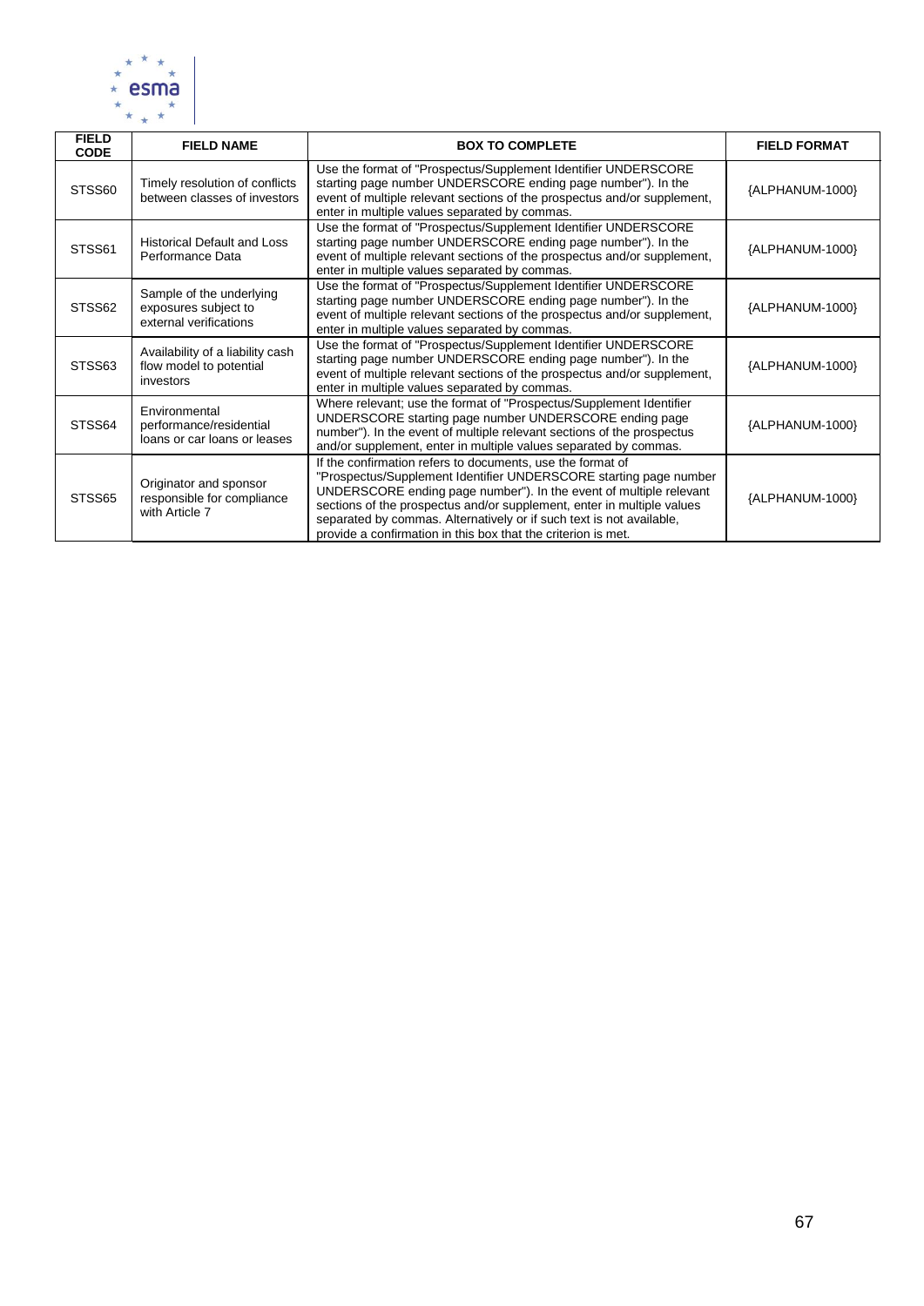| FIELD CODE | FIELD NAME | BOX TO COMPLETE | FIELD FORMAT |
|---|---|---|---|
| STSS60 | Timely resolution of conflicts between classes of investors | Use the format of "Prospectus/Supplement Identifier UNDERSCORE starting page number UNDERSCORE ending page number"). In the event of multiple relevant sections of the prospectus and/or supplement, enter in multiple values separated by commas. | {ALPHANUM-1000} |
| STSS61 | Historical Default and Loss Performance Data | Use the format of "Prospectus/Supplement Identifier UNDERSCORE starting page number UNDERSCORE ending page number"). In the event of multiple relevant sections of the prospectus and/or supplement, enter in multiple values separated by commas. | {ALPHANUM-1000} |
| STSS62 | Sample of the underlying exposures subject to external verifications | Use the format of "Prospectus/Supplement Identifier UNDERSCORE starting page number UNDERSCORE ending page number"). In the event of multiple relevant sections of the prospectus and/or supplement, enter in multiple values separated by commas. | {ALPHANUM-1000} |
| STSS63 | Availability of a liability cash flow model to potential investors | Use the format of "Prospectus/Supplement Identifier UNDERSCORE starting page number UNDERSCORE ending page number"). In the event of multiple relevant sections of the prospectus and/or supplement, enter in multiple values separated by commas. | {ALPHANUM-1000} |
| STSS64 | Environmental performance/residential loans or car loans or leases | Where relevant; use the format of "Prospectus/Supplement Identifier UNDERSCORE starting page number UNDERSCORE ending page number"). In the event of multiple relevant sections of the prospectus and/or supplement, enter in multiple values separated by commas. | {ALPHANUM-1000} |
| STSS65 | Originator and sponsor responsible for compliance with Article 7 | If the confirmation refers to documents, use the format of "Prospectus/Supplement Identifier UNDERSCORE starting page number UNDERSCORE ending page number"). In the event of multiple relevant sections of the prospectus and/or supplement, enter in multiple values separated by commas. Alternatively or if such text is not available, provide a confirmation in this box that the criterion is met. | {ALPHANUM-1000} |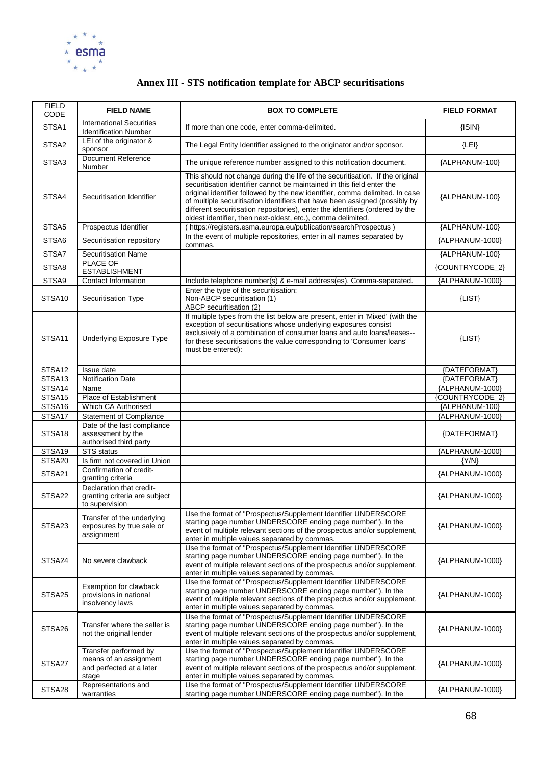# Annex III - STS notification template for ABCP securitisations

| FIELD CODE | FIELD NAME | BOX TO COMPLETE | FIELD FORMAT |
|---|---|---|---|
| STSA1 | International Securities Identification Number | If more than one code, enter comma-delimited. | {ISIN} |
| STSA2 | LEI of the originator & sponsor | The Legal Entity Identifier assigned to the originator and/or sponsor. | {LEI} |
| STSA3 | Document Reference Number | The unique reference number assigned to this notification document. | {ALPHANUM-100} |
| STSA4 | Securitisation Identifier | This should not change during the life of the securitisation. If the original securitisation identifier cannot be maintained in this field enter the original identifier followed by the new identifier, comma delimited. In case of multiple securitisation identifiers that have been assigned (possibly by different securitisation repositories), enter the identifiers (ordered by the oldest identifier, then next-oldest, etc.), comma delimited. | {ALPHANUM-100} |
| STSA5 | Prospectus Identifier | ( https://registers.esma.europa.eu/publication/searchProspectus ) | {ALPHANUM-100} |
| STSA6 | Securitisation repository | In the event of multiple repositories, enter in all names separated by commas. | {ALPHANUM-1000} |
| STSA7 | Securitisation Name | | {ALPHANUM-100} |
| STSA8 | PLACE OF ESTABLISHMENT | | {COUNTRYCODE_2} |
| STSA9 | Contact Information | Include telephone number(s) & e-mail address(es). Comma-separated. | {ALPHANUM-1000} |
| STSA10 | Securitisation Type | Enter the type of the securitisation:<br>Non-ABCP securitisation (1)<br>ABCP securitisation (2) | {LIST} |
| STSA11 | Underlying Exposure Type | If multiple types from the list below are present, enter in 'Mixed' (with the exception of securitisations whose underlying exposures consist exclusively of a combination of consumer loans and auto loans/leases-- for these securitisations the value corresponding to 'Consumer loans' must be entered): | {LIST} |
| STSA12 | Issue date | | {DATEFORMAT} |
| STSA13 | Notification Date | | {DATEFORMAT} |
| STSA14 | Name | | {ALPHANUM-1000} |
| STSA15 | Place of Establishment | | {COUNTRYCODE_2} |
| STSA16 | Which CA Authorised | | {ALPHANUM-100} |
| STSA17 | Statement of Compliance | | {ALPHANUM-1000} |
| STSA18 | Date of the last compliance assessment by the authorised third party | | {DATEFORMAT} |
| STSA19 | STS status | | {ALPHANUM-1000} |
| STSA20 | Is firm not covered in Union | | {Y/N} |
| STSA21 | Confirmation of credit-granting criteria | | {ALPHANUM-1000} |
| STSA22 | Declaration that credit-granting criteria are subject to supervision | | {ALPHANUM-1000} |
| STSA23 | Transfer of the underlying exposures by true sale or assignment | Use the format of "Prospectus/Supplement Identifier UNDERSCORE starting page number UNDERSCORE ending page number"). In the event of multiple relevant sections of the prospectus and/or supplement, enter in multiple values separated by commas. | {ALPHANUM-1000} |
| STSA24 | No severe clawback | Use the format of "Prospectus/Supplement Identifier UNDERSCORE starting page number UNDERSCORE ending page number"). In the event of multiple relevant sections of the prospectus and/or supplement, enter in multiple values separated by commas. | {ALPHANUM-1000} |
| STSA25 | Exemption for clawback provisions in national insolvency laws | Use the format of "Prospectus/Supplement Identifier UNDERSCORE starting page number UNDERSCORE ending page number"). In the event of multiple relevant sections of the prospectus and/or supplement, enter in multiple values separated by commas. | {ALPHANUM-1000} |
| STSA26 | Transfer where the seller is not the original lender | Use the format of "Prospectus/Supplement Identifier UNDERSCORE starting page number UNDERSCORE ending page number"). In the event of multiple relevant sections of the prospectus and/or supplement, enter in multiple values separated by commas. | {ALPHANUM-1000} |
| STSA27 | Transfer performed by means of an assignment and perfected at a later stage | Use the format of "Prospectus/Supplement Identifier UNDERSCORE starting page number UNDERSCORE ending page number"). In the event of multiple relevant sections of the prospectus and/or supplement, enter in multiple values separated by commas. | {ALPHANUM-1000} |
| STSA28 | Representations and warranties | Use the format of "Prospectus/Supplement Identifier UNDERSCORE starting page number UNDERSCORE ending page number"). In the | {ALPHANUM-1000} |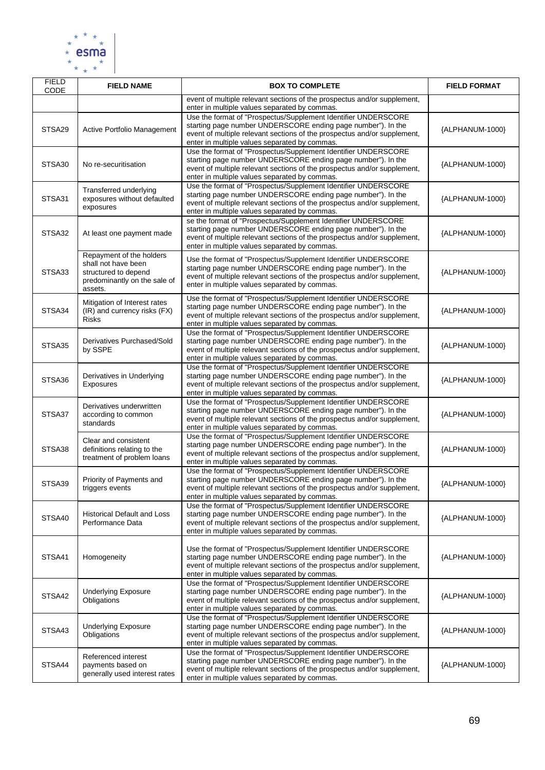| FIELD CODE | FIELD NAME | BOX TO COMPLETE | FIELD FORMAT |
| --- | --- | --- | --- |
| | | event of multiple relevant sections of the prospectus and/or supplement, enter in multiple values separated by commas. | |
| STSA29 | Active Portfolio Management | Use the format of "Prospectus/Supplement Identifier UNDERSCORE starting page number UNDERSCORE ending page number"). In the event of multiple relevant sections of the prospectus and/or supplement, enter in multiple values separated by commas. | {ALPHANUM-1000} |
| STSA30 | No re-securitisation | Use the format of "Prospectus/Supplement Identifier UNDERSCORE starting page number UNDERSCORE ending page number"). In the event of multiple relevant sections of the prospectus and/or supplement, enter in multiple values separated by commas. | {ALPHANUM-1000} |
| STSA31 | Transferred underlying exposures without defaulted exposures | Use the format of "Prospectus/Supplement Identifier UNDERSCORE starting page number UNDERSCORE ending page number"). In the event of multiple relevant sections of the prospectus and/or supplement, enter in multiple values separated by commas. | {ALPHANUM-1000} |
| STSA32 | At least one payment made | se the format of "Prospectus/Supplement Identifier UNDERSCORE starting page number UNDERSCORE ending page number"). In the event of multiple relevant sections of the prospectus and/or supplement, enter in multiple values separated by commas. | {ALPHANUM-1000} |
| STSA33 | Repayment of the holders shall not have been structured to depend predominantly on the sale of assets. | Use the format of "Prospectus/Supplement Identifier UNDERSCORE starting page number UNDERSCORE ending page number"). In the event of multiple relevant sections of the prospectus and/or supplement, enter in multiple values separated by commas. | {ALPHANUM-1000} |
| STSA34 | Mitigation of Interest rates (IR) and currency risks (FX) Risks | Use the format of "Prospectus/Supplement Identifier UNDERSCORE starting page number UNDERSCORE ending page number"). In the event of multiple relevant sections of the prospectus and/or supplement, enter in multiple values separated by commas. | {ALPHANUM-1000} |
| STSA35 | Derivatives Purchased/Sold by SSPE | Use the format of "Prospectus/Supplement Identifier UNDERSCORE starting page number UNDERSCORE ending page number"). In the event of multiple relevant sections of the prospectus and/or supplement, enter in multiple values separated by commas. | {ALPHANUM-1000} |
| STSA36 | Derivatives in Underlying Exposures | Use the format of "Prospectus/Supplement Identifier UNDERSCORE starting page number UNDERSCORE ending page number"). In the event of multiple relevant sections of the prospectus and/or supplement, enter in multiple values separated by commas. | {ALPHANUM-1000} |
| STSA37 | Derivatives underwritten according to common standards | Use the format of "Prospectus/Supplement Identifier UNDERSCORE starting page number UNDERSCORE ending page number"). In the event of multiple relevant sections of the prospectus and/or supplement, enter in multiple values separated by commas. | {ALPHANUM-1000} |
| STSA38 | Clear and consistent definitions relating to the treatment of problem loans | Use the format of "Prospectus/Supplement Identifier UNDERSCORE starting page number UNDERSCORE ending page number"). In the event of multiple relevant sections of the prospectus and/or supplement, enter in multiple values separated by commas. | {ALPHANUM-1000} |
| STSA39 | Priority of Payments and triggers events | Use the format of "Prospectus/Supplement Identifier UNDERSCORE starting page number UNDERSCORE ending page number"). In the event of multiple relevant sections of the prospectus and/or supplement, enter in multiple values separated by commas. | {ALPHANUM-1000} |
| STSA40 | Historical Default and Loss Performance Data | Use the format of "Prospectus/Supplement Identifier UNDERSCORE starting page number UNDERSCORE ending page number"). In the event of multiple relevant sections of the prospectus and/or supplement, enter in multiple values separated by commas. | {ALPHANUM-1000} |
| STSA41 | Homogeneity | Use the format of "Prospectus/Supplement Identifier UNDERSCORE starting page number UNDERSCORE ending page number"). In the event of multiple relevant sections of the prospectus and/or supplement, enter in multiple values separated by commas. | {ALPHANUM-1000} |
| STSA42 | Underlying Exposure Obligations | Use the format of "Prospectus/Supplement Identifier UNDERSCORE starting page number UNDERSCORE ending page number"). In the event of multiple relevant sections of the prospectus and/or supplement, enter in multiple values separated by commas. | {ALPHANUM-1000} |
| STSA43 | Underlying Exposure Obligations | Use the format of "Prospectus/Supplement Identifier UNDERSCORE starting page number UNDERSCORE ending page number"). In the event of multiple relevant sections of the prospectus and/or supplement, enter in multiple values separated by commas. | {ALPHANUM-1000} |
| STSA44 | Referenced interest payments based on generally used interest rates | Use the format of "Prospectus/Supplement Identifier UNDERSCORE starting page number UNDERSCORE ending page number"). In the event of multiple relevant sections of the prospectus and/or supplement, enter in multiple values separated by commas. | {ALPHANUM-1000} |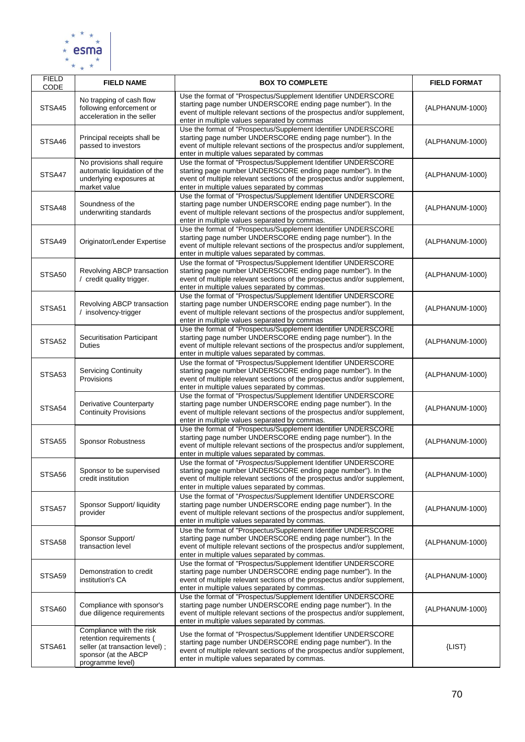| FIELD CODE | FIELD NAME | BOX TO COMPLETE | FIELD FORMAT |
|---|---|---|---|
| STSA45 | No trapping of cash flow following enforcement or acceleration in the seller | Use the format of "Prospectus/Supplement Identifier UNDERSCORE starting page number UNDERSCORE ending page number"). In the event of multiple relevant sections of the prospectus and/or supplement, enter in multiple values separated by commas | {ALPHANUM-1000} |
| STSA46 | Principal receipts shall be passed to investors | Use the format of "Prospectus/Supplement Identifier UNDERSCORE starting page number UNDERSCORE ending page number"). In the event of multiple relevant sections of the prospectus and/or supplement, enter in multiple values separated by commas | {ALPHANUM-1000} |
| STSA47 | No provisions shall require automatic liquidation of the underlying exposures at market value | Use the format of "Prospectus/Supplement Identifier UNDERSCORE starting page number UNDERSCORE ending page number"). In the event of multiple relevant sections of the prospectus and/or supplement, enter in multiple values separated by commas | {ALPHANUM-1000} |
| STSA48 | Soundness of the underwriting standards | Use the format of "Prospectus/Supplement Identifier UNDERSCORE starting page number UNDERSCORE ending page number"). In the event of multiple relevant sections of the prospectus and/or supplement, enter in multiple values separated by commas. | {ALPHANUM-1000} |
| STSA49 | Originator/Lender Expertise | Use the format of "Prospectus/Supplement Identifier UNDERSCORE starting page number UNDERSCORE ending page number"). In the event of multiple relevant sections of the prospectus and/or supplement, enter in multiple values separated by commas. | {ALPHANUM-1000} |
| STSA50 | Revolving ABCP transaction / credit quality trigger. | Use the format of "Prospectus/Supplement Identifier UNDERSCORE starting page number UNDERSCORE ending page number"). In the event of multiple relevant sections of the prospectus and/or supplement, enter in multiple values separated by commas. | {ALPHANUM-1000} |
| STSA51 | Revolving ABCP transaction / insolvency-trigger | Use the format of "Prospectus/Supplement Identifier UNDERSCORE starting page number UNDERSCORE ending page number"). In the event of multiple relevant sections of the prospectus and/or supplement, enter in multiple values separated by commas | {ALPHANUM-1000} |
| STSA52 | Securitisation Participant Duties | Use the format of "Prospectus/Supplement Identifier UNDERSCORE starting page number UNDERSCORE ending page number"). In the event of multiple relevant sections of the prospectus and/or supplement, enter in multiple values separated by commas. | {ALPHANUM-1000} |
| STSA53 | Servicing Continuity Provisions | Use the format of "Prospectus/Supplement Identifier UNDERSCORE starting page number UNDERSCORE ending page number"). In the event of multiple relevant sections of the prospectus and/or supplement, enter in multiple values separated by commas. | {ALPHANUM-1000} |
| STSA54 | Derivative Counterparty Continuity Provisions | Use the format of "Prospectus/Supplement Identifier UNDERSCORE starting page number UNDERSCORE ending page number"). In the event of multiple relevant sections of the prospectus and/or supplement, enter in multiple values separated by commas. | {ALPHANUM-1000} |
| STSA55 | Sponsor Robustness | Use the format of "Prospectus/Supplement Identifier UNDERSCORE starting page number UNDERSCORE ending page number"). In the event of multiple relevant sections of the prospectus and/or supplement, enter in multiple values separated by commas. | {ALPHANUM-1000} |
| STSA56 | Sponsor to be supervised credit institution | Use the format of "*Prospectus*/Supplement Identifier UNDERSCORE starting page number UNDERSCORE ending page number"). In the event of multiple relevant sections of the prospectus and/or supplement, enter in multiple values separated by commas. | {ALPHANUM-1000} |
| STSA57 | Sponsor Support/ liquidity provider | Use the format of "*Prospectus*/Supplement Identifier UNDERSCORE starting page number UNDERSCORE ending page number"). In the event of multiple relevant sections of the prospectus and/or supplement, enter in multiple values separated by commas. | {ALPHANUM-1000} |
| STSA58 | Sponsor Support/ transaction level | Use the format of "Prospectus/Supplement Identifier UNDERSCORE starting page number UNDERSCORE ending page number"). In the event of multiple relevant sections of the prospectus and/or supplement, enter in multiple values separated by commas. | {ALPHANUM-1000} |
| STSA59 | Demonstration to credit institution's CA | Use the format of "Prospectus/Supplement Identifier UNDERSCORE starting page number UNDERSCORE ending page number"). In the event of multiple relevant sections of the prospectus and/or supplement, enter in multiple values separated by commas. | {ALPHANUM-1000} |
| STSA60 | Compliance with sponsor's due diligence requirements | Use the format of "Prospectus/Supplement Identifier UNDERSCORE starting page number UNDERSCORE ending page number"). In the event of multiple relevant sections of the prospectus and/or supplement, enter in multiple values separated by commas. | {ALPHANUM-1000} |
| STSA61 | Compliance with the risk retention requirements ( seller (at transaction level) ; sponsor (at the ABCP programme level) | Use the format of "Prospectus/Supplement Identifier UNDERSCORE starting page number UNDERSCORE ending page number"). In the event of multiple relevant sections of the prospectus and/or supplement, enter in multiple values separated by commas. | {LIST} |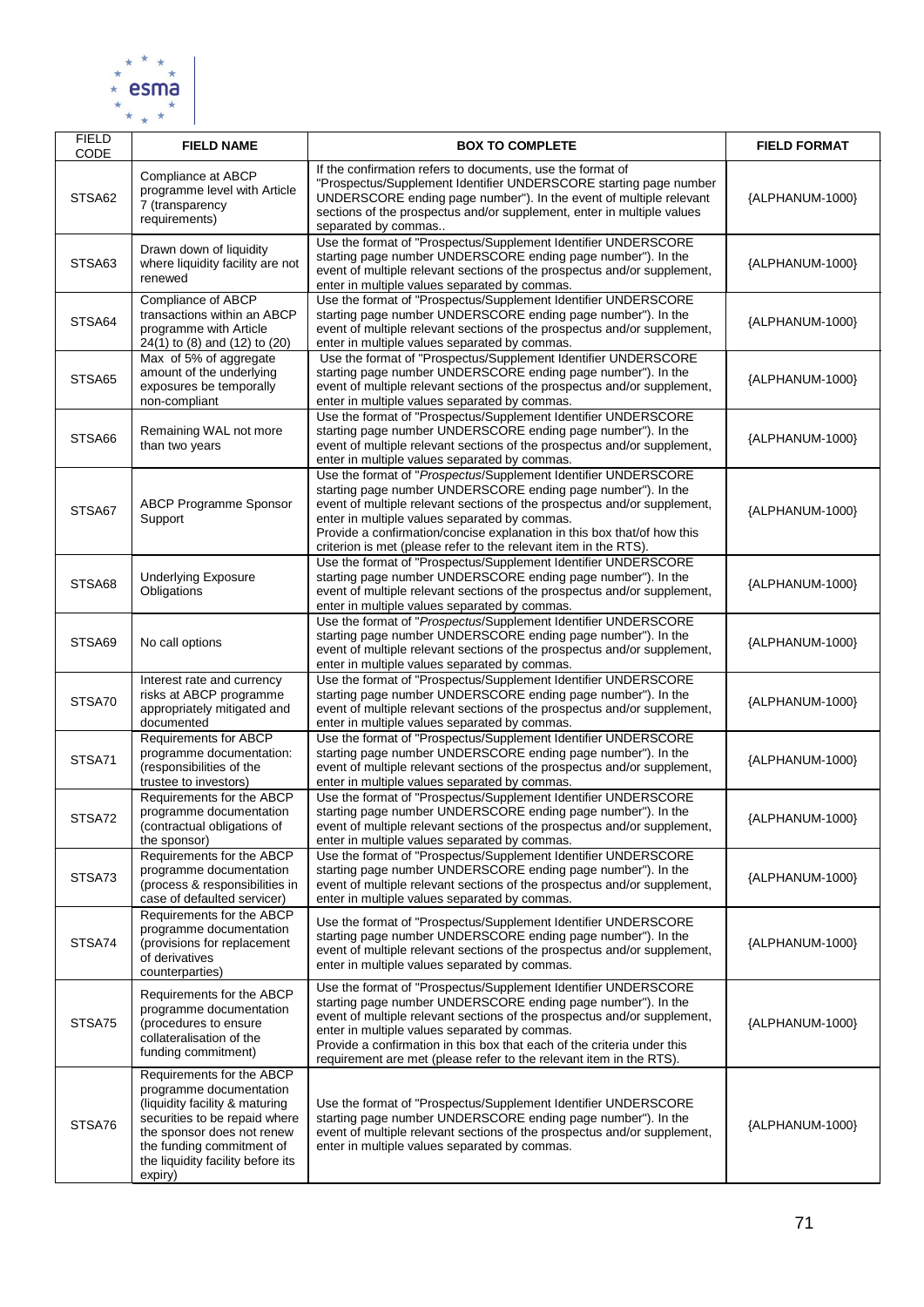| FIELD CODE | FIELD NAME | BOX TO COMPLETE | FIELD FORMAT |
|---|---|---|---|
| STSA62 | Compliance at ABCP programme level with Article 7 (transparency requirements) | If the confirmation refers to documents, use the format of "Prospectus/Supplement Identifier UNDERSCORE starting page number UNDERSCORE ending page number"). In the event of multiple relevant sections of the prospectus and/or supplement, enter in multiple values separated by commas.. | {ALPHANUM-1000} |
| STSA63 | Drawn down of liquidity where liquidity facility are not renewed | Use the format of "Prospectus/Supplement Identifier UNDERSCORE starting page number UNDERSCORE ending page number"). In the event of multiple relevant sections of the prospectus and/or supplement, enter in multiple values separated by commas. | {ALPHANUM-1000} |
| STSA64 | Compliance of ABCP transactions within an ABCP programme with Article 24(1) to (8) and (12) to (20) | Use the format of "Prospectus/Supplement Identifier UNDERSCORE starting page number UNDERSCORE ending page number"). In the event of multiple relevant sections of the prospectus and/or supplement, enter in multiple values separated by commas. | {ALPHANUM-1000} |
| STSA65 | Max of 5% of aggregate amount of the underlying exposures be temporally non-compliant | Use the format of "Prospectus/Supplement Identifier UNDERSCORE starting page number UNDERSCORE ending page number"). In the event of multiple relevant sections of the prospectus and/or supplement, enter in multiple values separated by commas. | {ALPHANUM-1000} |
| STSA66 | Remaining WAL not more than two years | Use the format of "Prospectus/Supplement Identifier UNDERSCORE starting page number UNDERSCORE ending page number"). In the event of multiple relevant sections of the prospectus and/or supplement, enter in multiple values separated by commas. | {ALPHANUM-1000} |
| STSA67 | ABCP Programme Sponsor Support | Use the format of "*Prospectus*/Supplement Identifier UNDERSCORE starting page number UNDERSCORE ending page number"). In the event of multiple relevant sections of the prospectus and/or supplement, enter in multiple values separated by commas. Provide a confirmation/concise explanation in this box that/of how this criterion is met (please refer to the relevant item in the RTS). | {ALPHANUM-1000} |
| STSA68 | Underlying Exposure Obligations | Use the format of "Prospectus/Supplement Identifier UNDERSCORE starting page number UNDERSCORE ending page number"). In the event of multiple relevant sections of the prospectus and/or supplement, enter in multiple values separated by commas. | {ALPHANUM-1000} |
| STSA69 | No call options | Use the format of "*Prospectus*/Supplement Identifier UNDERSCORE starting page number UNDERSCORE ending page number"). In the event of multiple relevant sections of the prospectus and/or supplement, enter in multiple values separated by commas. | {ALPHANUM-1000} |
| STSA70 | Interest rate and currency risks at ABCP programme appropriately mitigated and documented | Use the format of "Prospectus/Supplement Identifier UNDERSCORE starting page number UNDERSCORE ending page number"). In the event of multiple relevant sections of the prospectus and/or supplement, enter in multiple values separated by commas. | {ALPHANUM-1000} |
| STSA71 | Requirements for ABCP programme documentation: (responsibilities of the trustee to investors) | Use the format of "Prospectus/Supplement Identifier UNDERSCORE starting page number UNDERSCORE ending page number"). In the event of multiple relevant sections of the prospectus and/or supplement, enter in multiple values separated by commas. | {ALPHANUM-1000} |
| STSA72 | Requirements for the ABCP programme documentation (contractual obligations of the sponsor) | Use the format of "Prospectus/Supplement Identifier UNDERSCORE starting page number UNDERSCORE ending page number"). In the event of multiple relevant sections of the prospectus and/or supplement, enter in multiple values separated by commas. | {ALPHANUM-1000} |
| STSA73 | Requirements for the ABCP programme documentation (process & responsibilities in case of defaulted servicer) | Use the format of "Prospectus/Supplement Identifier UNDERSCORE starting page number UNDERSCORE ending page number"). In the event of multiple relevant sections of the prospectus and/or supplement, enter in multiple values separated by commas. | {ALPHANUM-1000} |
| STSA74 | Requirements for the ABCP programme documentation (provisions for replacement of derivatives counterparties) | Use the format of "Prospectus/Supplement Identifier UNDERSCORE starting page number UNDERSCORE ending page number"). In the event of multiple relevant sections of the prospectus and/or supplement, enter in multiple values separated by commas. | {ALPHANUM-1000} |
| STSA75 | Requirements for the ABCP programme documentation (procedures to ensure collateralisation of the funding commitment) | Use the format of "Prospectus/Supplement Identifier UNDERSCORE starting page number UNDERSCORE ending page number"). In the event of multiple relevant sections of the prospectus and/or supplement, enter in multiple values separated by commas. Provide a confirmation in this box that each of the criteria under this requirement are met (please refer to the relevant item in the RTS). | {ALPHANUM-1000} |
| STSA76 | Requirements for the ABCP programme documentation (liquidity facility & maturing securities to be repaid where the sponsor does not renew the funding commitment of the liquidity facility before its expiry) | Use the format of "Prospectus/Supplement Identifier UNDERSCORE starting page number UNDERSCORE ending page number"). In the event of multiple relevant sections of the prospectus and/or supplement, enter in multiple values separated by commas. | {ALPHANUM-1000} |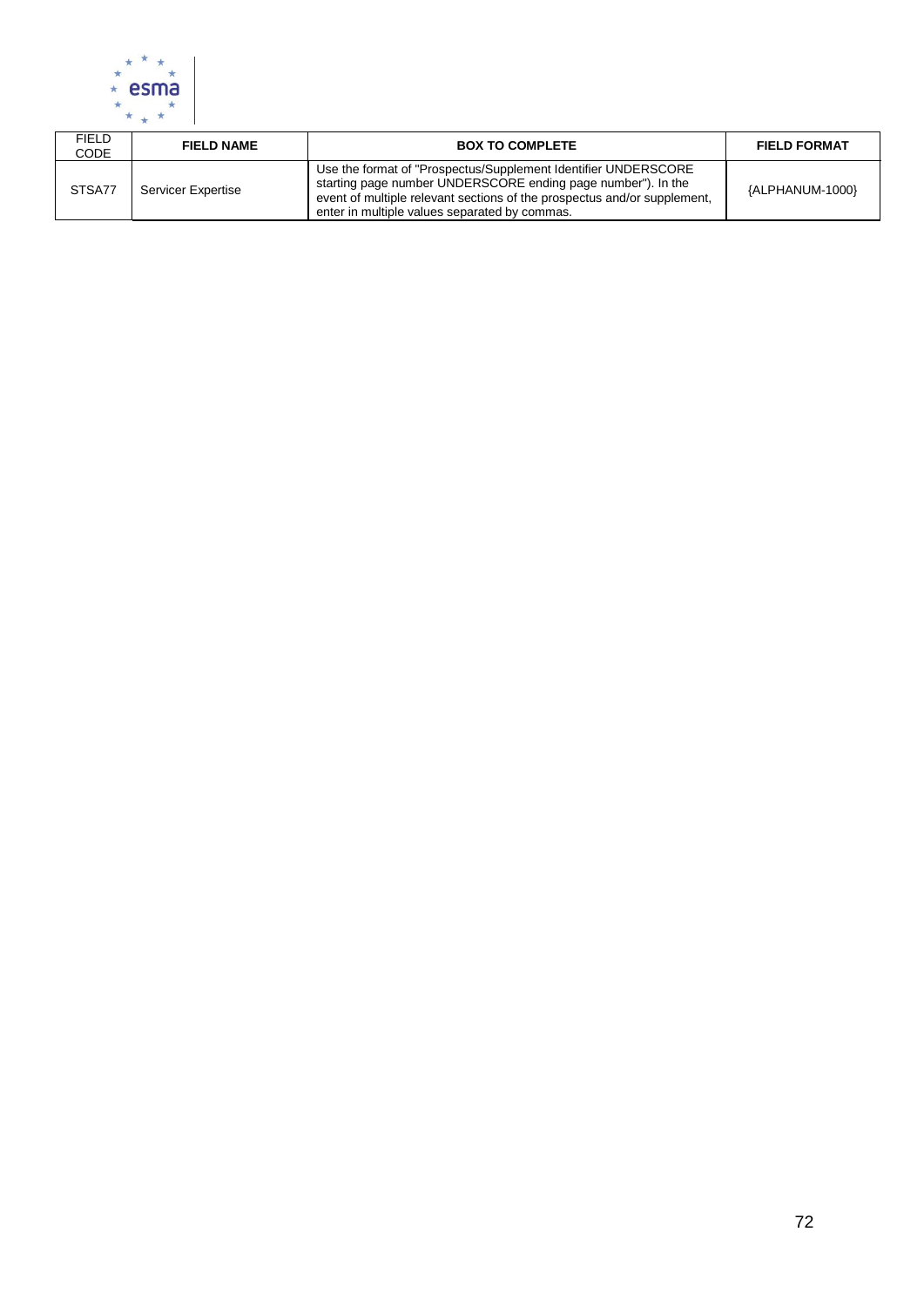| FIELD CODE | FIELD NAME | BOX TO COMPLETE | FIELD FORMAT |
|---|---|---|---|
| STSA77 | Servicer Expertise | Use the format of "Prospectus/Supplement Identifier UNDERSCORE starting page number UNDERSCORE ending page number"). In the event of multiple relevant sections of the prospectus and/or supplement, enter in multiple values separated by commas. | {ALPHANUM-1000} |